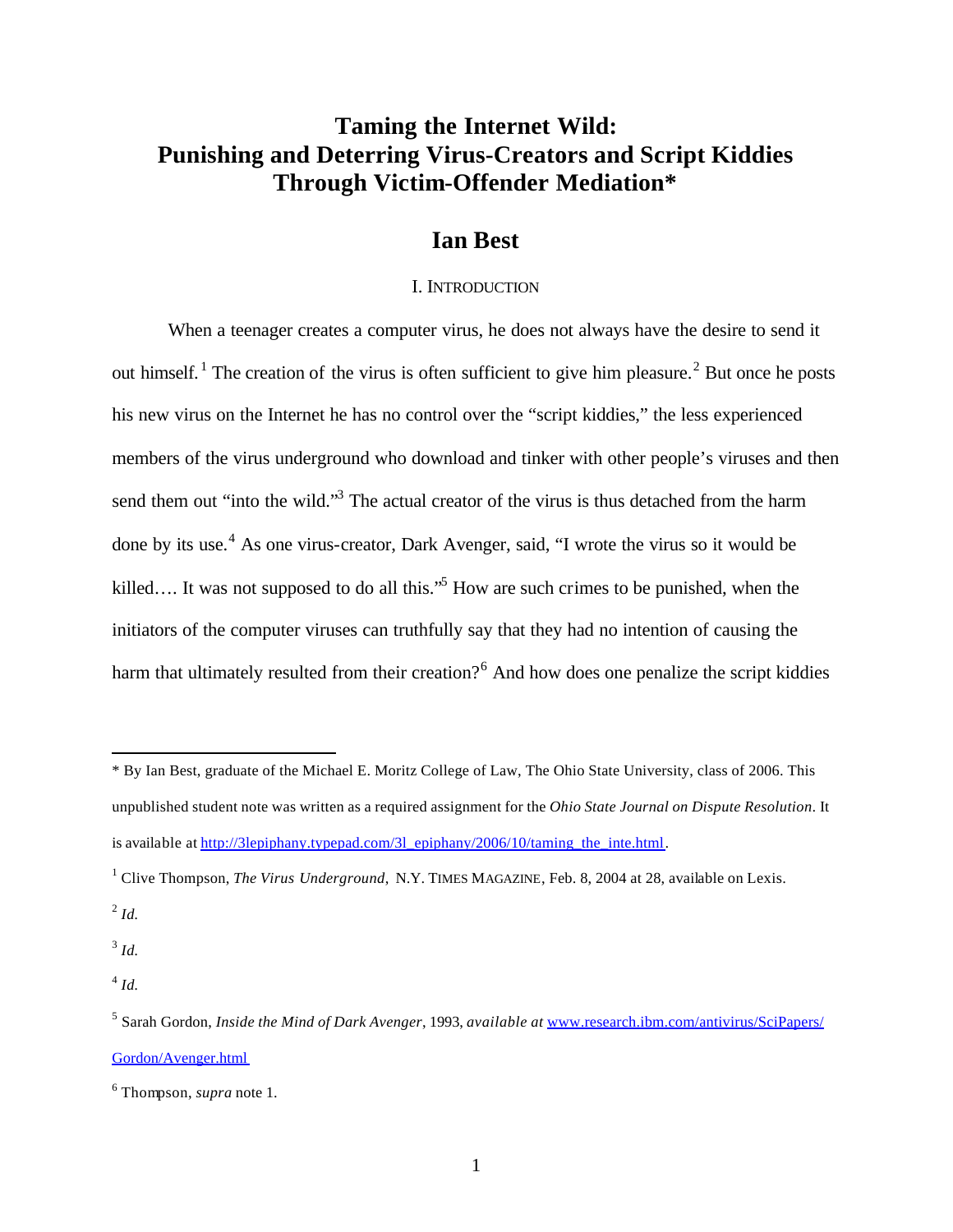# Taming the Internet Wild: Punishing and Deterring Virus-Creators and Script Kiddies Through Victim-Offender Mediation*

## Ian Best

### I. INTRODUCTION

When a teenager creates a computer virus, he does not always have the desire to send it out himself.[1] The creation of the virus is often sufficient to give him pleasure.[2] But once he posts his new virus on the Internet he has no control over the "script kiddies," the less experienced members of the virus underground who download and tinker with other people's viruses and then send them out "into the wild."[3] The actual creator of the virus is thus detached from the harm done by its use.[4] As one virus-creator, Dark Avenger, said, "I wrote the virus so it would be killed…. It was not supposed to do all this."[5] How are such crimes to be punished, when the initiators of the computer viruses can truthfully say that they had no intention of causing the harm that ultimately resulted from their creation?[6] And how does one penalize the script kiddies

---

\* By Ian Best, graduate of the Michael E. Moritz College of Law, The Ohio State University, class of 2006. This unpublished student note was written as a required assignment for the *Ohio State Journal on Dispute Resolution*. It is available at http://3lepiphany.typepad.com/3l_epiphany/2006/10/taming_the_inte.html.

[1] Clive Thompson, *The Virus Underground*, N.Y. TIMES MAGAZINE, Feb. 8, 2004 at 28, available on Lexis.

[2] *Id.*

[3] *Id.*

[4] *Id.*

[5] Sarah Gordon, *Inside the Mind of Dark Avenger*, 1993, *available at* www.research.ibm.com/antivirus/SciPapers/Gordon/Avenger.html

[6] Thompson, *supra* note 1.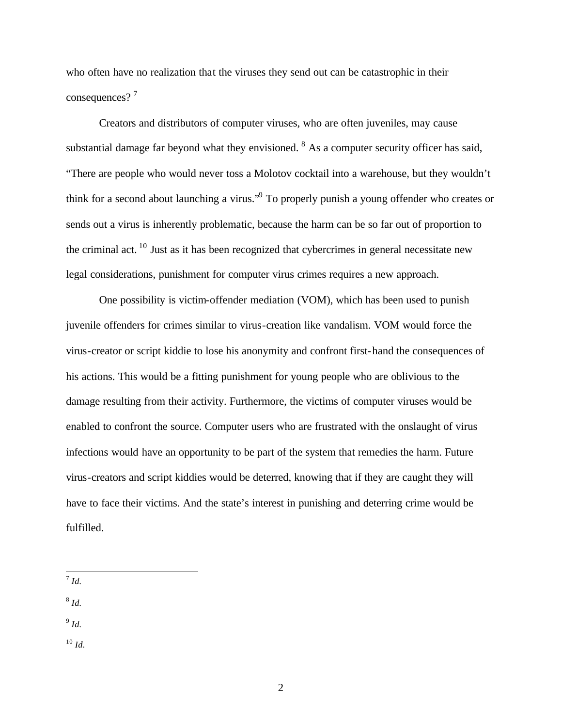who often have no realization that the viruses they send out can be catastrophic in their consequences? [7]

Creators and distributors of computer viruses, who are often juveniles, may cause substantial damage far beyond what they envisioned. [8] As a computer security officer has said, "There are people who would never toss a Molotov cocktail into a warehouse, but they wouldn't think for a second about launching a virus."[9] To properly punish a young offender who creates or sends out a virus is inherently problematic, because the harm can be so far out of proportion to the criminal act. [10] Just as it has been recognized that cybercrimes in general necessitate new legal considerations, punishment for computer virus crimes requires a new approach.

One possibility is victim-offender mediation (VOM), which has been used to punish juvenile offenders for crimes similar to virus-creation like vandalism. VOM would force the virus-creator or script kiddie to lose his anonymity and confront first-hand the consequences of his actions. This would be a fitting punishment for young people who are oblivious to the damage resulting from their activity. Furthermore, the victims of computer viruses would be enabled to confront the source. Computer users who are frustrated with the onslaught of virus infections would have an opportunity to be part of the system that remedies the harm. Future virus-creators and script kiddies would be deterred, knowing that if they are caught they will have to face their victims. And the state's interest in punishing and deterring crime would be fulfilled.

---

[7] *Id.*

[8] *Id.*

[9] *Id.*

[10] *Id.*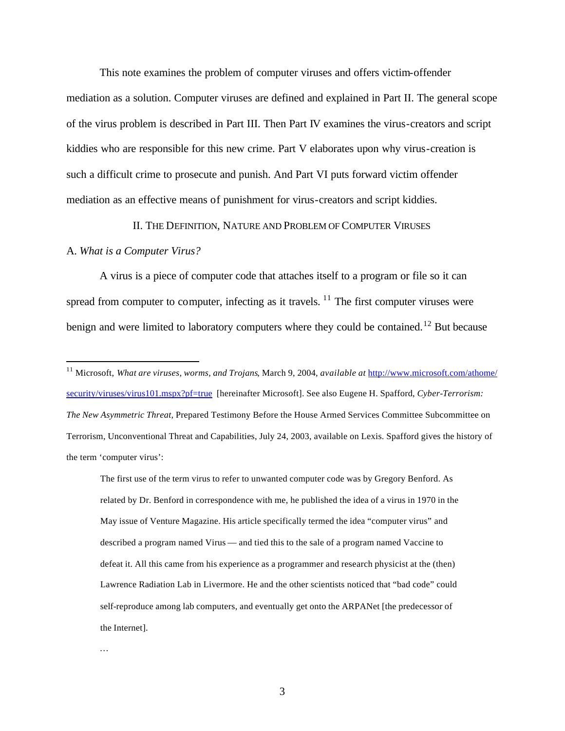This note examines the problem of computer viruses and offers victim-offender mediation as a solution. Computer viruses are defined and explained in Part II. The general scope of the virus problem is described in Part III. Then Part IV examines the virus-creators and script kiddies who are responsible for this new crime. Part V elaborates upon why virus-creation is such a difficult crime to prosecute and punish. And Part VI puts forward victim offender mediation as an effective means of punishment for virus-creators and script kiddies.

## II. The Definition, Nature and Problem of Computer Viruses

### A. *What is a Computer Virus?*

A virus is a piece of computer code that attaches itself to a program or file so it can spread from computer to computer, infecting as it travels. [11] The first computer viruses were benign and were limited to laboratory computers where they could be contained.[12] But because

---

[11] Microsoft, *What are viruses, worms, and Trojans*, March 9, 2004, *available at* http://www.microsoft.com/athome/security/viruses/virus101.mspx?pf=true [hereinafter Microsoft]. See also Eugene H. Spafford, *Cyber-Terrorism: The New Asymmetric Threat,* Prepared Testimony Before the House Armed Services Committee Subcommittee on Terrorism, Unconventional Threat and Capabilities, July 24, 2003, available on Lexis. Spafford gives the history of the term 'computer virus':

> The first use of the term virus to refer to unwanted computer code was by Gregory Benford. As related by Dr. Benford in correspondence with me, he published the idea of a virus in 1970 in the May issue of Venture Magazine. His article specifically termed the idea "computer virus" and described a program named Virus — and tied this to the sale of a program named Vaccine to defeat it. All this came from his experience as a programmer and research physicist at the (then) Lawrence Radiation Lab in Livermore. He and the other scientists noticed that "bad code" could self-reproduce among lab computers, and eventually get onto the ARPANet [the predecessor of the Internet].
>
> …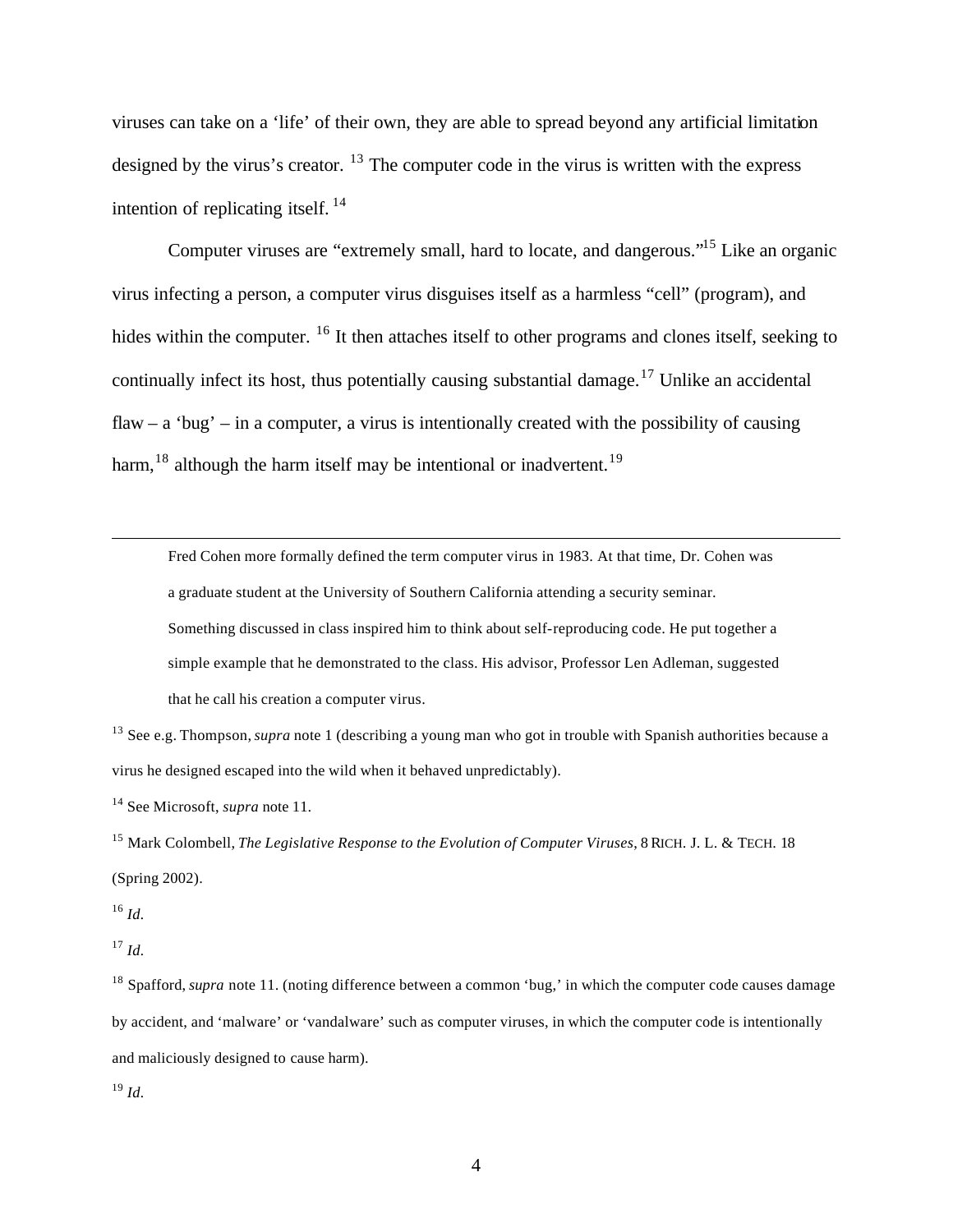viruses can take on a 'life' of their own, they are able to spread beyond any artificial limitation designed by the virus's creator. [13] The computer code in the virus is written with the express intention of replicating itself. [14]

Computer viruses are "extremely small, hard to locate, and dangerous."[15] Like an organic virus infecting a person, a computer virus disguises itself as a harmless "cell" (program), and hides within the computer. [16] It then attaches itself to other programs and clones itself, seeking to continually infect its host, thus potentially causing substantial damage.[17] Unlike an accidental flaw – a 'bug' – in a computer, a virus is intentionally created with the possibility of causing harm,[18] although the harm itself may be intentional or inadvertent.[19]

---

> Fred Cohen more formally defined the term computer virus in 1983. At that time, Dr. Cohen was a graduate student at the University of Southern California attending a security seminar. Something discussed in class inspired him to think about self-reproducing code. He put together a simple example that he demonstrated to the class. His advisor, Professor Len Adleman, suggested that he call his creation a computer virus.

[13] See e.g. Thompson, *supra* note 1 (describing a young man who got in trouble with Spanish authorities because a virus he designed escaped into the wild when it behaved unpredictably).

[14] See Microsoft, *supra* note 11.

[15] Mark Colombell, *The Legislative Response to the Evolution of Computer Viruses*, 8 RICH. J. L. & TECH. 18 (Spring 2002).

[16] *Id.*

[17] *Id.*

[18] Spafford, *supra* note 11. (noting difference between a common 'bug,' in which the computer code causes damage by accident, and 'malware' or 'vandalware' such as computer viruses, in which the computer code is intentionally and maliciously designed to cause harm).

[19] *Id.*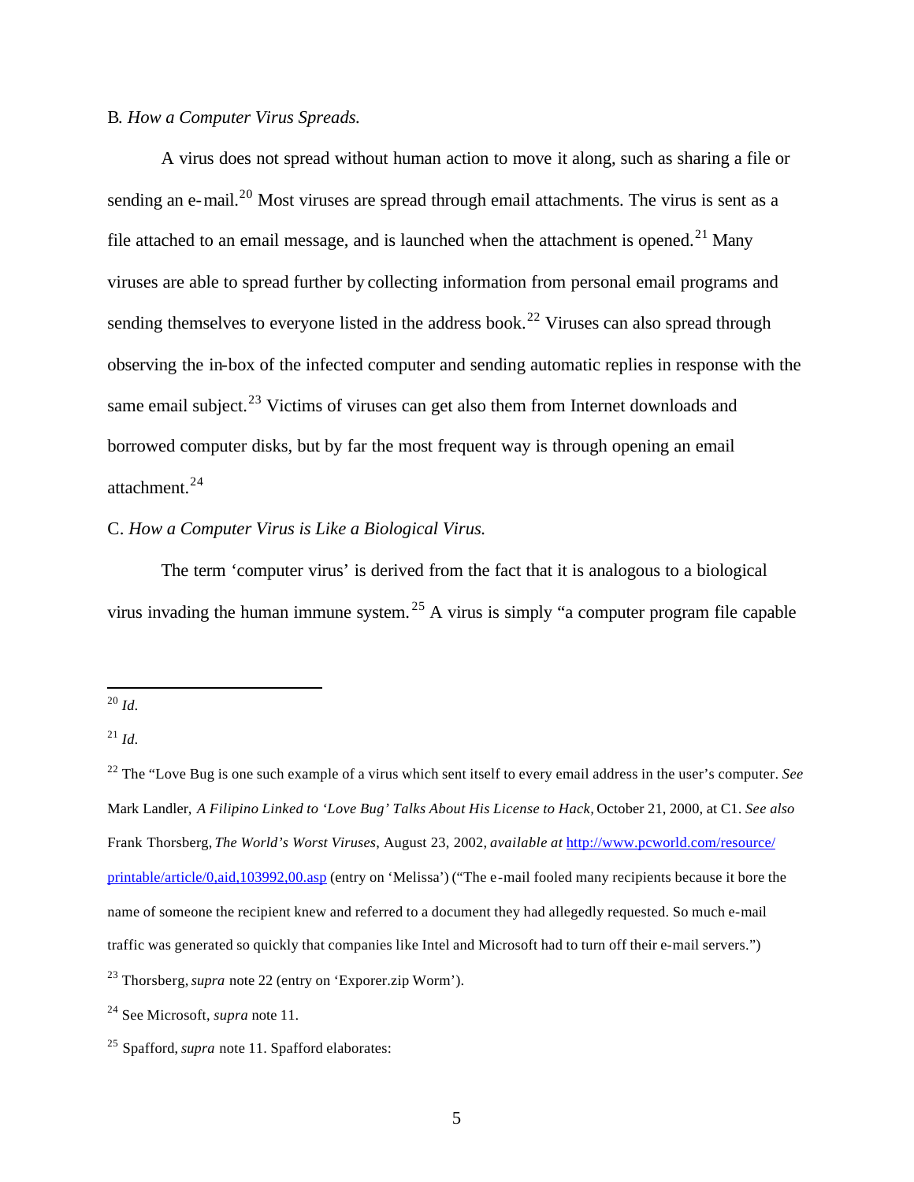B. *How a Computer Virus Spreads.*

A virus does not spread without human action to move it along, such as sharing a file or sending an e-mail.[20] Most viruses are spread through email attachments. The virus is sent as a file attached to an email message, and is launched when the attachment is opened.[21] Many viruses are able to spread further by collecting information from personal email programs and sending themselves to everyone listed in the address book.[22] Viruses can also spread through observing the in-box of the infected computer and sending automatic replies in response with the same email subject.[23] Victims of viruses can get also them from Internet downloads and borrowed computer disks, but by far the most frequent way is through opening an email attachment.[24]

C. *How a Computer Virus is Like a Biological Virus.*

The term 'computer virus' is derived from the fact that it is analogous to a biological virus invading the human immune system.[25] A virus is simply "a computer program file capable

---

[20] *Id.*

[21] *Id.*

[22] The "Love Bug is one such example of a virus which sent itself to every email address in the user's computer. *See* Mark Landler, *A Filipino Linked to 'Love Bug' Talks About His License to Hack,* October 21, 2000, at C1. *See also* Frank Thorsberg, *The World's Worst Viruses*, August 23, 2002, *available at* [http://www.pcworld.com/resource/printable/article/0,aid,103992,00.asp](http://www.pcworld.com/resource/printable/article/0,aid,103992,00.asp) (entry on 'Melissa') ("The e-mail fooled many recipients because it bore the name of someone the recipient knew and referred to a document they had allegedly requested. So much e-mail traffic was generated so quickly that companies like Intel and Microsoft had to turn off their e-mail servers.")

[23] Thorsberg, *supra* note 22 (entry on 'Exporer.zip Worm').

[24] See Microsoft, *supra* note 11.

[25] Spafford, *supra* note 11. Spafford elaborates: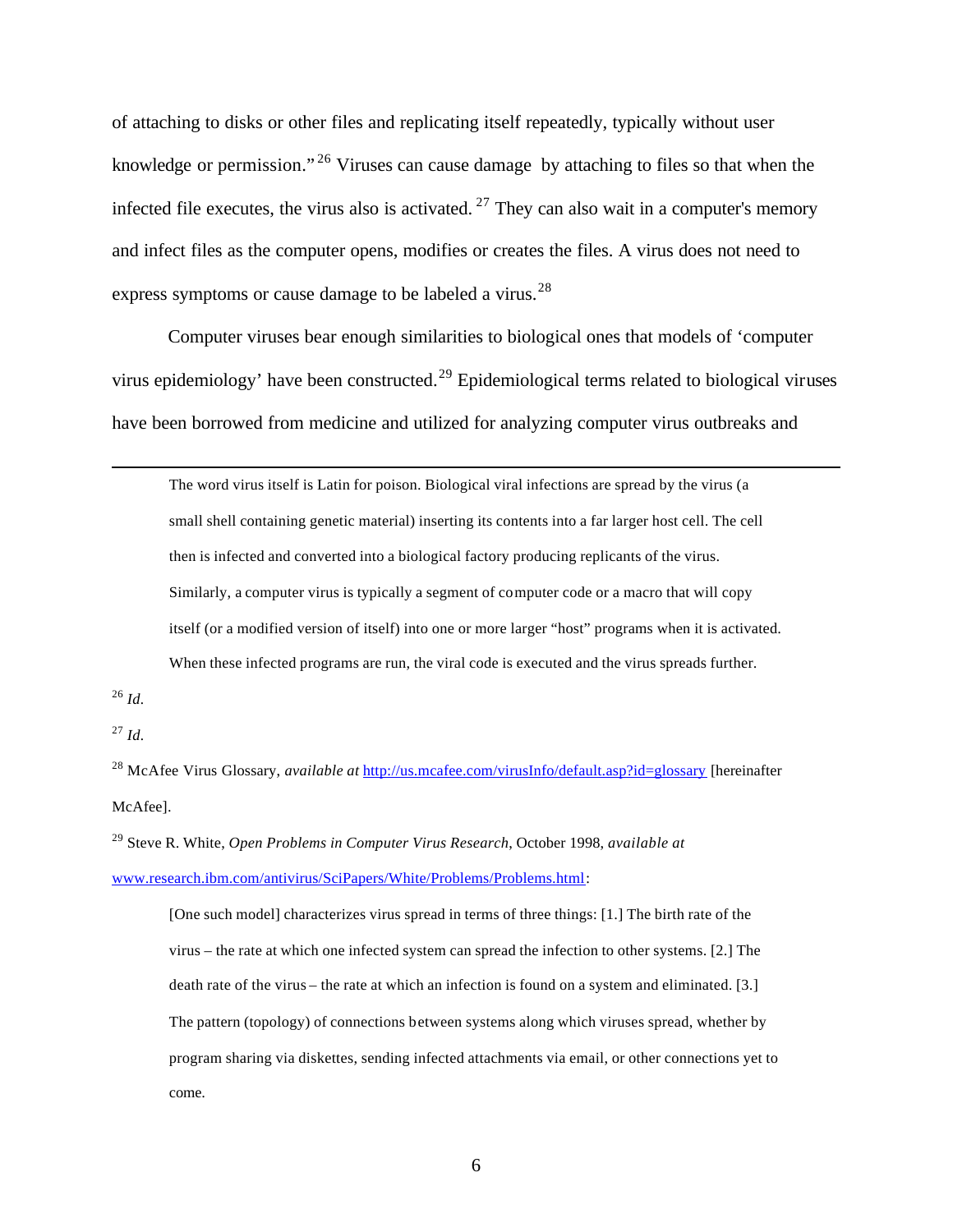of attaching to disks or other files and replicating itself repeatedly, typically without user knowledge or permission."[26] Viruses can cause damage by attaching to files so that when the infected file executes, the virus also is activated.[27] They can also wait in a computer's memory and infect files as the computer opens, modifies or creates the files. A virus does not need to express symptoms or cause damage to be labeled a virus.[28]

Computer viruses bear enough similarities to biological ones that models of 'computer virus epidemiology' have been constructed.[29] Epidemiological terms related to biological viruses have been borrowed from medicine and utilized for analyzing computer virus outbreaks and

---

> The word virus itself is Latin for poison. Biological viral infections are spread by the virus (a small shell containing genetic material) inserting its contents into a far larger host cell. The cell then is infected and converted into a biological factory producing replicants of the virus. Similarly, a computer virus is typically a segment of computer code or a macro that will copy itself (or a modified version of itself) into one or more larger "host" programs when it is activated. When these infected programs are run, the viral code is executed and the virus spreads further.

[26] *Id.*

[27] *Id.*

[28] McAfee Virus Glossary, *available at* http://us.mcafee.com/virusInfo/default.asp?id=glossary [hereinafter McAfee].

[29] Steve R. White, *Open Problems in Computer Virus Research*, October 1998, *available at* www.research.ibm.com/antivirus/SciPapers/White/Problems/Problems.html:

> [One such model] characterizes virus spread in terms of three things: [1.] The birth rate of the virus – the rate at which one infected system can spread the infection to other systems. [2.] The death rate of the virus – the rate at which an infection is found on a system and eliminated. [3.] The pattern (topology) of connections between systems along which viruses spread, whether by program sharing via diskettes, sending infected attachments via email, or other connections yet to come.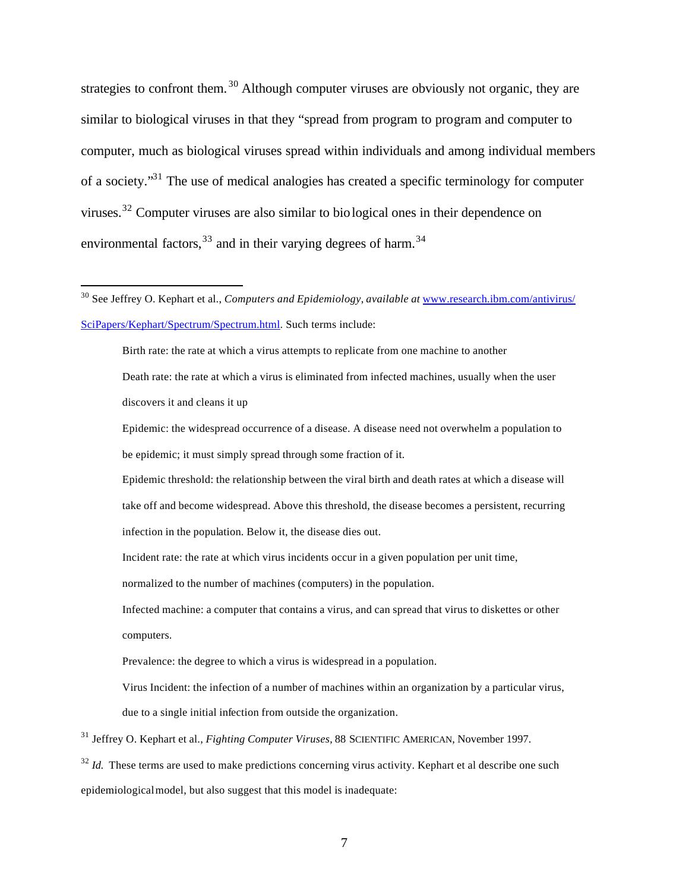strategies to confront them.[30] Although computer viruses are obviously not organic, they are similar to biological viruses in that they "spread from program to program and computer to computer, much as biological viruses spread within individuals and among individual members of a society."[31] The use of medical analogies has created a specific terminology for computer viruses.[32] Computer viruses are also similar to biological ones in their dependence on environmental factors,[33] and in their varying degrees of harm.[34]

---

[30] See Jeffrey O. Kephart et al., *Computers and Epidemiology, available at* www.research.ibm.com/antivirus/SciPapers/Kephart/Spectrum/Spectrum.html. Such terms include:

> Birth rate: the rate at which a virus attempts to replicate from one machine to another
>
> Death rate: the rate at which a virus is eliminated from infected machines, usually when the user discovers it and cleans it up
>
> Epidemic: the widespread occurrence of a disease. A disease need not overwhelm a population to be epidemic; it must simply spread through some fraction of it.
>
> Epidemic threshold: the relationship between the viral birth and death rates at which a disease will take off and become widespread. Above this threshold, the disease becomes a persistent, recurring infection in the population. Below it, the disease dies out.
>
> Incident rate: the rate at which virus incidents occur in a given population per unit time, normalized to the number of machines (computers) in the population.
>
> Infected machine: a computer that contains a virus, and can spread that virus to diskettes or other computers.
>
> Prevalence: the degree to which a virus is widespread in a population.
>
> Virus Incident: the infection of a number of machines within an organization by a particular virus, due to a single initial infection from outside the organization.

[31] Jeffrey O. Kephart et al., *Fighting Computer Viruses*, 88 SCIENTIFIC AMERICAN, November 1997.

[32] *Id.* These terms are used to make predictions concerning virus activity. Kephart et al describe one such epidemiological model, but also suggest that this model is inadequate: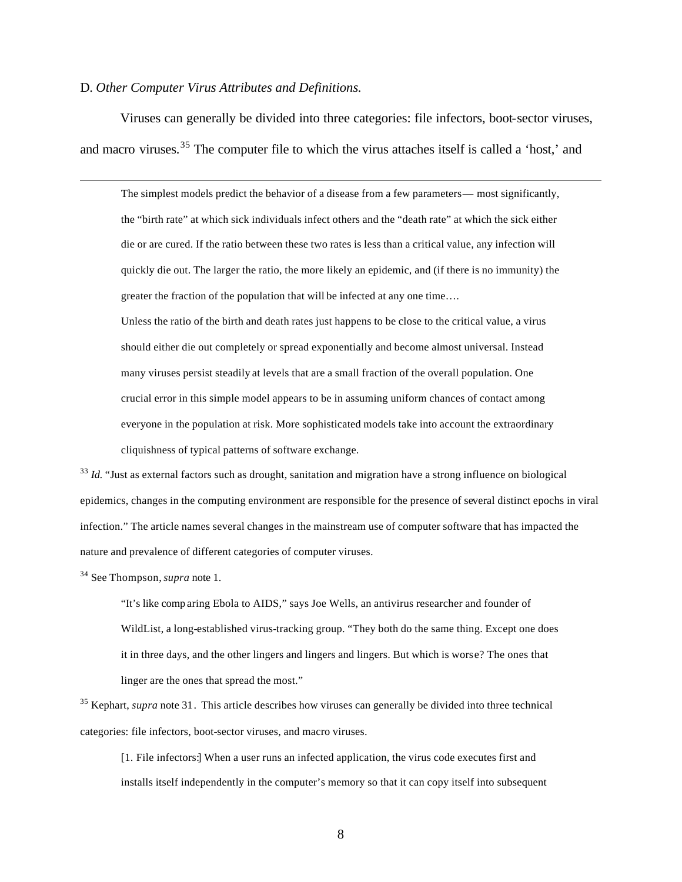D. *Other Computer Virus Attributes and Definitions.*

Viruses can generally be divided into three categories: file infectors, boot-sector viruses, and macro viruses.[35] The computer file to which the virus attaches itself is called a 'host,' and

---

> The simplest models predict the behavior of a disease from a few parameters— most significantly, the "birth rate" at which sick individuals infect others and the "death rate" at which the sick either die or are cured. If the ratio between these two rates is less than a critical value, any infection will quickly die out. The larger the ratio, the more likely an epidemic, and (if there is no immunity) the greater the fraction of the population that will be infected at any one time….
>
> Unless the ratio of the birth and death rates just happens to be close to the critical value, a virus should either die out completely or spread exponentially and become almost universal. Instead many viruses persist steadily at levels that are a small fraction of the overall population. One crucial error in this simple model appears to be in assuming uniform chances of contact among everyone in the population at risk. More sophisticated models take into account the extraordinary cliquishness of typical patterns of software exchange.

[33] *Id.* "Just as external factors such as drought, sanitation and migration have a strong influence on biological epidemics, changes in the computing environment are responsible for the presence of several distinct epochs in viral infection." The article names several changes in the mainstream use of computer software that has impacted the nature and prevalence of different categories of computer viruses.

[34] See Thompson, *supra* note 1.

> "It's like comparing Ebola to AIDS," says Joe Wells, an antivirus researcher and founder of WildList, a long-established virus-tracking group. "They both do the same thing. Except one does it in three days, and the other lingers and lingers and lingers. But which is worse? The ones that linger are the ones that spread the most."

[35] Kephart, *supra* note 31. This article describes how viruses can generally be divided into three technical categories: file infectors, boot-sector viruses, and macro viruses.

> [1. File infectors:] When a user runs an infected application, the virus code executes first and installs itself independently in the computer's memory so that it can copy itself into subsequent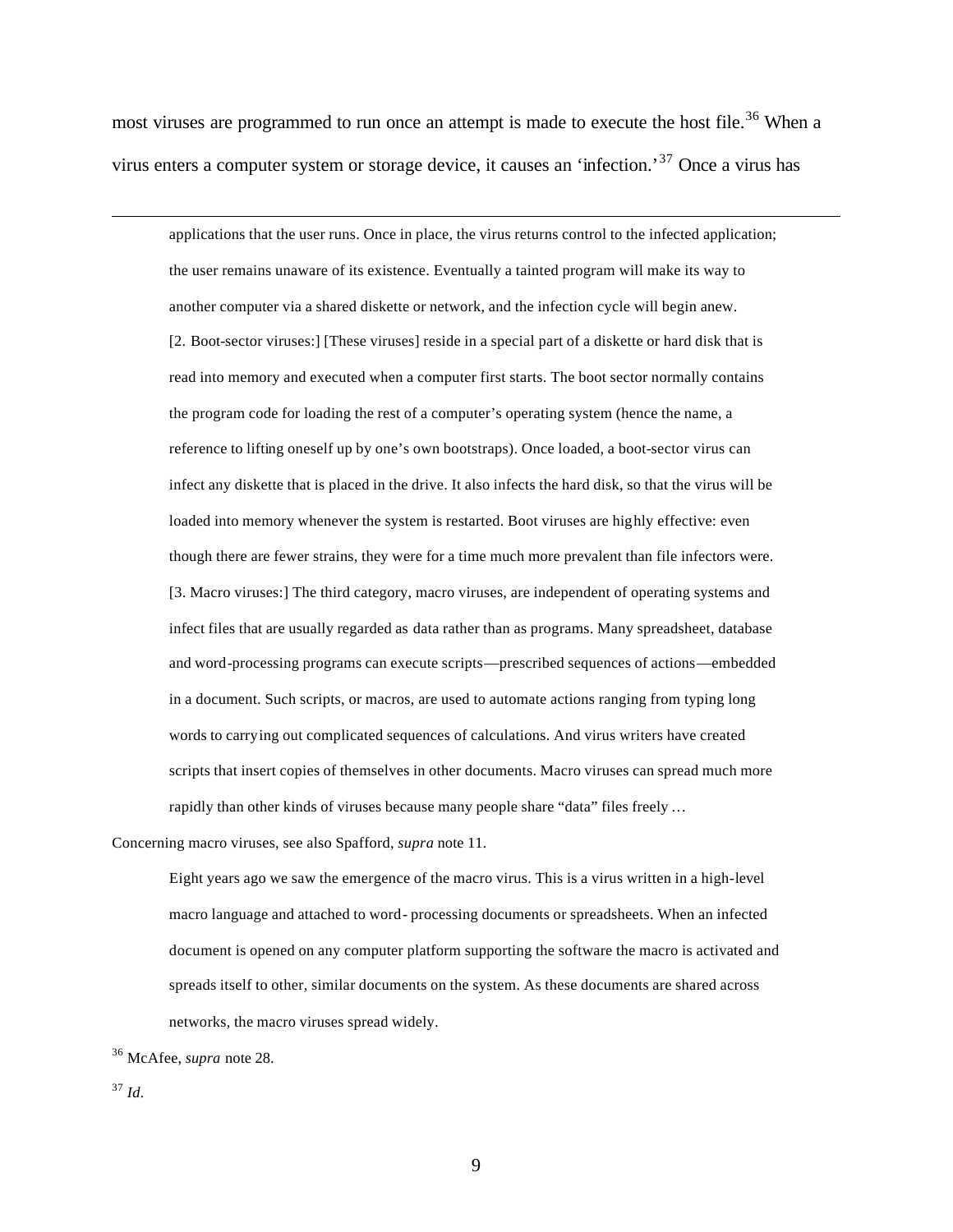most viruses are programmed to run once an attempt is made to execute the host file.[36] When a virus enters a computer system or storage device, it causes an 'infection.'[37] Once a virus has

---

> applications that the user runs. Once in place, the virus returns control to the infected application; the user remains unaware of its existence. Eventually a tainted program will make its way to another computer via a shared diskette or network, and the infection cycle will begin anew.
>
> [2. Boot-sector viruses:] [These viruses] reside in a special part of a diskette or hard disk that is read into memory and executed when a computer first starts. The boot sector normally contains the program code for loading the rest of a computer's operating system (hence the name, a reference to lifting oneself up by one's own bootstraps). Once loaded, a boot-sector virus can infect any diskette that is placed in the drive. It also infects the hard disk, so that the virus will be loaded into memory whenever the system is restarted. Boot viruses are highly effective: even though there are fewer strains, they were for a time much more prevalent than file infectors were.
>
> [3. Macro viruses:] The third category, macro viruses, are independent of operating systems and infect files that are usually regarded as data rather than as programs. Many spreadsheet, database and word-processing programs can execute scripts—prescribed sequences of actions—embedded in a document. Such scripts, or macros, are used to automate actions ranging from typing long words to carrying out complicated sequences of calculations. And virus writers have created scripts that insert copies of themselves in other documents. Macro viruses can spread much more rapidly than other kinds of viruses because many people share "data" files freely …

Concerning macro viruses, see also Spafford, *supra* note 11.

> Eight years ago we saw the emergence of the macro virus. This is a virus written in a high-level macro language and attached to word-processing documents or spreadsheets. When an infected document is opened on any computer platform supporting the software the macro is activated and spreads itself to other, similar documents on the system. As these documents are shared across networks, the macro viruses spread widely.

[36] McAfee, *supra* note 28.

[37] *Id.*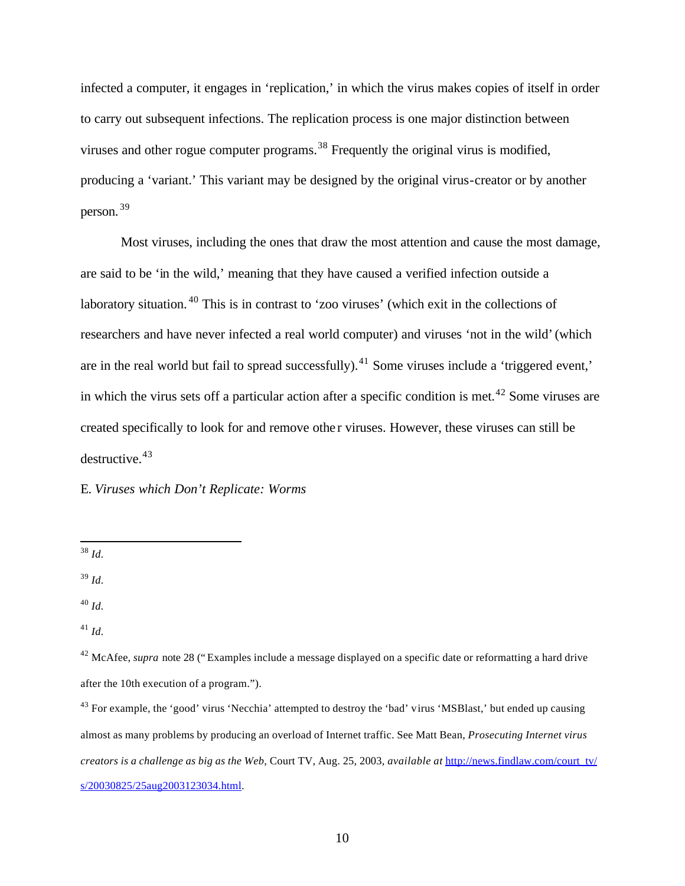infected a computer, it engages in 'replication,' in which the virus makes copies of itself in order to carry out subsequent infections. The replication process is one major distinction between viruses and other rogue computer programs.[38] Frequently the original virus is modified, producing a 'variant.' This variant may be designed by the original virus-creator or by another person.[39]

Most viruses, including the ones that draw the most attention and cause the most damage, are said to be 'in the wild,' meaning that they have caused a verified infection outside a laboratory situation.[40] This is in contrast to 'zoo viruses' (which exit in the collections of researchers and have never infected a real world computer) and viruses 'not in the wild' (which are in the real world but fail to spread successfully).[41] Some viruses include a 'triggered event,' in which the virus sets off a particular action after a specific condition is met.[42] Some viruses are created specifically to look for and remove other viruses. However, these viruses can still be destructive.[43]

E. *Viruses which Don't Replicate: Worms*

---

[38] *Id.*

[39] *Id.*

[40] *Id.*

[41] *Id.*

[42] McAfee, *supra* note 28 ("Examples include a message displayed on a specific date or reformatting a hard drive after the 10th execution of a program.").

[43] For example, the 'good' virus 'Necchia' attempted to destroy the 'bad' virus 'MSBlast,' but ended up causing almost as many problems by producing an overload of Internet traffic. See Matt Bean, *Prosecuting Internet virus creators is a challenge as big as the Web*, Court TV, Aug. 25, 2003, *available at* http://news.findlaw.com/court_tv/s/20030825/25aug2003123034.html.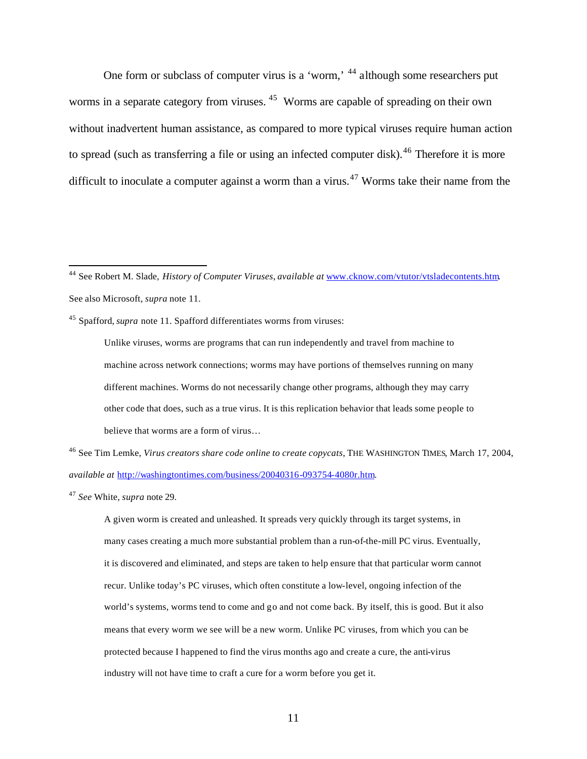One form or subclass of computer virus is a 'worm,' [44] although some researchers put worms in a separate category from viruses. [45] Worms are capable of spreading on their own without inadvertent human assistance, as compared to more typical viruses require human action to spread (such as transferring a file or using an infected computer disk).[46] Therefore it is more difficult to inoculate a computer against a worm than a virus.[47] Worms take their name from the

---

[44] See Robert M. Slade, *History of Computer Viruses*, *available at* www.cknow.com/vtutor/vtsladecontents.htm. See also Microsoft, *supra* note 11.

[45] Spafford, *supra* note 11. Spafford differentiates worms from viruses:

> Unlike viruses, worms are programs that can run independently and travel from machine to machine across network connections; worms may have portions of themselves running on many different machines. Worms do not necessarily change other programs, although they may carry other code that does, such as a true virus. It is this replication behavior that leads some people to believe that worms are a form of virus…

[46] See Tim Lemke, *Virus creators share code online to create copycats*, THE WASHINGTON TIMES, March 17, 2004, *available at* http://washingtontimes.com/business/20040316-093754-4080r.htm.

[47] *See* White, *supra* note 29.

> A given worm is created and unleashed. It spreads very quickly through its target systems, in many cases creating a much more substantial problem than a run-of-the-mill PC virus. Eventually, it is discovered and eliminated, and steps are taken to help ensure that that particular worm cannot recur. Unlike today's PC viruses, which often constitute a low-level, ongoing infection of the world's systems, worms tend to come and go and not come back. By itself, this is good. But it also means that every worm we see will be a new worm. Unlike PC viruses, from which you can be protected because I happened to find the virus months ago and create a cure, the anti-virus industry will not have time to craft a cure for a worm before you get it.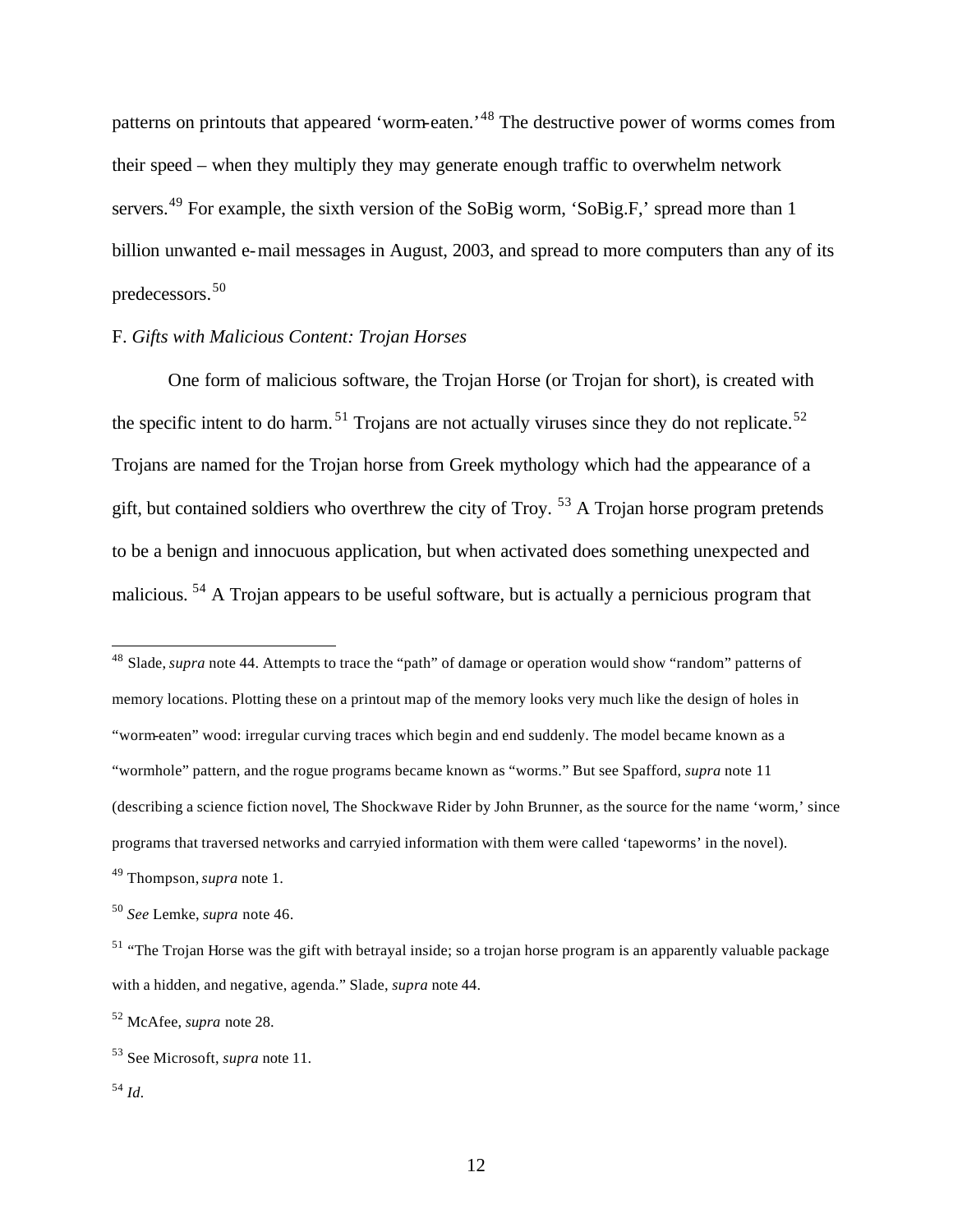patterns on printouts that appeared 'worm-eaten.'[48] The destructive power of worms comes from their speed – when they multiply they may generate enough traffic to overwhelm network servers.[49] For example, the sixth version of the SoBig worm, 'SoBig.F,' spread more than 1 billion unwanted e-mail messages in August, 2003, and spread to more computers than any of its predecessors.[50]

F. *Gifts with Malicious Content: Trojan Horses*

One form of malicious software, the Trojan Horse (or Trojan for short), is created with the specific intent to do harm.[51] Trojans are not actually viruses since they do not replicate.[52] Trojans are named for the Trojan horse from Greek mythology which had the appearance of a gift, but contained soldiers who overthrew the city of Troy.[53] A Trojan horse program pretends to be a benign and innocuous application, but when activated does something unexpected and malicious.[54] A Trojan appears to be useful software, but is actually a pernicious program that

---

[48] Slade, *supra* note 44. Attempts to trace the "path" of damage or operation would show "random" patterns of memory locations. Plotting these on a printout map of the memory looks very much like the design of holes in "worm-eaten" wood: irregular curving traces which begin and end suddenly. The model became known as a "wormhole" pattern, and the rogue programs became known as "worms." But see Spafford, *supra* note 11 (describing a science fiction novel, The Shockwave Rider by John Brunner, as the source for the name 'worm,' since programs that traversed networks and carryied information with them were called 'tapeworms' in the novel).

[49] Thompson, *supra* note 1.

[50] *See* Lemke, *supra* note 46.

[51] "The Trojan Horse was the gift with betrayal inside; so a trojan horse program is an apparently valuable package with a hidden, and negative, agenda." Slade, *supra* note 44.

[52] McAfee, *supra* note 28.

[53] See Microsoft, *supra* note 11.

[54] *Id.*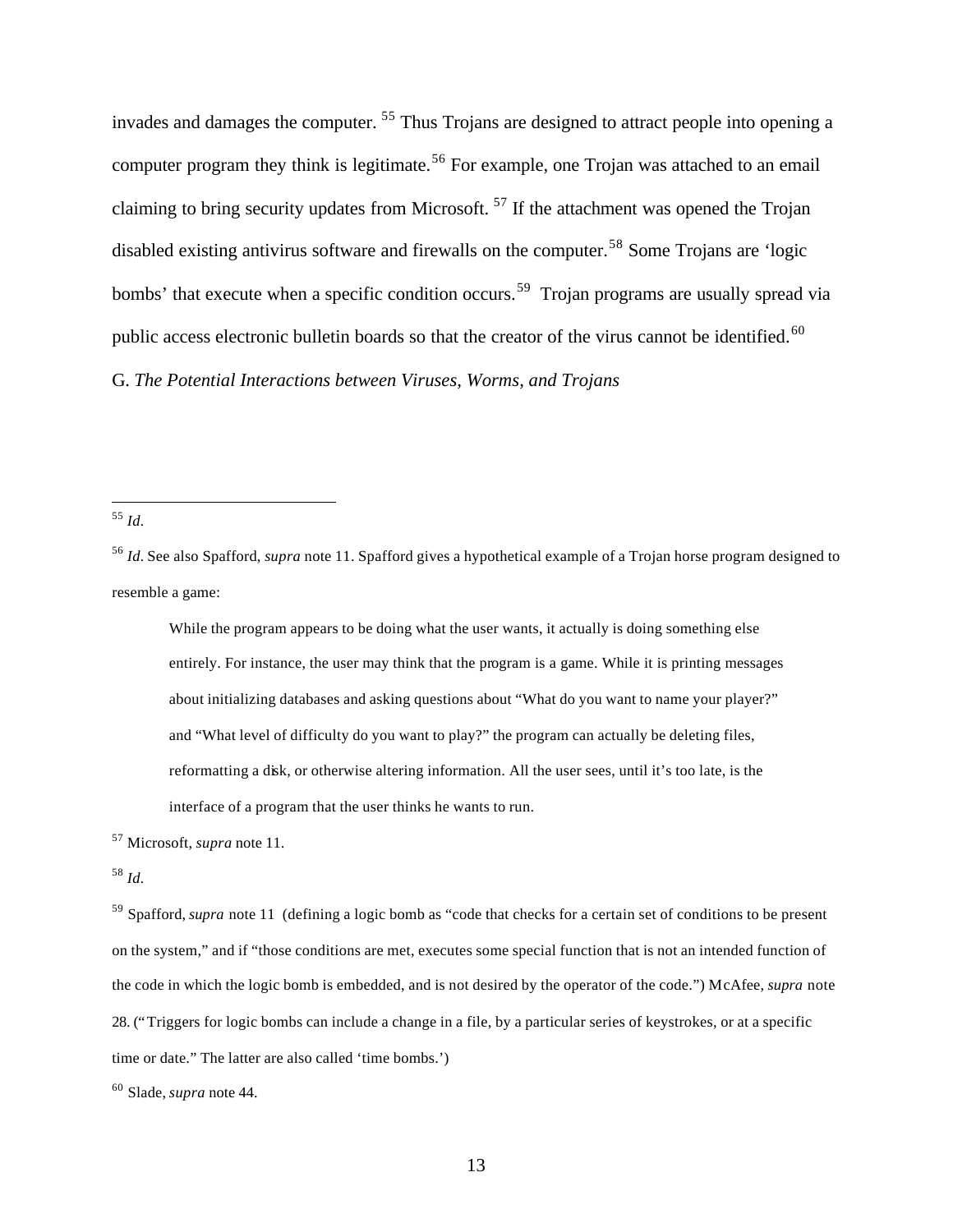invades and damages the computer. [55] Thus Trojans are designed to attract people into opening a computer program they think is legitimate.[56] For example, one Trojan was attached to an email claiming to bring security updates from Microsoft. [57] If the attachment was opened the Trojan disabled existing antivirus software and firewalls on the computer.[58] Some Trojans are 'logic bombs' that execute when a specific condition occurs.[59] Trojan programs are usually spread via public access electronic bulletin boards so that the creator of the virus cannot be identified.[60]

G. *The Potential Interactions between Viruses, Worms, and Trojans*

---

[55] *Id.*

[56] *Id.* See also Spafford, *supra* note 11. Spafford gives a hypothetical example of a Trojan horse program designed to resemble a game:

> While the program appears to be doing what the user wants, it actually is doing something else entirely. For instance, the user may think that the program is a game. While it is printing messages about initializing databases and asking questions about "What do you want to name your player?" and "What level of difficulty do you want to play?" the program can actually be deleting files, reformatting a disk, or otherwise altering information. All the user sees, until it's too late, is the interface of a program that the user thinks he wants to run.

[57] Microsoft, *supra* note 11.

[58] *Id.*

[59] Spafford, *supra* note 11 (defining a logic bomb as "code that checks for a certain set of conditions to be present on the system," and if "those conditions are met, executes some special function that is not an intended function of the code in which the logic bomb is embedded, and is not desired by the operator of the code.") McAfee, *supra* note 28. ("Triggers for logic bombs can include a change in a file, by a particular series of keystrokes, or at a specific time or date." The latter are also called 'time bombs.')

[60] Slade, *supra* note 44.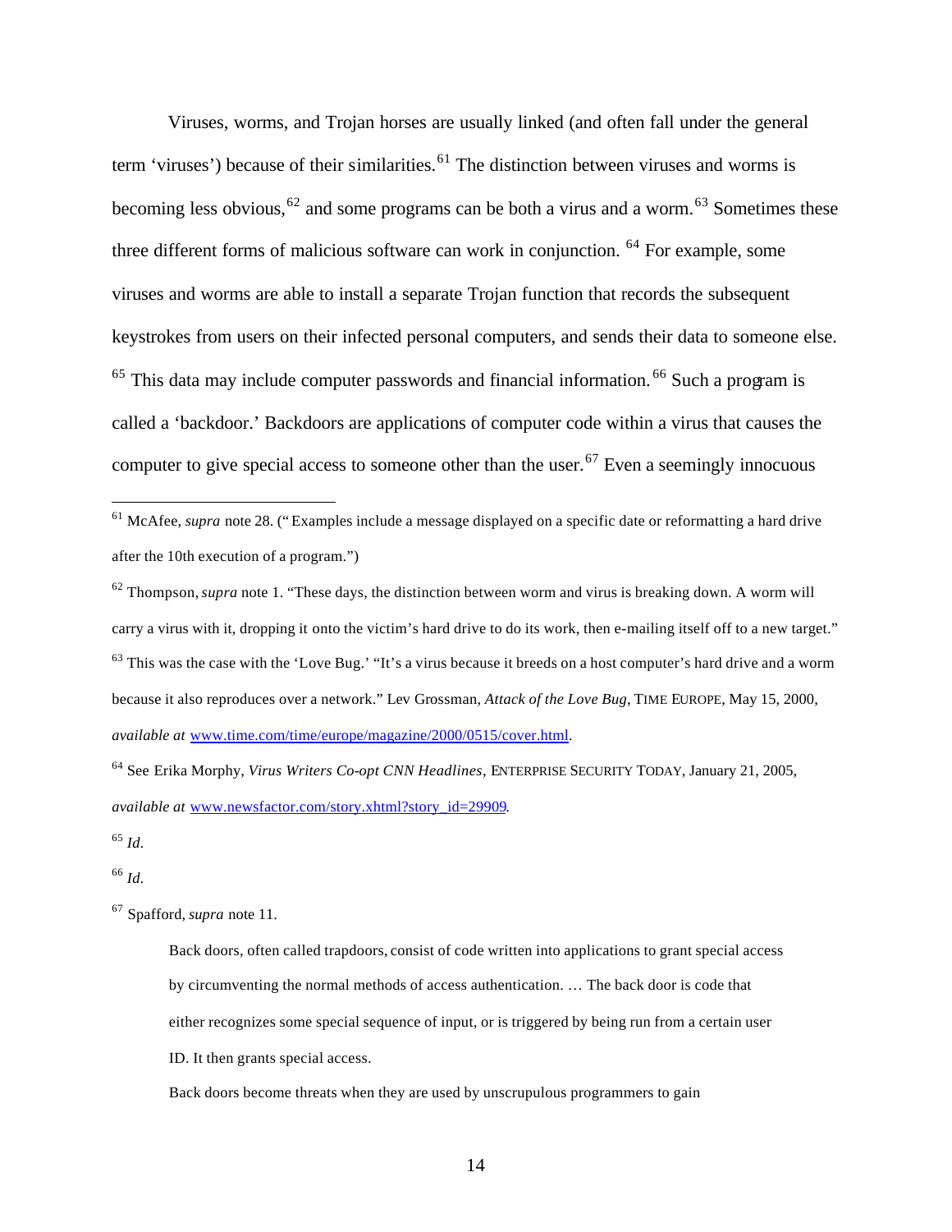Viruses, worms, and Trojan horses are usually linked (and often fall under the general term 'viruses') because of their similarities.[61] The distinction between viruses and worms is becoming less obvious,[62] and some programs can be both a virus and a worm.[63] Sometimes these three different forms of malicious software can work in conjunction.[64] For example, some viruses and worms are able to install a separate Trojan function that records the subsequent keystrokes from users on their infected personal computers, and sends their data to someone else.[65] This data may include computer passwords and financial information.[66] Such a program is called a 'backdoor.' Backdoors are applications of computer code within a virus that causes the computer to give special access to someone other than the user.[67] Even a seemingly innocuous

---

[61] McAfee, *supra* note 28. ("Examples include a message displayed on a specific date or reformatting a hard drive after the 10th execution of a program.")

[62] Thompson, *supra* note 1. "These days, the distinction between worm and virus is breaking down. A worm will carry a virus with it, dropping it onto the victim's hard drive to do its work, then e-mailing itself off to a new target."

[63] This was the case with the 'Love Bug.' "It's a virus because it breeds on a host computer's hard drive and a worm because it also reproduces over a network." Lev Grossman, *Attack of the Love Bug*, TIME EUROPE, May 15, 2000, *available at* www.time.com/time/europe/magazine/2000/0515/cover.html.

[64] See Erika Morphy, *Virus Writers Co-opt CNN Headlines*, ENTERPRISE SECURITY TODAY, January 21, 2005, *available at* www.newsfactor.com/story.xhtml?story_id=29909.

[65] *Id.*

[66] *Id.*

[67] Spafford, *supra* note 11.

> Back doors, often called trapdoors, consist of code written into applications to grant special access by circumventing the normal methods of access authentication. … The back door is code that either recognizes some special sequence of input, or is triggered by being run from a certain user ID. It then grants special access.
>
> Back doors become threats when they are used by unscrupulous programmers to gain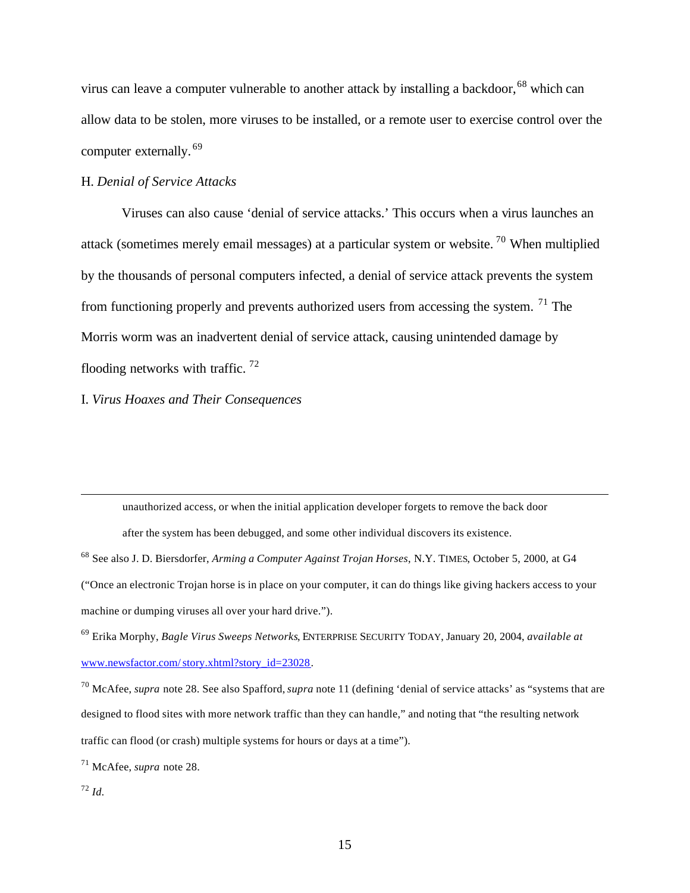virus can leave a computer vulnerable to another attack by installing a backdoor,[68] which can allow data to be stolen, more viruses to be installed, or a remote user to exercise control over the computer externally.[69]

H. *Denial of Service Attacks*

Viruses can also cause 'denial of service attacks.' This occurs when a virus launches an attack (sometimes merely email messages) at a particular system or website.[70] When multiplied by the thousands of personal computers infected, a denial of service attack prevents the system from functioning properly and prevents authorized users from accessing the system.[71] The Morris worm was an inadvertent denial of service attack, causing unintended damage by flooding networks with traffic.[72]

I. *Virus Hoaxes and Their Consequences*

---

unauthorized access, or when the initial application developer forgets to remove the back door after the system has been debugged, and some other individual discovers its existence.

[68] See also J. D. Biersdorfer, *Arming a Computer Against Trojan Horses*, N.Y. TIMES, October 5, 2000, at G4 ("Once an electronic Trojan horse is in place on your computer, it can do things like giving hackers access to your machine or dumping viruses all over your hard drive.").

[69] Erika Morphy, *Bagle Virus Sweeps Networks*, ENTERPRISE SECURITY TODAY, January 20, 2004, *available at* www.newsfactor.com/story.xhtml?story_id=23028.

[70] McAfee, *supra* note 28. See also Spafford, *supra* note 11 (defining 'denial of service attacks' as "systems that are designed to flood sites with more network traffic than they can handle," and noting that "the resulting network traffic can flood (or crash) multiple systems for hours or days at a time").

[71] McAfee, *supra* note 28.

[72] *Id.*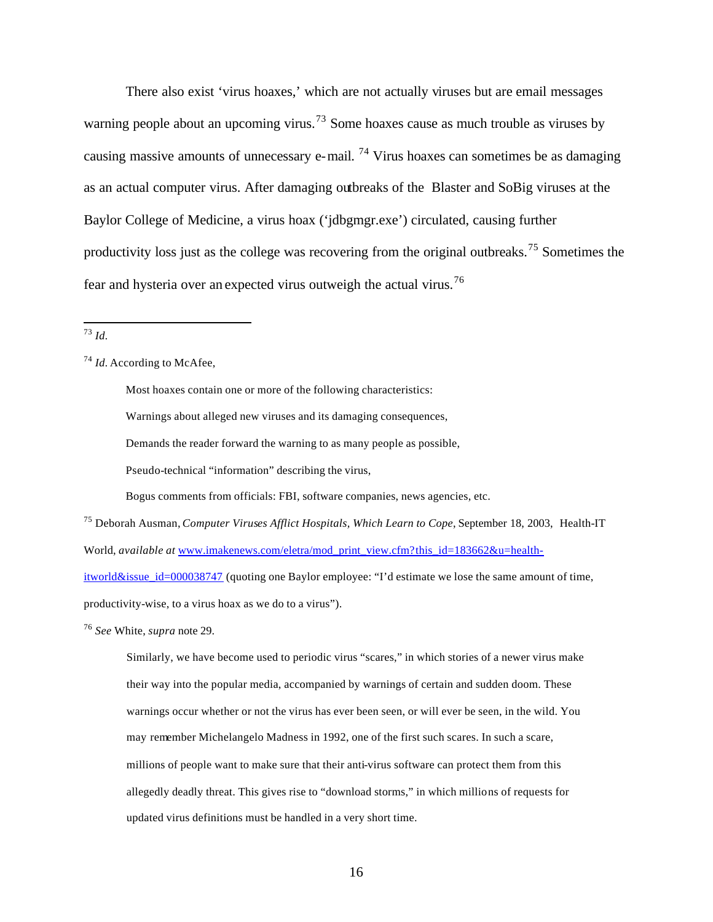There also exist 'virus hoaxes,' which are not actually viruses but are email messages warning people about an upcoming virus.[73] Some hoaxes cause as much trouble as viruses by causing massive amounts of unnecessary e-mail.[74] Virus hoaxes can sometimes be as damaging as an actual computer virus. After damaging outbreaks of the Blaster and SoBig viruses at the Baylor College of Medicine, a virus hoax ('jdbgmgr.exe') circulated, causing further productivity loss just as the college was recovering from the original outbreaks.[75] Sometimes the fear and hysteria over an expected virus outweigh the actual virus.[76]

---

[73] *Id.*

[74] *Id.* According to McAfee,

> Most hoaxes contain one or more of the following characteristics:
>
> Warnings about alleged new viruses and its damaging consequences,
>
> Demands the reader forward the warning to as many people as possible,
>
> Pseudo-technical "information" describing the virus,
>
> Bogus comments from officials: FBI, software companies, news agencies, etc.

[75] Deborah Ausman, *Computer Viruses Afflict Hospitals, Which Learn to Cope*, September 18, 2003, Health-IT World, *available at* www.imakenews.com/eletra/mod_print_view.cfm?this_id=183662&u=health-itworld&issue_id=000038747 (quoting one Baylor employee: "I'd estimate we lose the same amount of time, productivity-wise, to a virus hoax as we do to a virus").

[76] *See* White, *supra* note 29.

> Similarly, we have become used to periodic virus "scares," in which stories of a newer virus make their way into the popular media, accompanied by warnings of certain and sudden doom. These warnings occur whether or not the virus has ever been seen, or will ever be seen, in the wild. You may remember Michelangelo Madness in 1992, one of the first such scares. In such a scare, millions of people want to make sure that their anti-virus software can protect them from this allegedly deadly threat. This gives rise to "download storms," in which millions of requests for updated virus definitions must be handled in a very short time.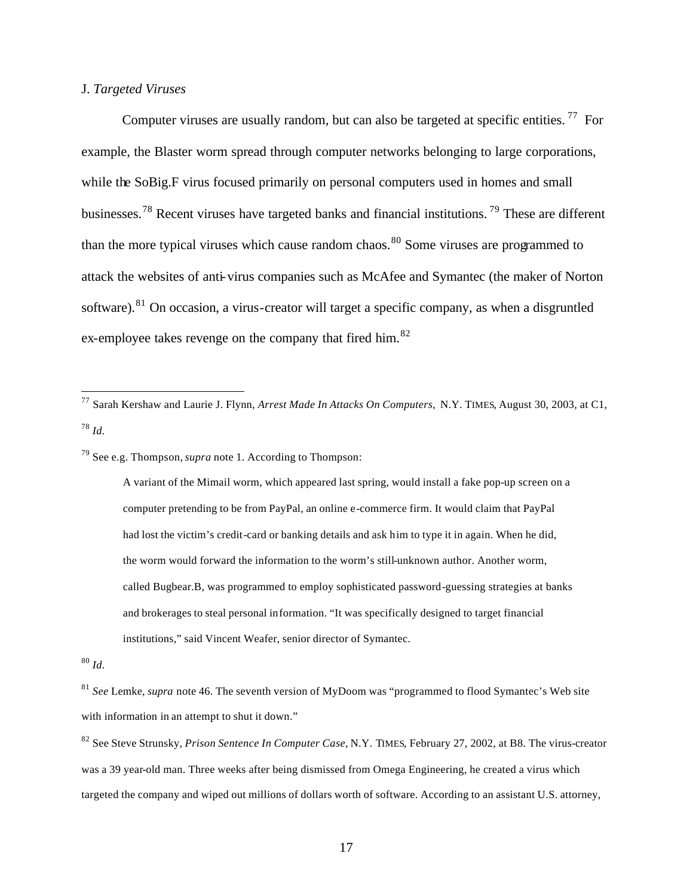J. *Targeted Viruses*

Computer viruses are usually random, but can also be targeted at specific entities.[77] For example, the Blaster worm spread through computer networks belonging to large corporations, while the SoBig.F virus focused primarily on personal computers used in homes and small businesses.[78] Recent viruses have targeted banks and financial institutions.[79] These are different than the more typical viruses which cause random chaos.[80] Some viruses are programmed to attack the websites of anti-virus companies such as McAfee and Symantec (the maker of Norton software).[81] On occasion, a virus-creator will target a specific company, as when a disgruntled ex-employee takes revenge on the company that fired him.[82]

---

[77] Sarah Kershaw and Laurie J. Flynn, *Arrest Made In Attacks On Computers*, N.Y. TIMES, August 30, 2003, at C1,

[78] *Id.*

[79] See e.g. Thompson, *supra* note 1. According to Thompson:

> A variant of the Mimail worm, which appeared last spring, would install a fake pop-up screen on a computer pretending to be from PayPal, an online e-commerce firm. It would claim that PayPal had lost the victim's credit-card or banking details and ask him to type it in again. When he did, the worm would forward the information to the worm's still-unknown author. Another worm, called Bugbear.B, was programmed to employ sophisticated password-guessing strategies at banks and brokerages to steal personal information. "It was specifically designed to target financial institutions," said Vincent Weafer, senior director of Symantec.

[80] *Id.*

[81] *See* Lemke, *supra* note 46. The seventh version of MyDoom was "programmed to flood Symantec's Web site with information in an attempt to shut it down."

[82] See Steve Strunsky, *Prison Sentence In Computer Case*, N.Y. TIMES, February 27, 2002, at B8. The virus-creator was a 39 year-old man. Three weeks after being dismissed from Omega Engineering, he created a virus which targeted the company and wiped out millions of dollars worth of software. According to an assistant U.S. attorney,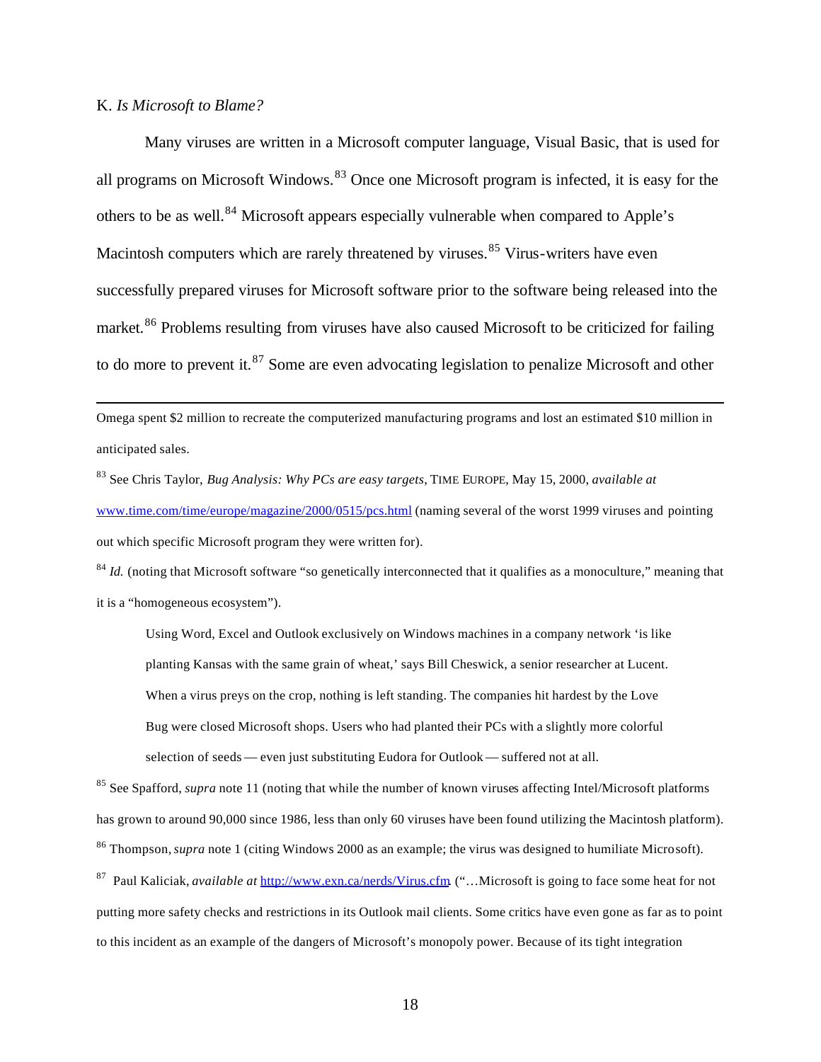K. *Is Microsoft to Blame?*

Many viruses are written in a Microsoft computer language, Visual Basic, that is used for all programs on Microsoft Windows.[83] Once one Microsoft program is infected, it is easy for the others to be as well.[84] Microsoft appears especially vulnerable when compared to Apple's Macintosh computers which are rarely threatened by viruses.[85] Virus-writers have even successfully prepared viruses for Microsoft software prior to the software being released into the market.[86] Problems resulting from viruses have also caused Microsoft to be criticized for failing to do more to prevent it.[87] Some are even advocating legislation to penalize Microsoft and other

---

Omega spent $2 million to recreate the computerized manufacturing programs and lost an estimated $10 million in anticipated sales.

[83] See Chris Taylor, *Bug Analysis: Why PCs are easy targets*, TIME EUROPE, May 15, 2000, *available at* www.time.com/time/europe/magazine/2000/0515/pcs.html (naming several of the worst 1999 viruses and pointing out which specific Microsoft program they were written for).

[84] *Id.* (noting that Microsoft software "so genetically interconnected that it qualifies as a monoculture," meaning that it is a "homogeneous ecosystem").

> Using Word, Excel and Outlook exclusively on Windows machines in a company network 'is like planting Kansas with the same grain of wheat,' says Bill Cheswick, a senior researcher at Lucent. When a virus preys on the crop, nothing is left standing. The companies hit hardest by the Love Bug were closed Microsoft shops. Users who had planted their PCs with a slightly more colorful selection of seeds — even just substituting Eudora for Outlook — suffered not at all.

[85] See Spafford, *supra* note 11 (noting that while the number of known viruses affecting Intel/Microsoft platforms has grown to around 90,000 since 1986, less than only 60 viruses have been found utilizing the Macintosh platform).

[86] Thompson, *supra* note 1 (citing Windows 2000 as an example; the virus was designed to humiliate Microsoft).

[87] Paul Kaliciak, *available at* http://www.exn.ca/nerds/Virus.cfm. ("…Microsoft is going to face some heat for not putting more safety checks and restrictions in its Outlook mail clients. Some critics have even gone as far as to point to this incident as an example of the dangers of Microsoft's monopoly power. Because of its tight integration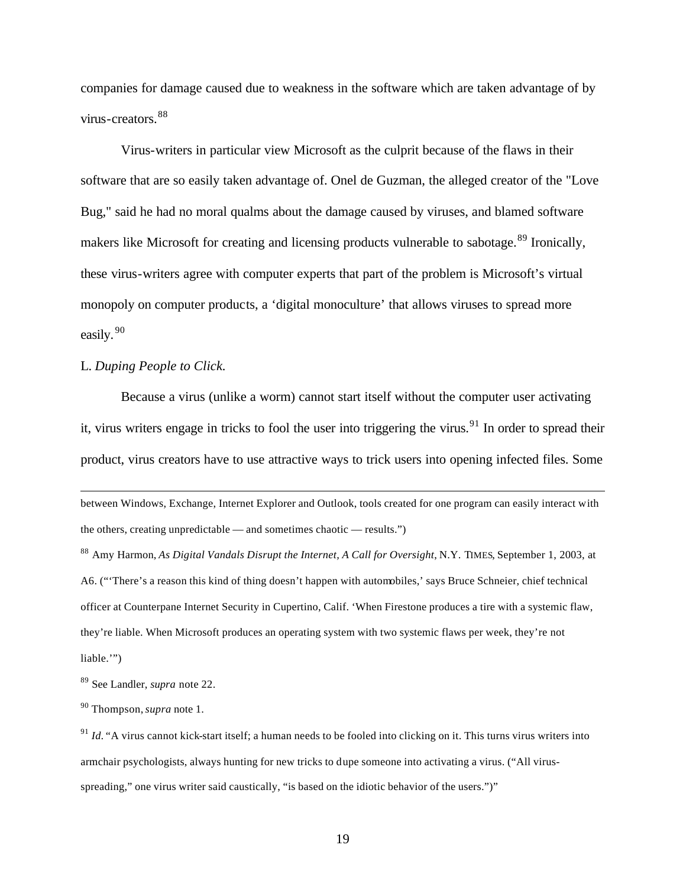companies for damage caused due to weakness in the software which are taken advantage of by virus-creators.[88]

Virus-writers in particular view Microsoft as the culprit because of the flaws in their software that are so easily taken advantage of. Onel de Guzman, the alleged creator of the "Love Bug," said he had no moral qualms about the damage caused by viruses, and blamed software makers like Microsoft for creating and licensing products vulnerable to sabotage.[89] Ironically, these virus-writers agree with computer experts that part of the problem is Microsoft's virtual monopoly on computer products, a 'digital monoculture' that allows viruses to spread more easily.[90]

L. *Duping People to Click.*

Because a virus (unlike a worm) cannot start itself without the computer user activating it, virus writers engage in tricks to fool the user into triggering the virus.[91] In order to spread their product, virus creators have to use attractive ways to trick users into opening infected files. Some

---

between Windows, Exchange, Internet Explorer and Outlook, tools created for one program can easily interact with the others, creating unpredictable — and sometimes chaotic — results.")

[88] Amy Harmon, *As Digital Vandals Disrupt the Internet, A Call for Oversight*, N.Y. TIMES, September 1, 2003, at A6. ("'There's a reason this kind of thing doesn't happen with automobiles,' says Bruce Schneier, chief technical officer at Counterpane Internet Security in Cupertino, Calif. 'When Firestone produces a tire with a systemic flaw, they're liable. When Microsoft produces an operating system with two systemic flaws per week, they're not liable.'")

[89] See Landler, *supra* note 22.

[90] Thompson, *supra* note 1.

[91] *Id.* "A virus cannot kick-start itself; a human needs to be fooled into clicking on it. This turns virus writers into armchair psychologists, always hunting for new tricks to dupe someone into activating a virus. ("All virus-spreading," one virus writer said caustically, "is based on the idiotic behavior of the users.")"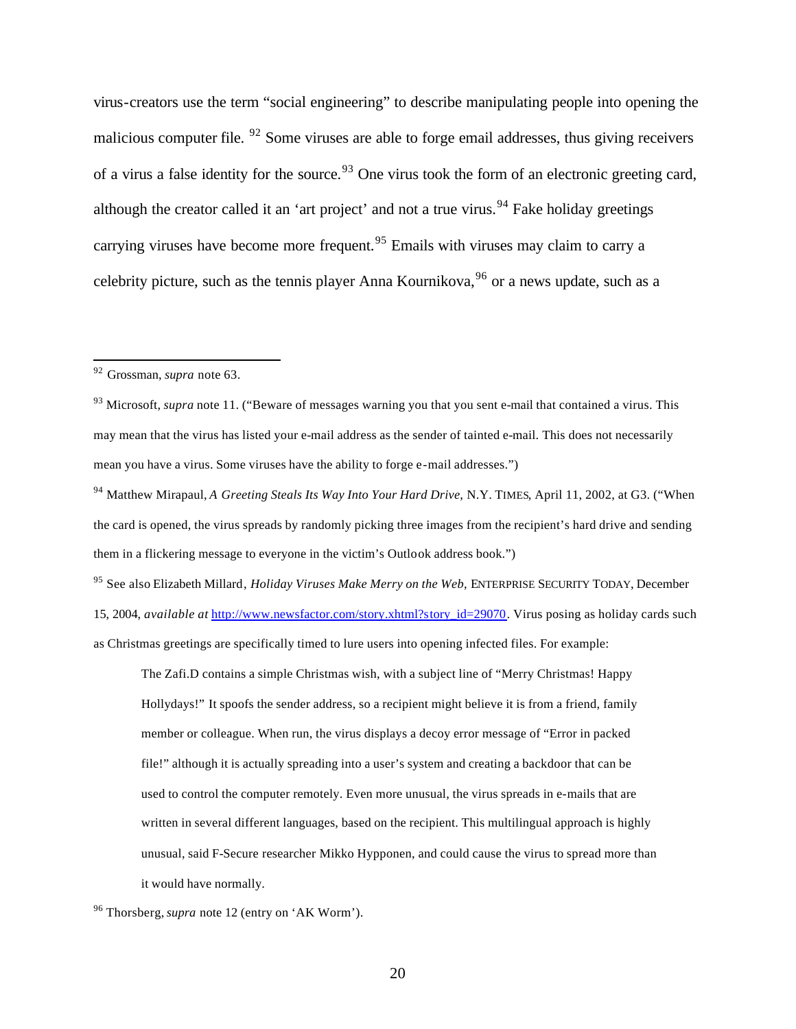virus-creators use the term "social engineering" to describe manipulating people into opening the malicious computer file. [92] Some viruses are able to forge email addresses, thus giving receivers of a virus a false identity for the source.[93] One virus took the form of an electronic greeting card, although the creator called it an 'art project' and not a true virus.[94] Fake holiday greetings carrying viruses have become more frequent.[95] Emails with viruses may claim to carry a celebrity picture, such as the tennis player Anna Kournikova,[96] or a news update, such as a

---

[92] Grossman, *supra* note 63.

[93] Microsoft, *supra* note 11. ("Beware of messages warning you that you sent e-mail that contained a virus. This may mean that the virus has listed your e-mail address as the sender of tainted e-mail. This does not necessarily mean you have a virus. Some viruses have the ability to forge e-mail addresses.")

[94] Matthew Mirapaul, *A Greeting Steals Its Way Into Your Hard Drive*, N.Y. TIMES, April 11, 2002, at G3. ("When the card is opened, the virus spreads by randomly picking three images from the recipient's hard drive and sending them in a flickering message to everyone in the victim's Outlook address book.")

[95] See also Elizabeth Millard, *Holiday Viruses Make Merry on the Web*, ENTERPRISE SECURITY TODAY, December 15, 2004, *available at* http://www.newsfactor.com/story.xhtml?story_id=29070. Virus posing as holiday cards such as Christmas greetings are specifically timed to lure users into opening infected files. For example:

> The Zafi.D contains a simple Christmas wish, with a subject line of "Merry Christmas! Happy Hollydays!" It spoofs the sender address, so a recipient might believe it is from a friend, family member or colleague. When run, the virus displays a decoy error message of "Error in packed file!" although it is actually spreading into a user's system and creating a backdoor that can be used to control the computer remotely. Even more unusual, the virus spreads in e-mails that are written in several different languages, based on the recipient. This multilingual approach is highly unusual, said F-Secure researcher Mikko Hypponen, and could cause the virus to spread more than it would have normally.

[96] Thorsberg, *supra* note 12 (entry on 'AK Worm').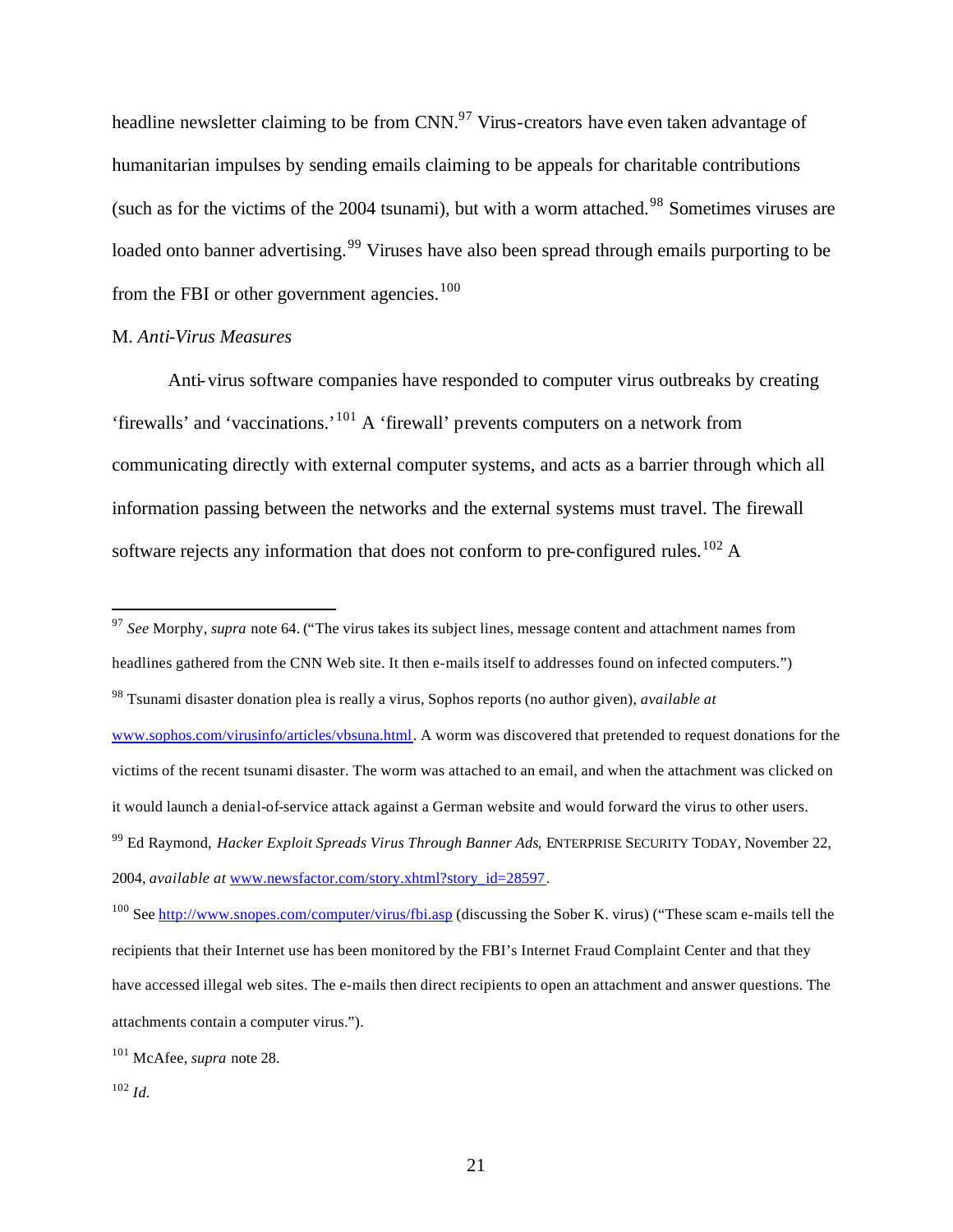headline newsletter claiming to be from CNN.[97] Virus-creators have even taken advantage of humanitarian impulses by sending emails claiming to be appeals for charitable contributions (such as for the victims of the 2004 tsunami), but with a worm attached.[98] Sometimes viruses are loaded onto banner advertising.[99] Viruses have also been spread through emails purporting to be from the FBI or other government agencies.[100]

M. *Anti-Virus Measures*

Anti-virus software companies have responded to computer virus outbreaks by creating 'firewalls' and 'vaccinations.'[101] A 'firewall' prevents computers on a network from communicating directly with external computer systems, and acts as a barrier through which all information passing between the networks and the external systems must travel. The firewall software rejects any information that does not conform to pre-configured rules.[102] A

---

[97] *See* Morphy, *supra* note 64. ("The virus takes its subject lines, message content and attachment names from headlines gathered from the CNN Web site. It then e-mails itself to addresses found on infected computers.")

[98] Tsunami disaster donation plea is really a virus, Sophos reports (no author given), *available at* www.sophos.com/virusinfo/articles/vbsuna.html. A worm was discovered that pretended to request donations for the victims of the recent tsunami disaster. The worm was attached to an email, and when the attachment was clicked on it would launch a denial-of-service attack against a German website and would forward the virus to other users.

[99] Ed Raymond, *Hacker Exploit Spreads Virus Through Banner Ads*, ENTERPRISE SECURITY TODAY, November 22, 2004, *available at* www.newsfactor.com/story.xhtml?story_id=28597.

[100] See http://www.snopes.com/computer/virus/fbi.asp (discussing the Sober K. virus) ("These scam e-mails tell the recipients that their Internet use has been monitored by the FBI's Internet Fraud Complaint Center and that they have accessed illegal web sites. The e-mails then direct recipients to open an attachment and answer questions. The attachments contain a computer virus.").

[101] McAfee, *supra* note 28.

[102] *Id.*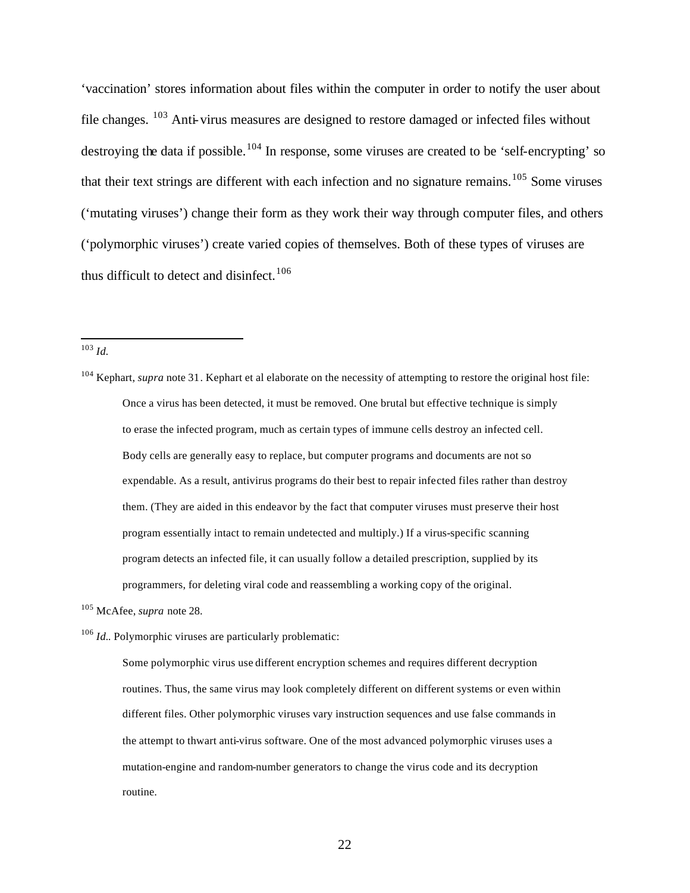'vaccination' stores information about files within the computer in order to notify the user about file changes. [103] Anti-virus measures are designed to restore damaged or infected files without destroying the data if possible.[104] In response, some viruses are created to be 'self-encrypting' so that their text strings are different with each infection and no signature remains.[105] Some viruses ('mutating viruses') change their form as they work their way through computer files, and others ('polymorphic viruses') create varied copies of themselves. Both of these types of viruses are thus difficult to detect and disinfect.[106]

---

[103] *Id.*

[104] Kephart, *supra* note 31. Kephart et al elaborate on the necessity of attempting to restore the original host file:

> Once a virus has been detected, it must be removed. One brutal but effective technique is simply to erase the infected program, much as certain types of immune cells destroy an infected cell. Body cells are generally easy to replace, but computer programs and documents are not so expendable. As a result, antivirus programs do their best to repair infected files rather than destroy them. (They are aided in this endeavor by the fact that computer viruses must preserve their host program essentially intact to remain undetected and multiply.) If a virus-specific scanning program detects an infected file, it can usually follow a detailed prescription, supplied by its programmers, for deleting viral code and reassembling a working copy of the original.

[105] McAfee, *supra* note 28.

[106] *Id.*. Polymorphic viruses are particularly problematic:

> Some polymorphic virus use different encryption schemes and requires different decryption routines. Thus, the same virus may look completely different on different systems or even within different files. Other polymorphic viruses vary instruction sequences and use false commands in the attempt to thwart anti-virus software. One of the most advanced polymorphic viruses uses a mutation-engine and random-number generators to change the virus code and its decryption routine.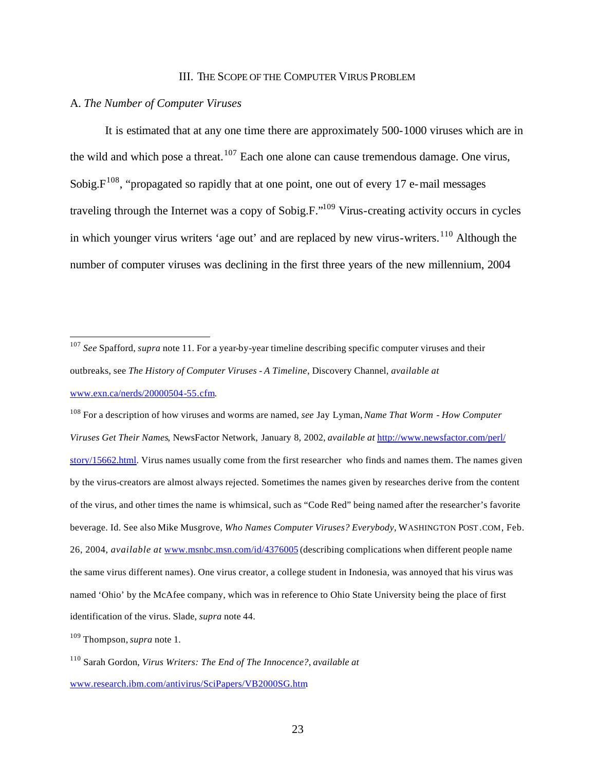## III. The Scope of the Computer Virus Problem

### A. *The Number of Computer Viruses*

It is estimated that at any one time there are approximately 500-1000 viruses which are in the wild and which pose a threat.[107] Each one alone can cause tremendous damage. One virus, Sobig.F[108], "propagated so rapidly that at one point, one out of every 17 e-mail messages traveling through the Internet was a copy of Sobig.F."[109] Virus-creating activity occurs in cycles in which younger virus writers 'age out' and are replaced by new virus-writers.[110] Although the number of computer viruses was declining in the first three years of the new millennium, 2004

---

[107] *See* Spafford, *supra* note 11. For a year-by-year timeline describing specific computer viruses and their outbreaks, see *The History of Computer Viruses - A Timeline*, Discovery Channel, *available at* www.exn.ca/nerds/20000504-55.cfm.

[108] For a description of how viruses and worms are named, *see* Jay Lyman, *Name That Worm - How Computer Viruses Get Their Names*, NewsFactor Network, January 8, 2002, *available at* http://www.newsfactor.com/perl/story/15662.html. Virus names usually come from the first researcher who finds and names them. The names given by the virus-creators are almost always rejected. Sometimes the names given by researches derive from the content of the virus, and other times the name is whimsical, such as "Code Red" being named after the researcher's favorite beverage. Id. See also Mike Musgrove, *Who Names Computer Viruses? Everybody*, WASHINGTON POST.COM, Feb. 26, 2004, *available at* www.msnbc.msn.com/id/4376005 (describing complications when different people name the same virus different names). One virus creator, a college student in Indonesia, was annoyed that his virus was named 'Ohio' by the McAfee company, which was in reference to Ohio State University being the place of first identification of the virus. Slade, *supra* note 44.

[109] Thompson, *supra* note 1.

[110] Sarah Gordon, *Virus Writers: The End of The Innocence?*, *available at* www.research.ibm.com/antivirus/SciPapers/VB2000SG.htm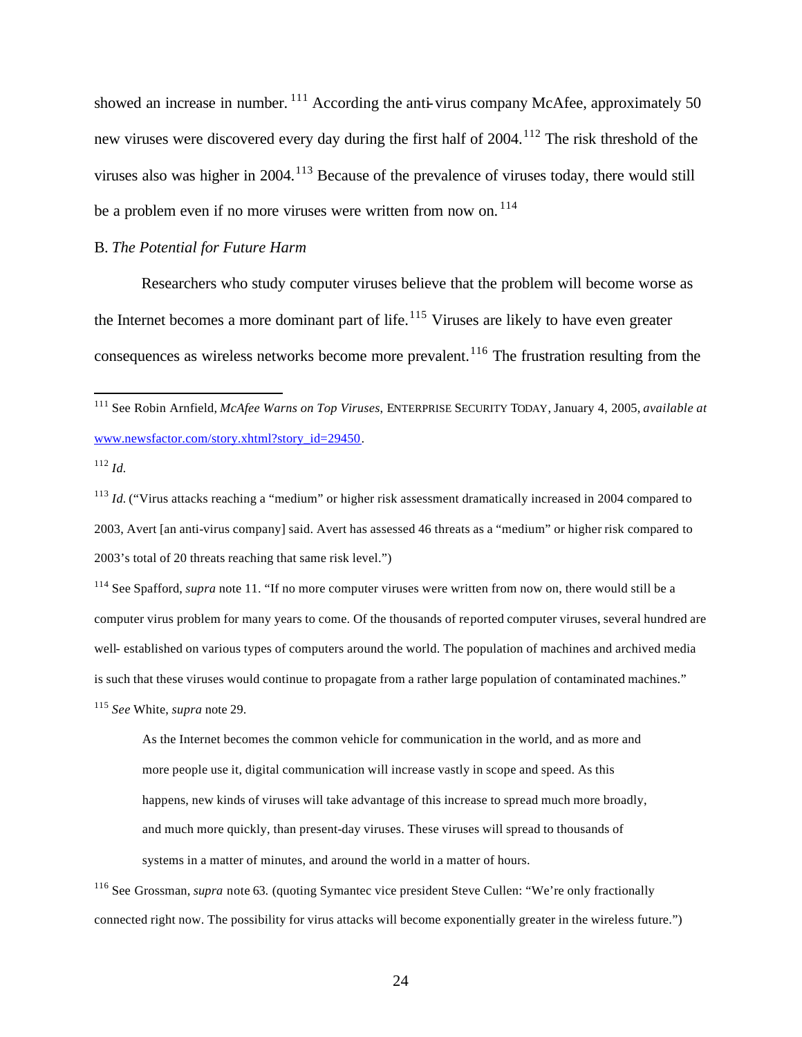showed an increase in number.[111] According the anti-virus company McAfee, approximately 50 new viruses were discovered every day during the first half of 2004.[112] The risk threshold of the viruses also was higher in 2004.[113] Because of the prevalence of viruses today, there would still be a problem even if no more viruses were written from now on.[114]

B. *The Potential for Future Harm*

Researchers who study computer viruses believe that the problem will become worse as the Internet becomes a more dominant part of life.[115] Viruses are likely to have even greater consequences as wireless networks become more prevalent.[116] The frustration resulting from the

---

[111] See Robin Arnfield, *McAfee Warns on Top Viruses*, ENTERPRISE SECURITY TODAY, January 4, 2005, *available at* www.newsfactor.com/story.xhtml?story_id=29450.

[112] *Id.*

[113] *Id.* ("Virus attacks reaching a "medium" or higher risk assessment dramatically increased in 2004 compared to 2003, Avert [an anti-virus company] said. Avert has assessed 46 threats as a "medium" or higher risk compared to 2003's total of 20 threats reaching that same risk level.")

[114] See Spafford, *supra* note 11. "If no more computer viruses were written from now on, there would still be a computer virus problem for many years to come. Of the thousands of reported computer viruses, several hundred are well- established on various types of computers around the world. The population of machines and archived media is such that these viruses would continue to propagate from a rather large population of contaminated machines."

[115] *See* White, *supra* note 29.

> As the Internet becomes the common vehicle for communication in the world, and as more and more people use it, digital communication will increase vastly in scope and speed. As this happens, new kinds of viruses will take advantage of this increase to spread much more broadly, and much more quickly, than present-day viruses. These viruses will spread to thousands of systems in a matter of minutes, and around the world in a matter of hours.

[116] See Grossman, *supra* note 63. (quoting Symantec vice president Steve Cullen: "We're only fractionally connected right now. The possibility for virus attacks will become exponentially greater in the wireless future.")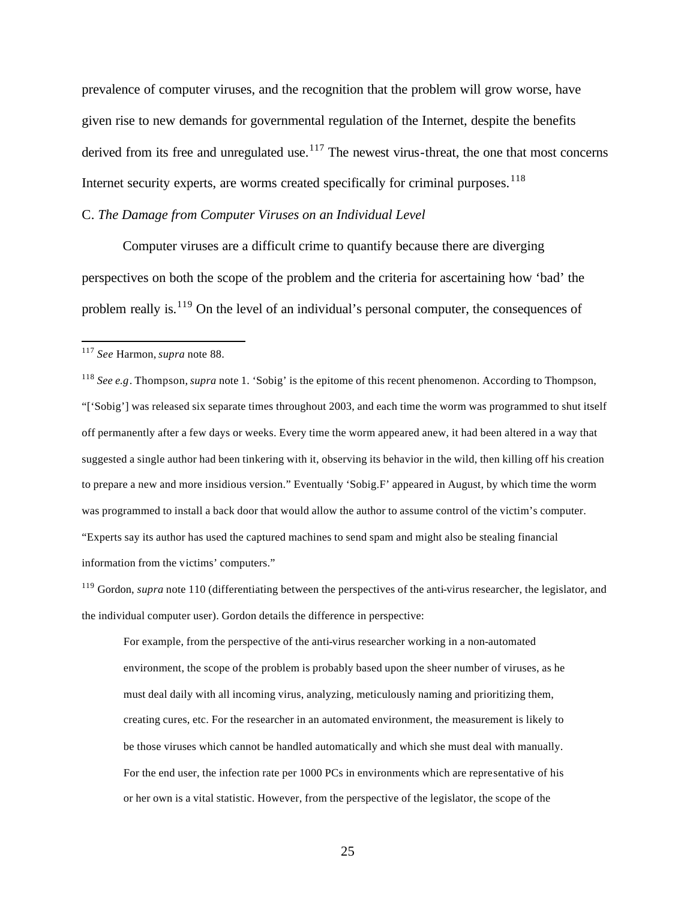prevalence of computer viruses, and the recognition that the problem will grow worse, have given rise to new demands for governmental regulation of the Internet, despite the benefits derived from its free and unregulated use.[117] The newest virus-threat, the one that most concerns Internet security experts, are worms created specifically for criminal purposes.[118]

C. *The Damage from Computer Viruses on an Individual Level*

Computer viruses are a difficult crime to quantify because there are diverging perspectives on both the scope of the problem and the criteria for ascertaining how 'bad' the problem really is.[119] On the level of an individual's personal computer, the consequences of

---

[117] *See* Harmon, *supra* note 88.

[118] *See e.g*. Thompson, *supra* note 1. 'Sobig' is the epitome of this recent phenomenon. According to Thompson, "['Sobig'] was released six separate times throughout 2003, and each time the worm was programmed to shut itself off permanently after a few days or weeks. Every time the worm appeared anew, it had been altered in a way that suggested a single author had been tinkering with it, observing its behavior in the wild, then killing off his creation to prepare a new and more insidious version." Eventually 'Sobig.F' appeared in August, by which time the worm was programmed to install a back door that would allow the author to assume control of the victim's computer. "Experts say its author has used the captured machines to send spam and might also be stealing financial information from the victims' computers."

[119] Gordon, *supra* note 110 (differentiating between the perspectives of the anti-virus researcher, the legislator, and the individual computer user). Gordon details the difference in perspective:

> For example, from the perspective of the anti-virus researcher working in a non-automated environment, the scope of the problem is probably based upon the sheer number of viruses, as he must deal daily with all incoming virus, analyzing, meticulously naming and prioritizing them, creating cures, etc. For the researcher in an automated environment, the measurement is likely to be those viruses which cannot be handled automatically and which she must deal with manually. For the end user, the infection rate per 1000 PCs in environments which are representative of his or her own is a vital statistic. However, from the perspective of the legislator, the scope of the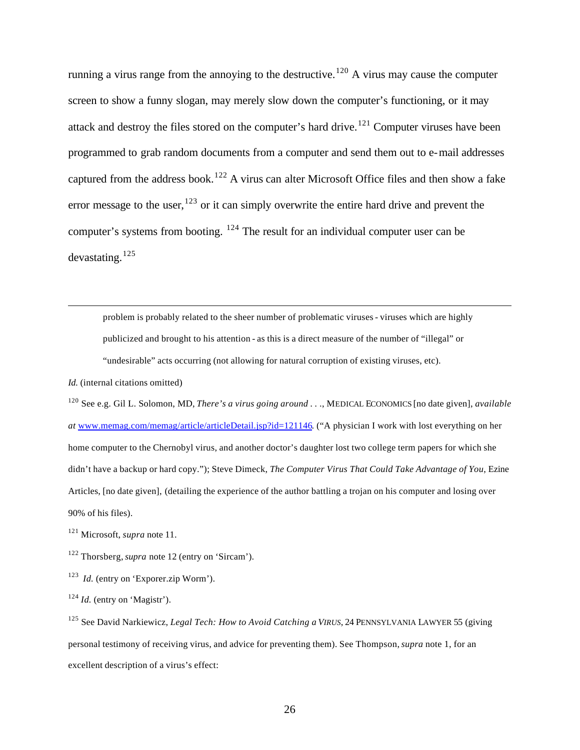running a virus range from the annoying to the destructive.[120] A virus may cause the computer screen to show a funny slogan, may merely slow down the computer's functioning, or it may attack and destroy the files stored on the computer's hard drive.[121] Computer viruses have been programmed to grab random documents from a computer and send them out to e-mail addresses captured from the address book.[122] A virus can alter Microsoft Office files and then show a fake error message to the user,[123] or it can simply overwrite the entire hard drive and prevent the computer's systems from booting. [124] The result for an individual computer user can be devastating.[125]

---

> problem is probably related to the sheer number of problematic viruses - viruses which are highly publicized and brought to his attention - as this is a direct measure of the number of "illegal" or "undesirable" acts occurring (not allowing for natural corruption of existing viruses, etc).

*Id.* (internal citations omitted)

[120] See e.g. Gil L. Solomon, MD, *There's a virus going around . . .*, MEDICAL ECONOMICS [no date given], *available at* www.memag.com/memag/article/articleDetail.jsp?id=121146. ("A physician I work with lost everything on her home computer to the Chernobyl virus, and another doctor's daughter lost two college term papers for which she didn't have a backup or hard copy."); Steve Dimeck, *The Computer Virus That Could Take Advantage of You*, Ezine Articles, [no date given], (detailing the experience of the author battling a trojan on his computer and losing over 90% of his files).

[121] Microsoft, *supra* note 11.

[122] Thorsberg, *supra* note 12 (entry on 'Sircam').

[123] *Id.* (entry on 'Exporer.zip Worm').

[124] *Id.* (entry on 'Magistr').

[125] See David Narkiewicz, *Legal Tech: How to Avoid Catching a VIRUS*, 24 PENNSYLVANIA LAWYER 55 (giving personal testimony of receiving virus, and advice for preventing them). See Thompson, *supra* note 1, for an excellent description of a virus's effect: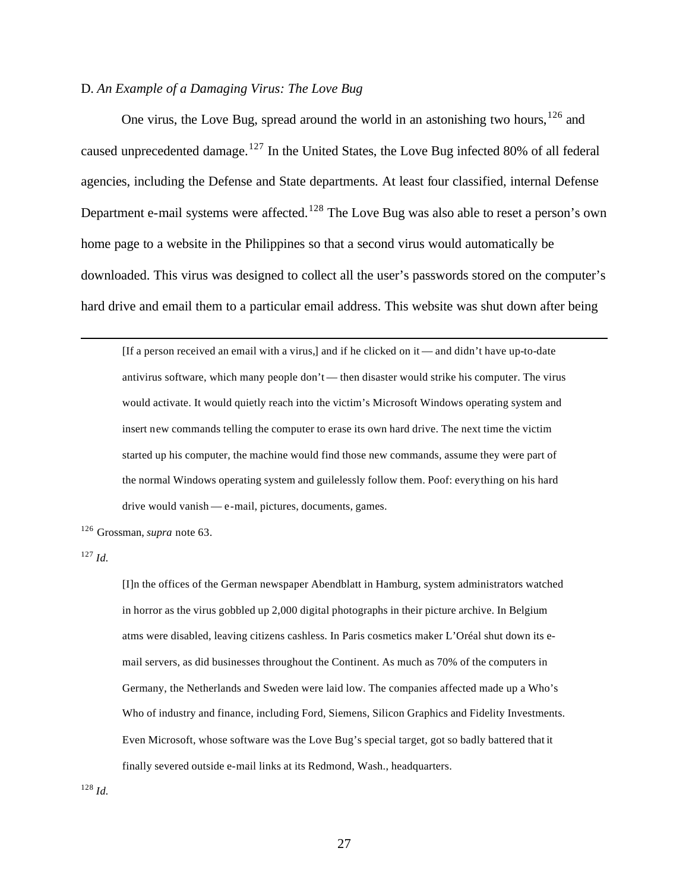D. *An Example of a Damaging Virus: The Love Bug*

One virus, the Love Bug, spread around the world in an astonishing two hours,[126] and caused unprecedented damage.[127] In the United States, the Love Bug infected 80% of all federal agencies, including the Defense and State departments. At least four classified, internal Defense Department e-mail systems were affected.[128] The Love Bug was also able to reset a person's own home page to a website in the Philippines so that a second virus would automatically be downloaded. This virus was designed to collect all the user's passwords stored on the computer's hard drive and email them to a particular email address. This website was shut down after being

---

> [If a person received an email with a virus,] and if he clicked on it — and didn't have up-to-date antivirus software, which many people don't — then disaster would strike his computer. The virus would activate. It would quietly reach into the victim's Microsoft Windows operating system and insert new commands telling the computer to erase its own hard drive. The next time the victim started up his computer, the machine would find those new commands, assume they were part of the normal Windows operating system and guilelessly follow them. Poof: everything on his hard drive would vanish — e-mail, pictures, documents, games.

[126] Grossman, *supra* note 63.

[127] *Id.*

> [I]n the offices of the German newspaper Abendblatt in Hamburg, system administrators watched in horror as the virus gobbled up 2,000 digital photographs in their picture archive. In Belgium atms were disabled, leaving citizens cashless. In Paris cosmetics maker L'Oréal shut down its e-mail servers, as did businesses throughout the Continent. As much as 70% of the computers in Germany, the Netherlands and Sweden were laid low. The companies affected made up a Who's Who of industry and finance, including Ford, Siemens, Silicon Graphics and Fidelity Investments. Even Microsoft, whose software was the Love Bug's special target, got so badly battered that it finally severed outside e-mail links at its Redmond, Wash., headquarters.

[128] *Id.*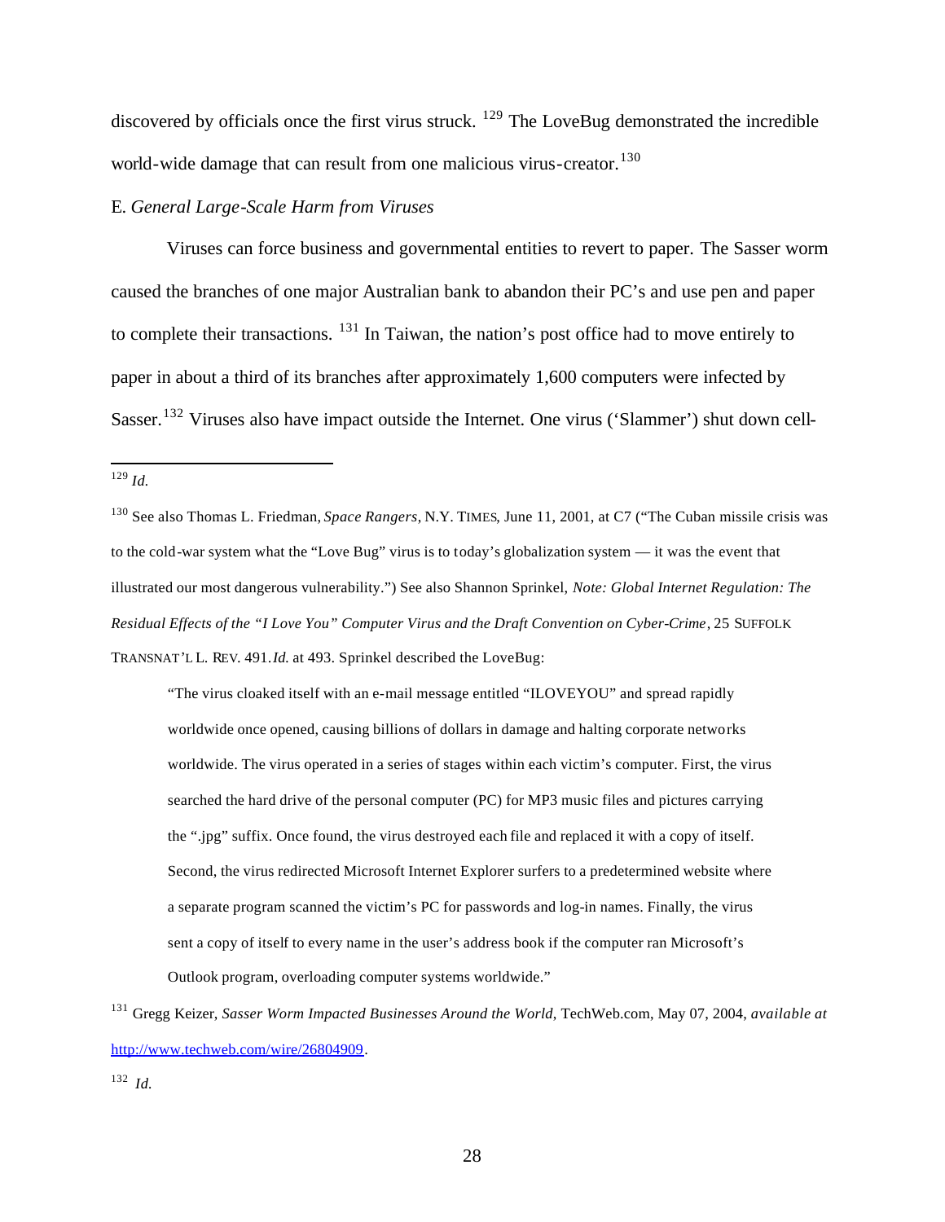discovered by officials once the first virus struck. [129] The LoveBug demonstrated the incredible world-wide damage that can result from one malicious virus-creator.[130]

E. *General Large-Scale Harm from Viruses*

Viruses can force business and governmental entities to revert to paper. The Sasser worm caused the branches of one major Australian bank to abandon their PC's and use pen and paper to complete their transactions. [131] In Taiwan, the nation's post office had to move entirely to paper in about a third of its branches after approximately 1,600 computers were infected by Sasser.[132] Viruses also have impact outside the Internet. One virus ('Slammer') shut down cell-

---

[129] *Id.*

[130] See also Thomas L. Friedman, *Space Rangers*, N.Y. TIMES, June 11, 2001, at C7 ("The Cuban missile crisis was to the cold-war system what the "Love Bug" virus is to today's globalization system — it was the event that illustrated our most dangerous vulnerability.") See also Shannon Sprinkel, *Note: Global Internet Regulation: The Residual Effects of the "I Love You" Computer Virus and the Draft Convention on Cyber-Crime*, 25 SUFFOLK TRANSNAT'L L. REV. 491. *Id.* at 493. Sprinkel described the LoveBug:

> "The virus cloaked itself with an e-mail message entitled "ILOVEYOU" and spread rapidly worldwide once opened, causing billions of dollars in damage and halting corporate networks worldwide. The virus operated in a series of stages within each victim's computer. First, the virus searched the hard drive of the personal computer (PC) for MP3 music files and pictures carrying the ".jpg" suffix. Once found, the virus destroyed each file and replaced it with a copy of itself. Second, the virus redirected Microsoft Internet Explorer surfers to a predetermined website where a separate program scanned the victim's PC for passwords and log-in names. Finally, the virus sent a copy of itself to every name in the user's address book if the computer ran Microsoft's Outlook program, overloading computer systems worldwide."

[131] Gregg Keizer, *Sasser Worm Impacted Businesses Around the World*, TechWeb.com, May 07, 2004, *available at* http://www.techweb.com/wire/26804909.

[132] *Id.*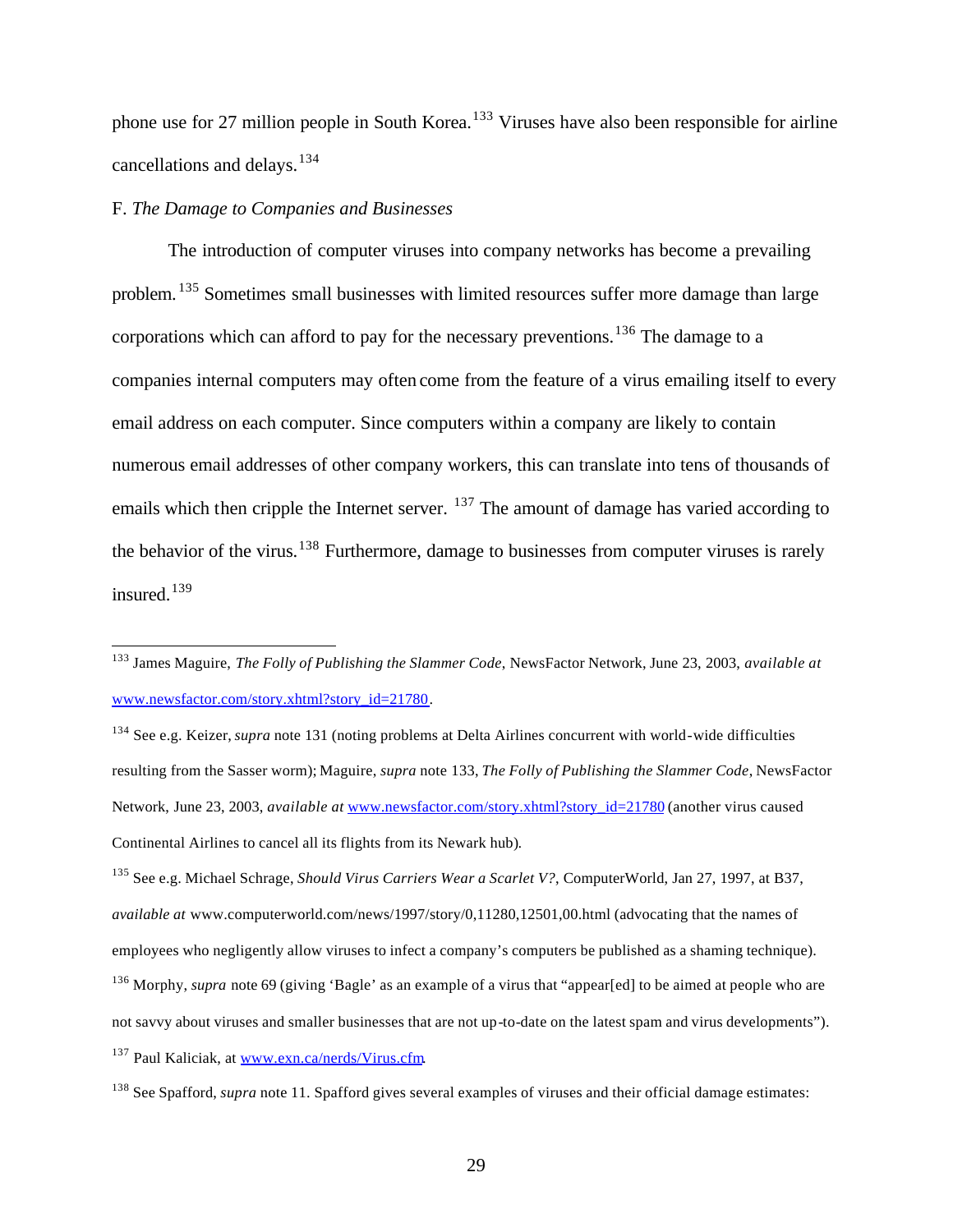phone use for 27 million people in South Korea.[133] Viruses have also been responsible for airline cancellations and delays.[134]

F. *The Damage to Companies and Businesses*

The introduction of computer viruses into company networks has become a prevailing problem.[135] Sometimes small businesses with limited resources suffer more damage than large corporations which can afford to pay for the necessary preventions.[136] The damage to a companies internal computers may often come from the feature of a virus emailing itself to every email address on each computer. Since computers within a company are likely to contain numerous email addresses of other company workers, this can translate into tens of thousands of emails which then cripple the Internet server.[137] The amount of damage has varied according to the behavior of the virus.[138] Furthermore, damage to businesses from computer viruses is rarely insured.[139]

---

[133] James Maguire, *The Folly of Publishing the Slammer Code*, NewsFactor Network, June 23, 2003, *available at* www.newsfactor.com/story.xhtml?story_id=21780.

[134] See e.g. Keizer, *supra* note 131 (noting problems at Delta Airlines concurrent with world-wide difficulties resulting from the Sasser worm); Maguire, *supra* note 133, *The Folly of Publishing the Slammer Code*, NewsFactor Network, June 23, 2003, *available at* www.newsfactor.com/story.xhtml?story_id=21780 (another virus caused Continental Airlines to cancel all its flights from its Newark hub).

[135] See e.g. Michael Schrage, *Should Virus Carriers Wear a Scarlet V?*, ComputerWorld, Jan 27, 1997, at B37, *available at* www.computerworld.com/news/1997/story/0,11280,12501,00.html (advocating that the names of employees who negligently allow viruses to infect a company's computers be published as a shaming technique).

[136] Morphy, *supra* note 69 (giving 'Bagle' as an example of a virus that "appear[ed] to be aimed at people who are not savvy about viruses and smaller businesses that are not up-to-date on the latest spam and virus developments").

[137] Paul Kaliciak, at www.exn.ca/nerds/Virus.cfm.

[138] See Spafford, *supra* note 11. Spafford gives several examples of viruses and their official damage estimates: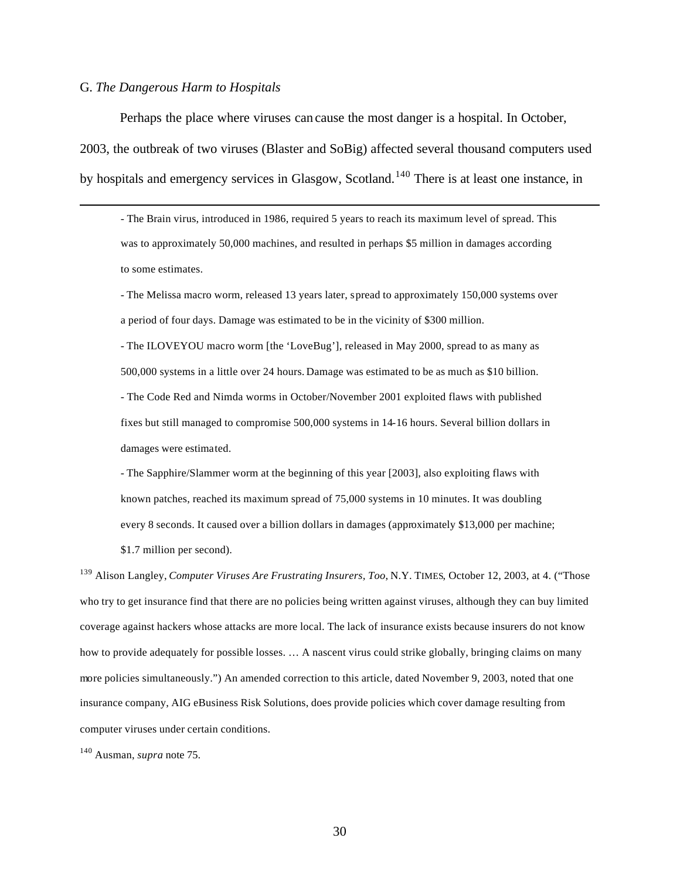G. *The Dangerous Harm to Hospitals*

Perhaps the place where viruses can cause the most danger is a hospital. In October, 2003, the outbreak of two viruses (Blaster and SoBig) affected several thousand computers used by hospitals and emergency services in Glasgow, Scotland.[140] There is at least one instance, in

---

- The Brain virus, introduced in 1986, required 5 years to reach its maximum level of spread. This was to approximately 50,000 machines, and resulted in perhaps $5 million in damages according to some estimates.

- The Melissa macro worm, released 13 years later, spread to approximately 150,000 systems over a period of four days. Damage was estimated to be in the vicinity of $300 million.

- The ILOVEYOU macro worm [the 'LoveBug'], released in May 2000, spread to as many as 500,000 systems in a little over 24 hours. Damage was estimated to be as much as $10 billion.

- The Code Red and Nimda worms in October/November 2001 exploited flaws with published fixes but still managed to compromise 500,000 systems in 14-16 hours. Several billion dollars in damages were estimated.

- The Sapphire/Slammer worm at the beginning of this year [2003], also exploiting flaws with known patches, reached its maximum spread of 75,000 systems in 10 minutes. It was doubling every 8 seconds. It caused over a billion dollars in damages (approximately $13,000 per machine; $1.7 million per second).

[139] Alison Langley, *Computer Viruses Are Frustrating Insurers, Too,* N.Y. TIMES, October 12, 2003, at 4. ("Those who try to get insurance find that there are no policies being written against viruses, although they can buy limited coverage against hackers whose attacks are more local. The lack of insurance exists because insurers do not know how to provide adequately for possible losses. … A nascent virus could strike globally, bringing claims on many more policies simultaneously.") An amended correction to this article, dated November 9, 2003, noted that one insurance company, AIG eBusiness Risk Solutions, does provide policies which cover damage resulting from computer viruses under certain conditions.

[140] Ausman, *supra* note 75.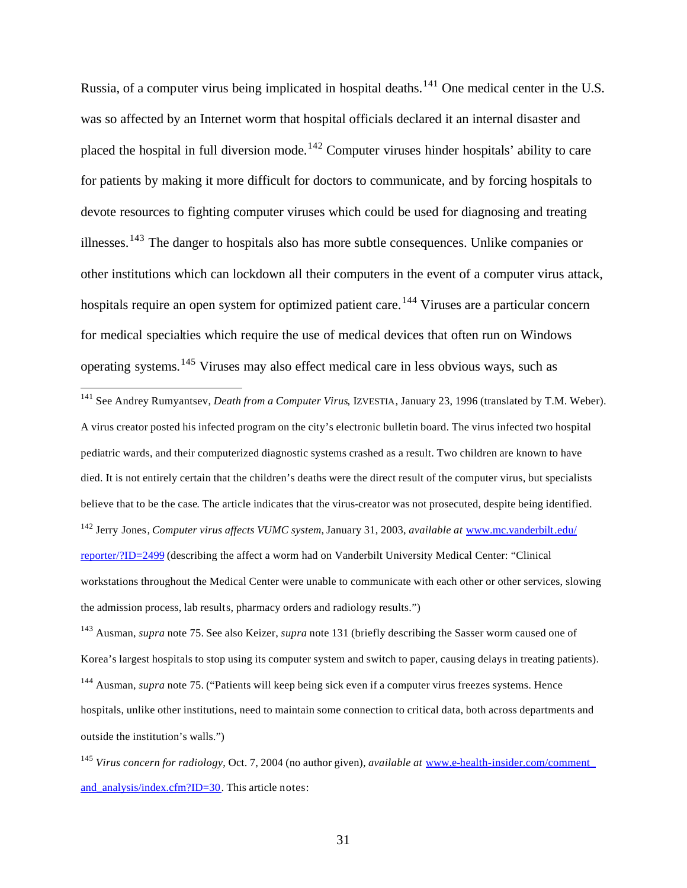Russia, of a computer virus being implicated in hospital deaths.[141] One medical center in the U.S. was so affected by an Internet worm that hospital officials declared it an internal disaster and placed the hospital in full diversion mode.[142] Computer viruses hinder hospitals' ability to care for patients by making it more difficult for doctors to communicate, and by forcing hospitals to devote resources to fighting computer viruses which could be used for diagnosing and treating illnesses.[143] The danger to hospitals also has more subtle consequences. Unlike companies or other institutions which can lockdown all their computers in the event of a computer virus attack, hospitals require an open system for optimized patient care.[144] Viruses are a particular concern for medical specialties which require the use of medical devices that often run on Windows operating systems.[145] Viruses may also effect medical care in less obvious ways, such as

---

[141] See Andrey Rumyantsev, *Death from a Computer Virus*, IZVESTIA, January 23, 1996 (translated by T.M. Weber). A virus creator posted his infected program on the city's electronic bulletin board. The virus infected two hospital pediatric wards, and their computerized diagnostic systems crashed as a result. Two children are known to have died. It is not entirely certain that the children's deaths were the direct result of the computer virus, but specialists believe that to be the case. The article indicates that the virus-creator was not prosecuted, despite being identified.

[142] Jerry Jones, *Computer virus affects VUMC system*, January 31, 2003, *available at* www.mc.vanderbilt.edu/reporter/?ID=2499 (describing the affect a worm had on Vanderbilt University Medical Center: "Clinical workstations throughout the Medical Center were unable to communicate with each other or other services, slowing the admission process, lab results, pharmacy orders and radiology results.")

[143] Ausman, *supra* note 75. See also Keizer, *supra* note 131 (briefly describing the Sasser worm caused one of Korea's largest hospitals to stop using its computer system and switch to paper, causing delays in treating patients).

[144] Ausman, *supra* note 75. ("Patients will keep being sick even if a computer virus freezes systems. Hence hospitals, unlike other institutions, need to maintain some connection to critical data, both across departments and outside the institution's walls.")

[145] *Virus concern for radiology*, Oct. 7, 2004 (no author given), *available at* www.e-health-insider.com/comment_and_analysis/index.cfm?ID=30. This article notes: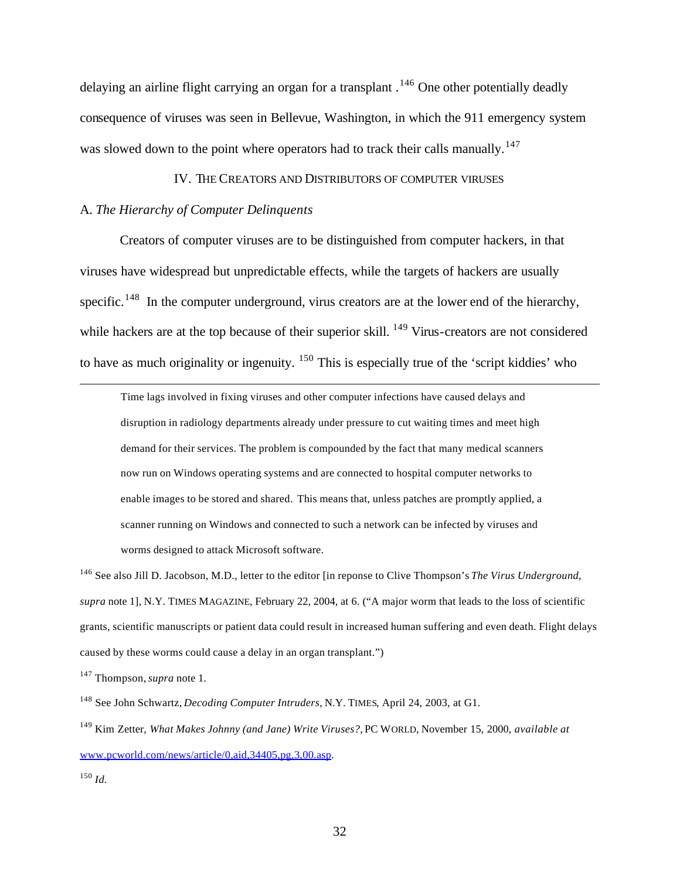delaying an airline flight carrying an organ for a transplant .[146] One other potentially deadly consequence of viruses was seen in Bellevue, Washington, in which the 911 emergency system was slowed down to the point where operators had to track their calls manually.[147]

## IV. THE CREATORS AND DISTRIBUTORS OF COMPUTER VIRUSES

### A. *The Hierarchy of Computer Delinquents*

Creators of computer viruses are to be distinguished from computer hackers, in that viruses have widespread but unpredictable effects, while the targets of hackers are usually specific.[148] In the computer underground, virus creators are at the lower end of the hierarchy, while hackers are at the top because of their superior skill. [149] Virus-creators are not considered to have as much originality or ingenuity. [150] This is especially true of the 'script kiddies' who

---

> Time lags involved in fixing viruses and other computer infections have caused delays and disruption in radiology departments already under pressure to cut waiting times and meet high demand for their services. The problem is compounded by the fact that many medical scanners now run on Windows operating systems and are connected to hospital computer networks to enable images to be stored and shared. This means that, unless patches are promptly applied, a scanner running on Windows and connected to such a network can be infected by viruses and worms designed to attack Microsoft software.

[146] See also Jill D. Jacobson, M.D., letter to the editor [in reponse to Clive Thompson's *The Virus Underground*, *supra* note 1], N.Y. TIMES MAGAZINE, February 22, 2004, at 6. ("A major worm that leads to the loss of scientific grants, scientific manuscripts or patient data could result in increased human suffering and even death. Flight delays caused by these worms could cause a delay in an organ transplant.")

[147] Thompson, *supra* note 1.

[148] See John Schwartz, *Decoding Computer Intruders*, N.Y. TIMES, April 24, 2003, at G1.

[149] Kim Zetter, *What Makes Johnny (and Jane) Write Viruses?*, PC WORLD, November 15, 2000, *available at* www.pcworld.com/news/article/0,aid,34405,pg,3,00.asp.

[150] *Id.*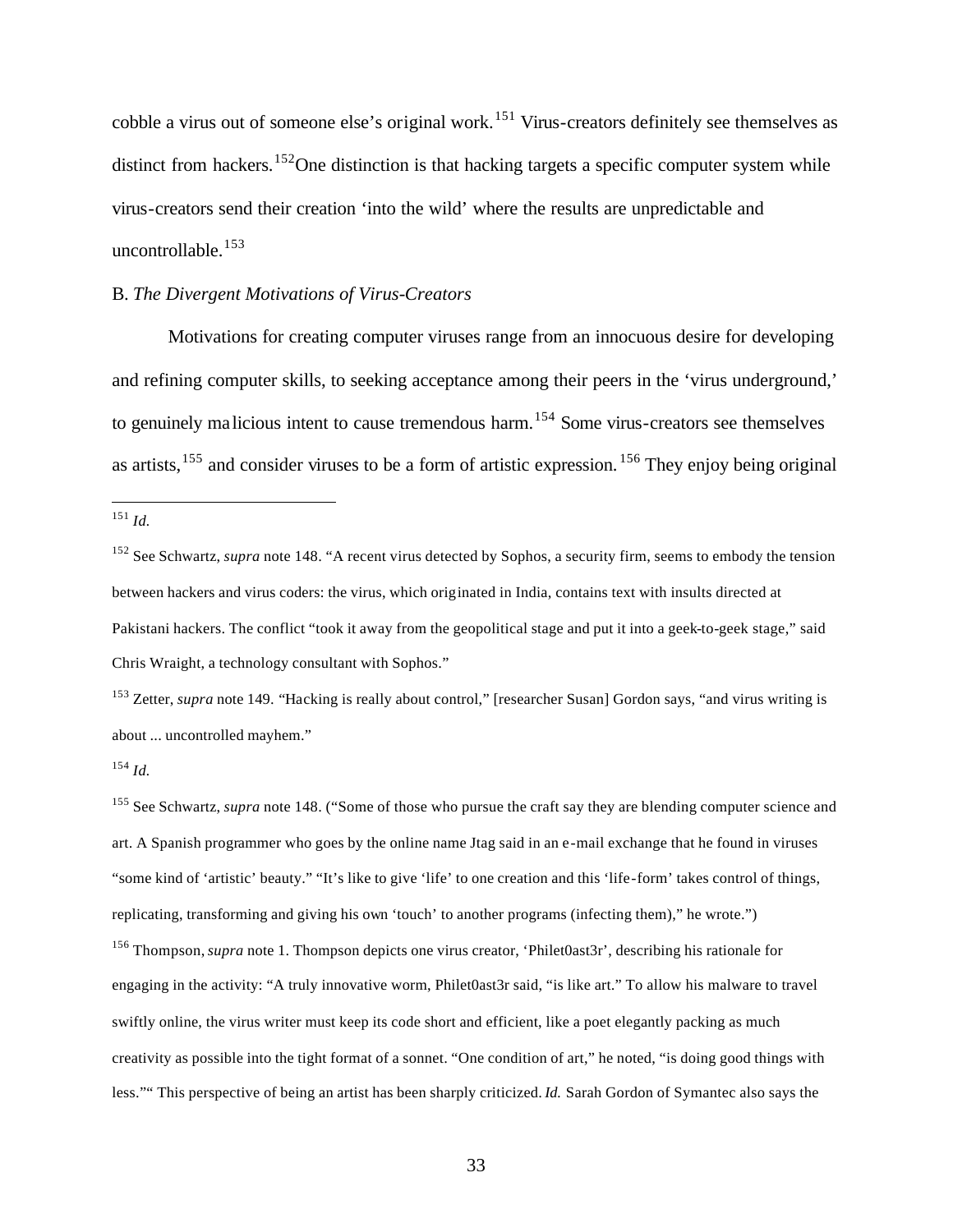cobble a virus out of someone else's original work.[151] Virus-creators definitely see themselves as distinct from hackers.[152] One distinction is that hacking targets a specific computer system while virus-creators send their creation 'into the wild' where the results are unpredictable and uncontrollable.[153]

B. *The Divergent Motivations of Virus-Creators*

Motivations for creating computer viruses range from an innocuous desire for developing and refining computer skills, to seeking acceptance among their peers in the 'virus underground,' to genuinely malicious intent to cause tremendous harm.[154] Some virus-creators see themselves as artists,[155] and consider viruses to be a form of artistic expression.[156] They enjoy being original

---

[151] *Id.*

[152] See Schwartz, *supra* note 148. "A recent virus detected by Sophos, a security firm, seems to embody the tension between hackers and virus coders: the virus, which originated in India, contains text with insults directed at Pakistani hackers. The conflict "took it away from the geopolitical stage and put it into a geek-to-geek stage," said Chris Wraight, a technology consultant with Sophos."

[153] Zetter, *supra* note 149. "Hacking is really about control," [researcher Susan] Gordon says, "and virus writing is about ... uncontrolled mayhem."

[154] *Id.*

[155] See Schwartz, *supra* note 148. ("Some of those who pursue the craft say they are blending computer science and art. A Spanish programmer who goes by the online name Jtag said in an e-mail exchange that he found in viruses "some kind of 'artistic' beauty." "It's like to give 'life' to one creation and this 'life-form' takes control of things, replicating, transforming and giving his own 'touch' to another programs (infecting them)," he wrote.")

[156] Thompson, *supra* note 1. Thompson depicts one virus creator, 'Philet0ast3r', describing his rationale for engaging in the activity: "A truly innovative worm, Philet0ast3r said, "is like art." To allow his malware to travel swiftly online, the virus writer must keep its code short and efficient, like a poet elegantly packing as much creativity as possible into the tight format of a sonnet. "One condition of art," he noted, "is doing good things with less."" This perspective of being an artist has been sharply criticized. *Id.* Sarah Gordon of Symantec also says the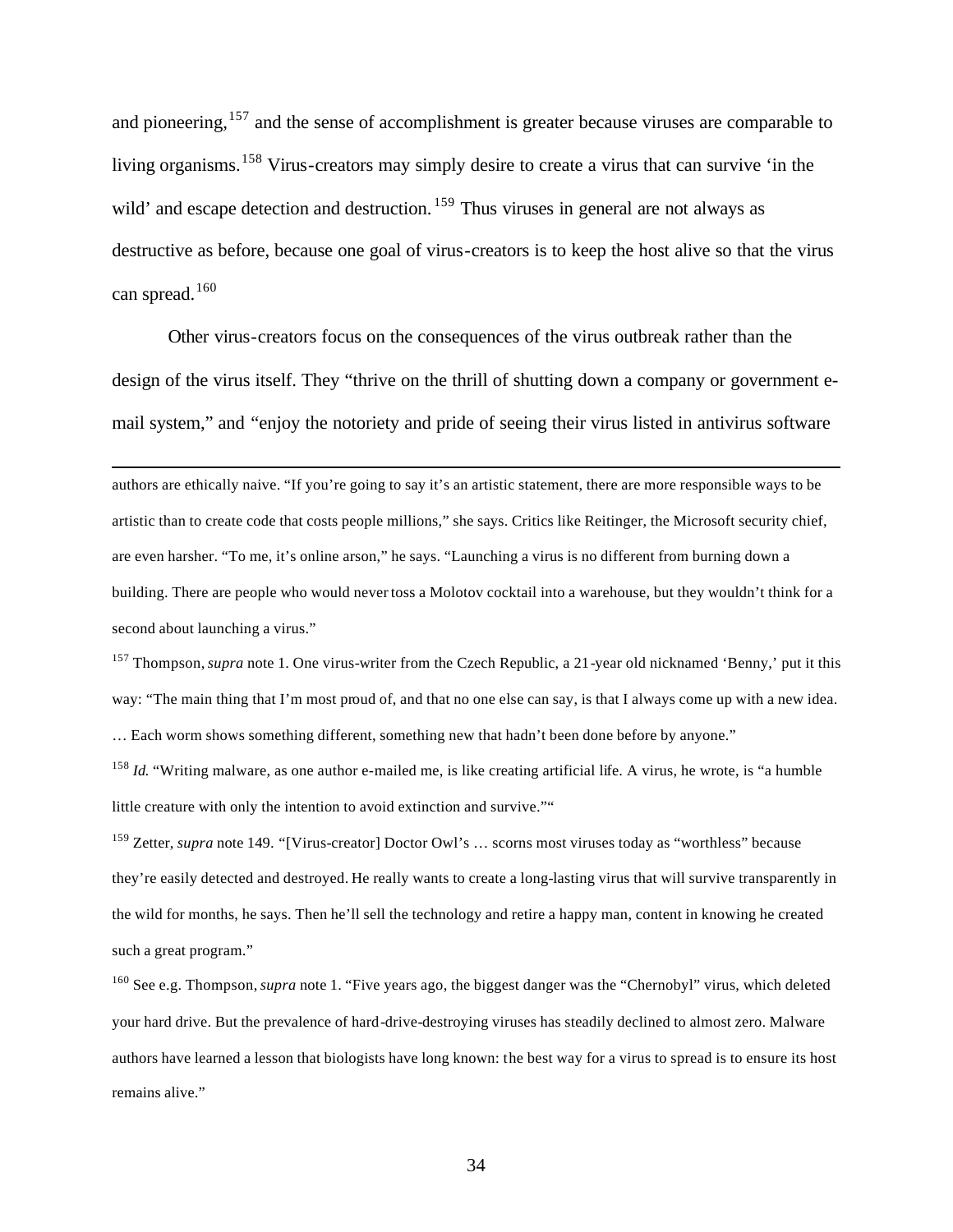and pioneering,[157] and the sense of accomplishment is greater because viruses are comparable to living organisms.[158] Virus-creators may simply desire to create a virus that can survive 'in the wild' and escape detection and destruction.[159] Thus viruses in general are not always as destructive as before, because one goal of virus-creators is to keep the host alive so that the virus can spread.[160]

Other virus-creators focus on the consequences of the virus outbreak rather than the design of the virus itself. They "thrive on the thrill of shutting down a company or government e-mail system," and "enjoy the notoriety and pride of seeing their virus listed in antivirus software

---

authors are ethically naive. "If you're going to say it's an artistic statement, there are more responsible ways to be artistic than to create code that costs people millions," she says. Critics like Reitinger, the Microsoft security chief, are even harsher. "To me, it's online arson," he says. "Launching a virus is no different from burning down a building. There are people who would never toss a Molotov cocktail into a warehouse, but they wouldn't think for a second about launching a virus."

[157] Thompson, *supra* note 1. One virus-writer from the Czech Republic, a 21-year old nicknamed 'Benny,' put it this way: "The main thing that I'm most proud of, and that no one else can say, is that I always come up with a new idea. … Each worm shows something different, something new that hadn't been done before by anyone."

[158] *Id.* "Writing malware, as one author e-mailed me, is like creating artificial life. A virus, he wrote, is "a humble little creature with only the intention to avoid extinction and survive.""

[159] Zetter, *supra* note 149. "[Virus-creator] Doctor Owl's … scorns most viruses today as "worthless" because they're easily detected and destroyed. He really wants to create a long-lasting virus that will survive transparently in the wild for months, he says. Then he'll sell the technology and retire a happy man, content in knowing he created such a great program."

[160] See e.g. Thompson, *supra* note 1. "Five years ago, the biggest danger was the "Chernobyl" virus, which deleted your hard drive. But the prevalence of hard-drive-destroying viruses has steadily declined to almost zero. Malware authors have learned a lesson that biologists have long known: the best way for a virus to spread is to ensure its host remains alive."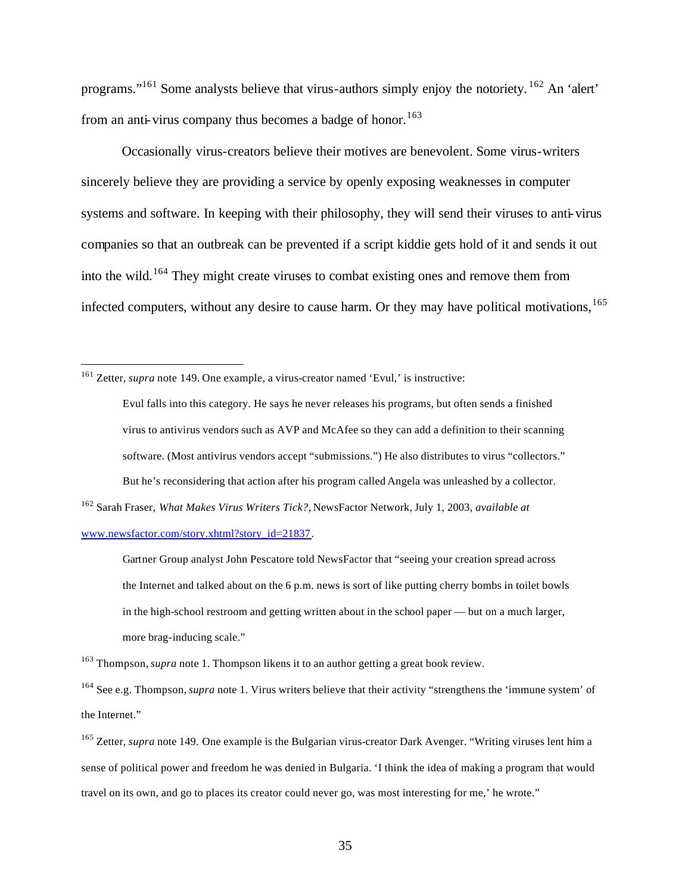programs."[161] Some analysts believe that virus-authors simply enjoy the notoriety.[162] An 'alert' from an anti-virus company thus becomes a badge of honor.[163]

Occasionally virus-creators believe their motives are benevolent. Some virus-writers sincerely believe they are providing a service by openly exposing weaknesses in computer systems and software. In keeping with their philosophy, they will send their viruses to anti-virus companies so that an outbreak can be prevented if a script kiddie gets hold of it and sends it out into the wild.[164] They might create viruses to combat existing ones and remove them from infected computers, without any desire to cause harm. Or they may have political motivations,[165]

---

[161] Zetter, *supra* note 149. One example, a virus-creator named 'Evul,' is instructive:

> Evul falls into this category. He says he never releases his programs, but often sends a finished virus to antivirus vendors such as AVP and McAfee so they can add a definition to their scanning software. (Most antivirus vendors accept "submissions.") He also distributes to virus "collectors." But he's reconsidering that action after his program called Angela was unleashed by a collector.

[162] Sarah Fraser, *What Makes Virus Writers Tick?*, NewsFactor Network, July 1, 2003, *available at* www.newsfactor.com/story.xhtml?story_id=21837.

> Gartner Group analyst John Pescatore told NewsFactor that "seeing your creation spread across the Internet and talked about on the 6 p.m. news is sort of like putting cherry bombs in toilet bowls in the high-school restroom and getting written about in the school paper — but on a much larger, more brag-inducing scale."

[163] Thompson, *supra* note 1. Thompson likens it to an author getting a great book review.

[164] See e.g. Thompson, *supra* note 1. Virus writers believe that their activity "strengthens the 'immune system' of the Internet."

[165] Zetter, *supra* note 149. One example is the Bulgarian virus-creator Dark Avenger. "Writing viruses lent him a sense of political power and freedom he was denied in Bulgaria. 'I think the idea of making a program that would travel on its own, and go to places its creator could never go, was most interesting for me,' he wrote."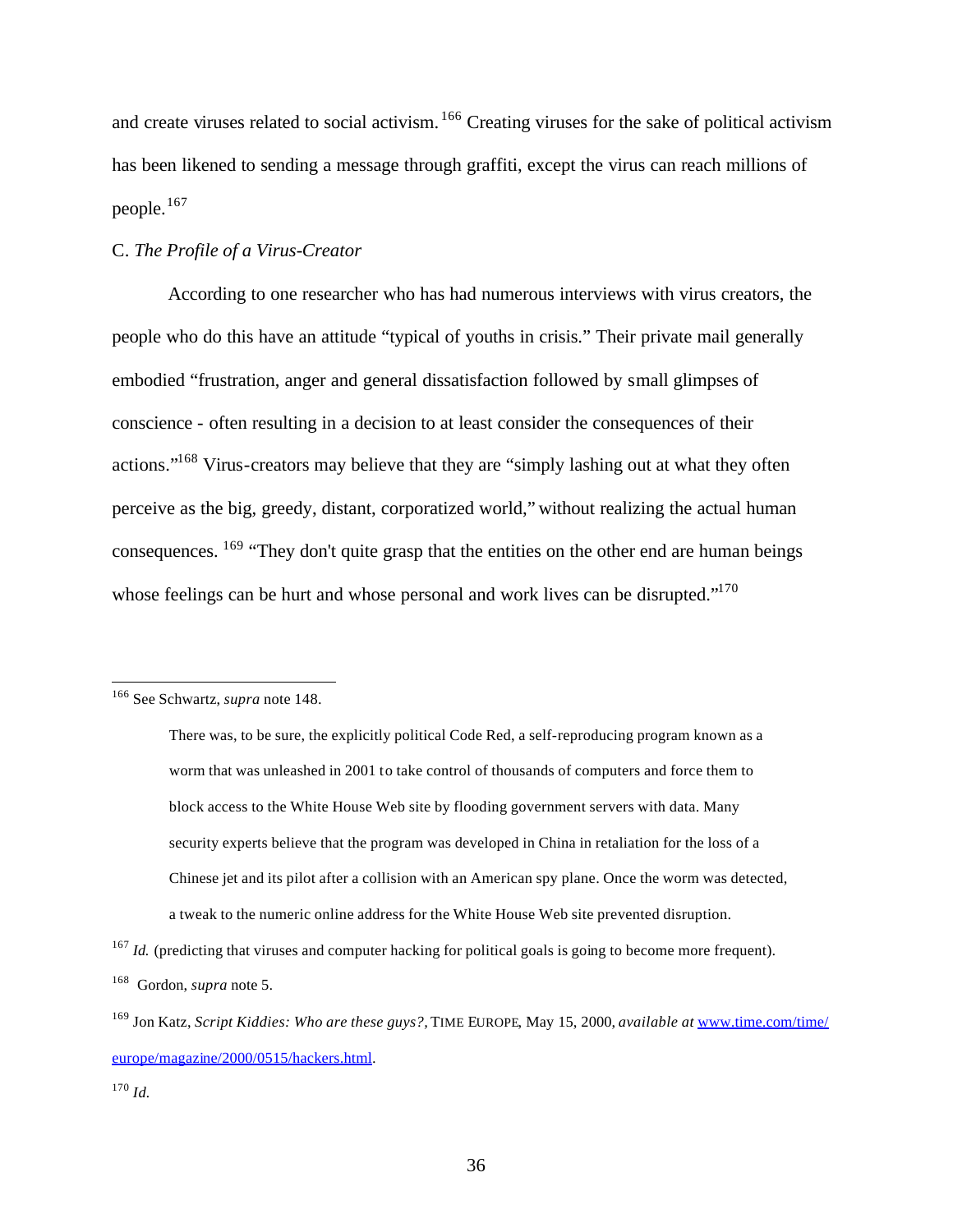and create viruses related to social activism.[166] Creating viruses for the sake of political activism has been likened to sending a message through graffiti, except the virus can reach millions of people.[167]

### C. *The Profile of a Virus-Creator*

According to one researcher who has had numerous interviews with virus creators, the people who do this have an attitude "typical of youths in crisis." Their private mail generally embodied "frustration, anger and general dissatisfaction followed by small glimpses of conscience - often resulting in a decision to at least consider the consequences of their actions."[168] Virus-creators may believe that they are "simply lashing out at what they often perceive as the big, greedy, distant, corporatized world," without realizing the actual human consequences.[169] "They don't quite grasp that the entities on the other end are human beings whose feelings can be hurt and whose personal and work lives can be disrupted."[170]

---

[166] See Schwartz, *supra* note 148.

> There was, to be sure, the explicitly political Code Red, a self-reproducing program known as a worm that was unleashed in 2001 to take control of thousands of computers and force them to block access to the White House Web site by flooding government servers with data. Many security experts believe that the program was developed in China in retaliation for the loss of a Chinese jet and its pilot after a collision with an American spy plane. Once the worm was detected, a tweak to the numeric online address for the White House Web site prevented disruption.

[167] *Id.* (predicting that viruses and computer hacking for political goals is going to become more frequent).

[168] Gordon, *supra* note 5.

[169] Jon Katz, *Script Kiddies: Who are these guys?*, TIME EUROPE, May 15, 2000, *available at* www.time.com/time/europe/magazine/2000/0515/hackers.html.

[170] *Id.*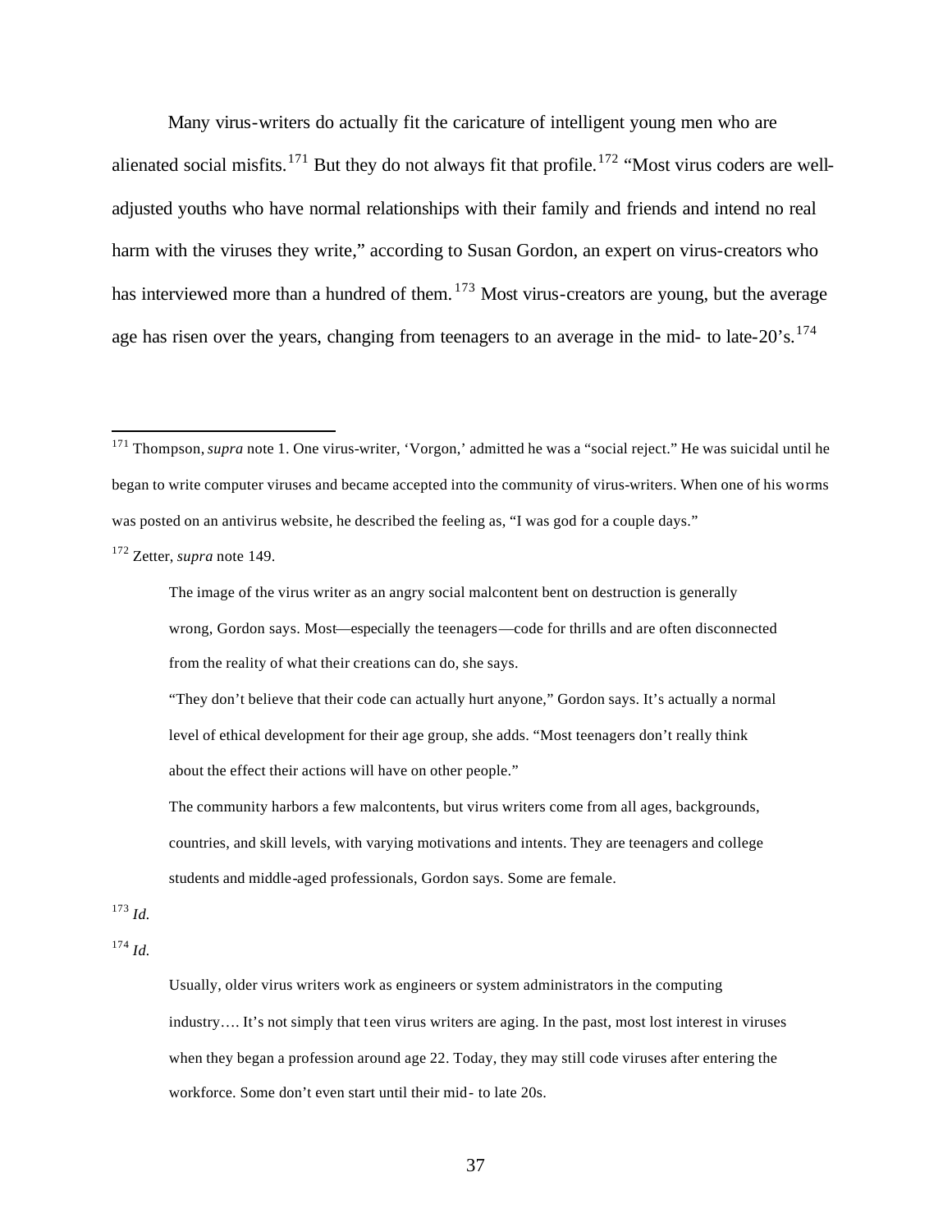Many virus-writers do actually fit the caricature of intelligent young men who are alienated social misfits.[171] But they do not always fit that profile.[172] "Most virus coders are well-adjusted youths who have normal relationships with their family and friends and intend no real harm with the viruses they write," according to Susan Gordon, an expert on virus-creators who has interviewed more than a hundred of them.[173] Most virus-creators are young, but the average age has risen over the years, changing from teenagers to an average in the mid- to late-20's.[174]

---

[171] Thompson, *supra* note 1. One virus-writer, 'Vorgon,' admitted he was a "social reject." He was suicidal until he began to write computer viruses and became accepted into the community of virus-writers. When one of his worms was posted on an antivirus website, he described the feeling as, "I was god for a couple days."

[172] Zetter, *supra* note 149.

> The image of the virus writer as an angry social malcontent bent on destruction is generally wrong, Gordon says. Most—especially the teenagers—code for thrills and are often disconnected from the reality of what their creations can do, she says.
>
> "They don't believe that their code can actually hurt anyone," Gordon says. It's actually a normal level of ethical development for their age group, she adds. "Most teenagers don't really think about the effect their actions will have on other people."
>
> The community harbors a few malcontents, but virus writers come from all ages, backgrounds, countries, and skill levels, with varying motivations and intents. They are teenagers and college students and middle-aged professionals, Gordon says. Some are female.

[173] *Id.*

[174] *Id.*

> Usually, older virus writers work as engineers or system administrators in the computing industry…. It's not simply that teen virus writers are aging. In the past, most lost interest in viruses when they began a profession around age 22. Today, they may still code viruses after entering the workforce. Some don't even start until their mid- to late 20s.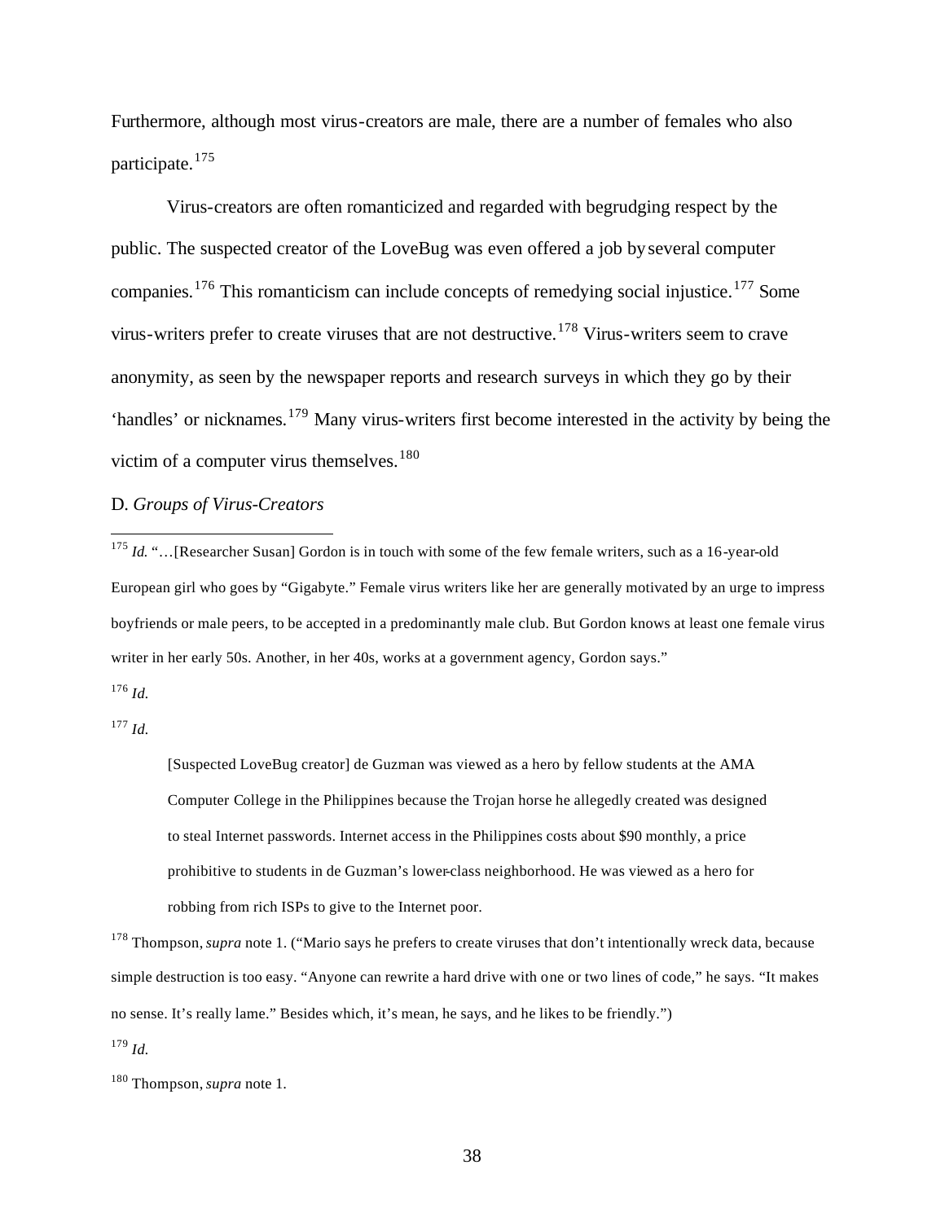Furthermore, although most virus-creators are male, there are a number of females who also participate.[175]

Virus-creators are often romanticized and regarded with begrudging respect by the public. The suspected creator of the LoveBug was even offered a job by several computer companies.[176] This romanticism can include concepts of remedying social injustice.[177] Some virus-writers prefer to create viruses that are not destructive.[178] Virus-writers seem to crave anonymity, as seen by the newspaper reports and research surveys in which they go by their 'handles' or nicknames.[179] Many virus-writers first become interested in the activity by being the victim of a computer virus themselves.[180]

D. *Groups of Virus-Creators*

---

[175] *Id.* "…[Researcher Susan] Gordon is in touch with some of the few female writers, such as a 16-year-old European girl who goes by "Gigabyte." Female virus writers like her are generally motivated by an urge to impress boyfriends or male peers, to be accepted in a predominantly male club. But Gordon knows at least one female virus writer in her early 50s. Another, in her 40s, works at a government agency, Gordon says."

[176] *Id.*

[177] *Id.*

> [Suspected LoveBug creator] de Guzman was viewed as a hero by fellow students at the AMA Computer College in the Philippines because the Trojan horse he allegedly created was designed to steal Internet passwords. Internet access in the Philippines costs about $90 monthly, a price prohibitive to students in de Guzman's lower-class neighborhood. He was viewed as a hero for robbing from rich ISPs to give to the Internet poor.

[178] Thompson, *supra* note 1. ("Mario says he prefers to create viruses that don't intentionally wreck data, because simple destruction is too easy. "Anyone can rewrite a hard drive with one or two lines of code," he says. "It makes no sense. It's really lame." Besides which, it's mean, he says, and he likes to be friendly.")

[179] *Id.*

[180] Thompson, *supra* note 1.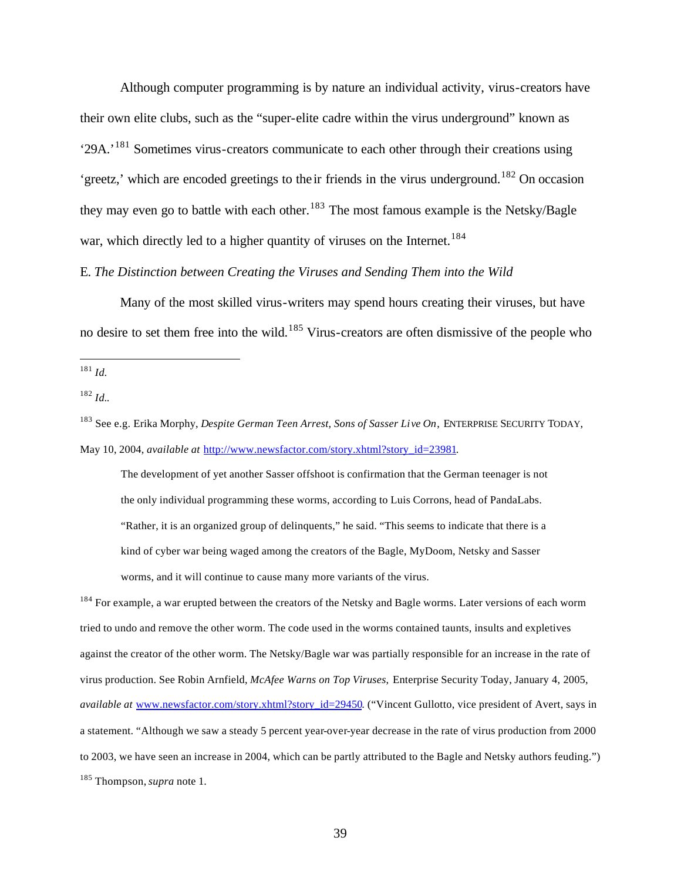Although computer programming is by nature an individual activity, virus-creators have their own elite clubs, such as the "super-elite cadre within the virus underground" known as '29A.'[181] Sometimes virus-creators communicate to each other through their creations using 'greetz,' which are encoded greetings to their friends in the virus underground.[182] On occasion they may even go to battle with each other.[183] The most famous example is the Netsky/Bagle war, which directly led to a higher quantity of viruses on the Internet.[184]

E. *The Distinction between Creating the Viruses and Sending Them into the Wild*

Many of the most skilled virus-writers may spend hours creating their viruses, but have no desire to set them free into the wild.[185] Virus-creators are often dismissive of the people who

---

[181] *Id.*

[182] *Id.*.

[183] See e.g. Erika Morphy, *Despite German Teen Arrest, Sons of Sasser Live On*, ENTERPRISE SECURITY TODAY, May 10, 2004, *available at* http://www.newsfactor.com/story.xhtml?story_id=23981.

> The development of yet another Sasser offshoot is confirmation that the German teenager is not the only individual programming these worms, according to Luis Corrons, head of PandaLabs. "Rather, it is an organized group of delinquents," he said. "This seems to indicate that there is a kind of cyber war being waged among the creators of the Bagle, MyDoom, Netsky and Sasser worms, and it will continue to cause many more variants of the virus.

[184] For example, a war erupted between the creators of the Netsky and Bagle worms. Later versions of each worm tried to undo and remove the other worm. The code used in the worms contained taunts, insults and expletives against the creator of the other worm. The Netsky/Bagle war was partially responsible for an increase in the rate of virus production. See Robin Arnfield, *McAfee Warns on Top Viruses*, Enterprise Security Today, January 4, 2005, *available at* www.newsfactor.com/story.xhtml?story_id=29450. ("Vincent Gullotto, vice president of Avert, says in a statement. "Although we saw a steady 5 percent year-over-year decrease in the rate of virus production from 2000 to 2003, we have seen an increase in 2004, which can be partly attributed to the Bagle and Netsky authors feuding.")

[185] Thompson, *supra* note 1.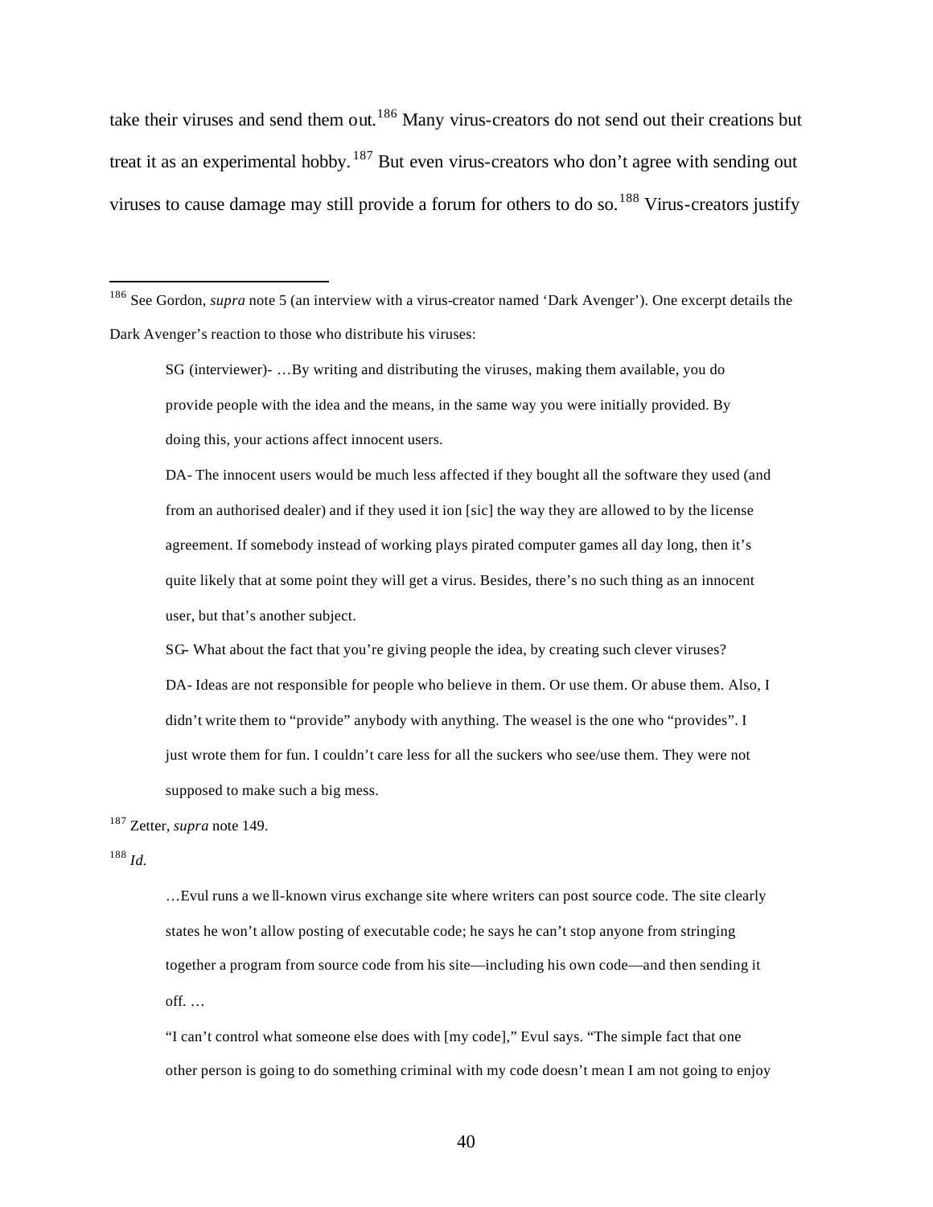take their viruses and send them out.[186] Many virus-creators do not send out their creations but treat it as an experimental hobby.[187] But even virus-creators who don't agree with sending out viruses to cause damage may still provide a forum for others to do so.[188] Virus-creators justify

---

[186] See Gordon, *supra* note 5 (an interview with a virus-creator named 'Dark Avenger'). One excerpt details the Dark Avenger's reaction to those who distribute his viruses:

> SG (interviewer)- …By writing and distributing the viruses, making them available, you do provide people with the idea and the means, in the same way you were initially provided. By doing this, your actions affect innocent users.
>
> DA- The innocent users would be much less affected if they bought all the software they used (and from an authorised dealer) and if they used it ion [sic] the way they are allowed to by the license agreement. If somebody instead of working plays pirated computer games all day long, then it's quite likely that at some point they will get a virus. Besides, there's no such thing as an innocent user, but that's another subject.
>
> SG- What about the fact that you're giving people the idea, by creating such clever viruses?
>
> DA- Ideas are not responsible for people who believe in them. Or use them. Or abuse them. Also, I didn't write them to "provide" anybody with anything. The weasel is the one who "provides". I just wrote them for fun. I couldn't care less for all the suckers who see/use them. They were not supposed to make such a big mess.

[187] Zetter, *supra* note 149.

[188] *Id.*

> …Evul runs a well-known virus exchange site where writers can post source code. The site clearly states he won't allow posting of executable code; he says he can't stop anyone from stringing together a program from source code from his site—including his own code—and then sending it off. …
>
> "I can't control what someone else does with [my code]," Evul says. "The simple fact that one other person is going to do something criminal with my code doesn't mean I am not going to enjoy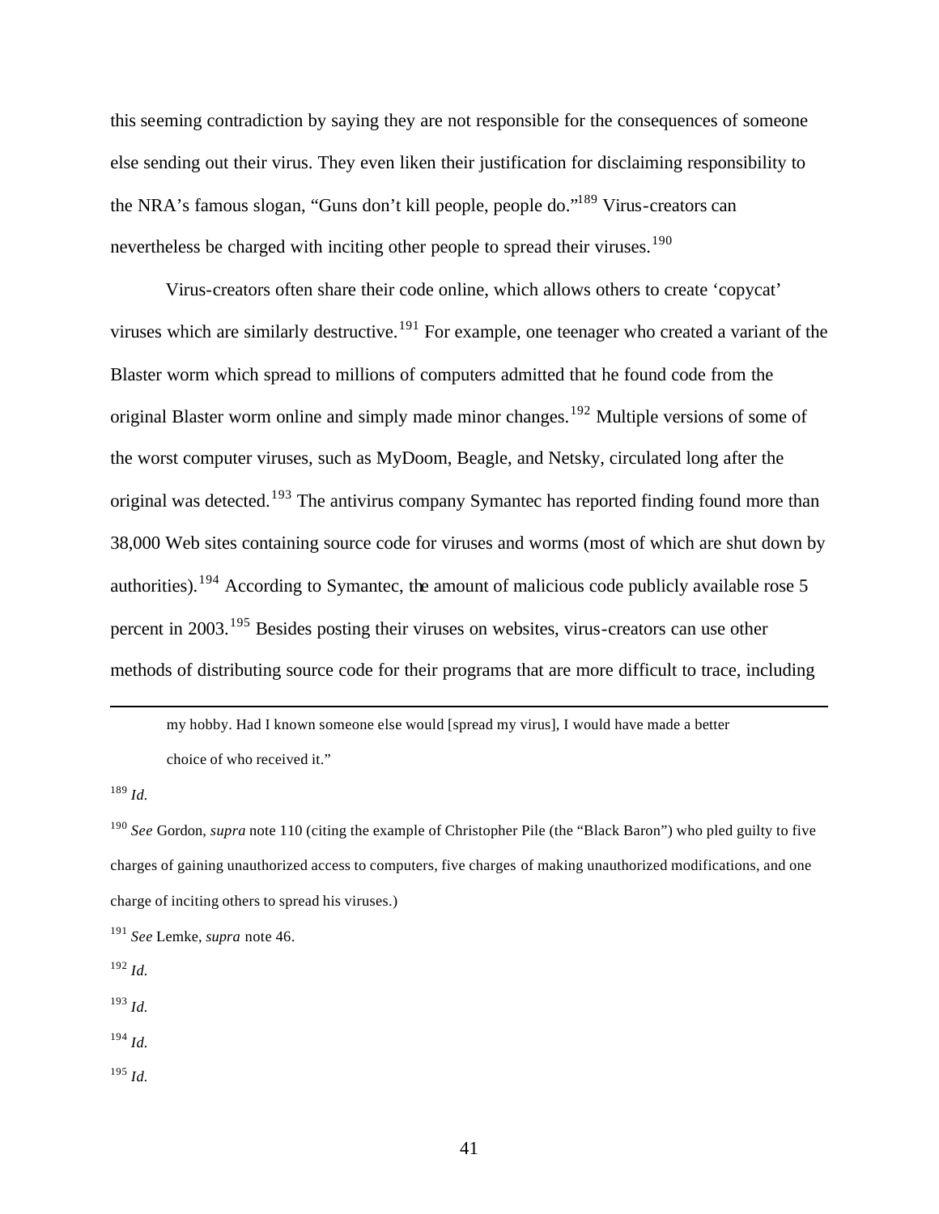this seeming contradiction by saying they are not responsible for the consequences of someone else sending out their virus. They even liken their justification for disclaiming responsibility to the NRA's famous slogan, "Guns don't kill people, people do."[189] Virus-creators can nevertheless be charged with inciting other people to spread their viruses.[190]

Virus-creators often share their code online, which allows others to create 'copycat' viruses which are similarly destructive.[191] For example, one teenager who created a variant of the Blaster worm which spread to millions of computers admitted that he found code from the original Blaster worm online and simply made minor changes.[192] Multiple versions of some of the worst computer viruses, such as MyDoom, Beagle, and Netsky, circulated long after the original was detected.[193] The antivirus company Symantec has reported finding found more than 38,000 Web sites containing source code for viruses and worms (most of which are shut down by authorities).[194] According to Symantec, the amount of malicious code publicly available rose 5 percent in 2003.[195] Besides posting their viruses on websites, virus-creators can use other methods of distributing source code for their programs that are more difficult to trace, including

---

> my hobby. Had I known someone else would [spread my virus], I would have made a better choice of who received it."

[189] *Id.*

[190] *See* Gordon, *supra* note 110 (citing the example of Christopher Pile (the "Black Baron") who pled guilty to five charges of gaining unauthorized access to computers, five charges of making unauthorized modifications, and one charge of inciting others to spread his viruses.)

[191] *See* Lemke, *supra* note 46.

[192] *Id.*

[193] *Id.*

[194] *Id.*

[195] *Id.*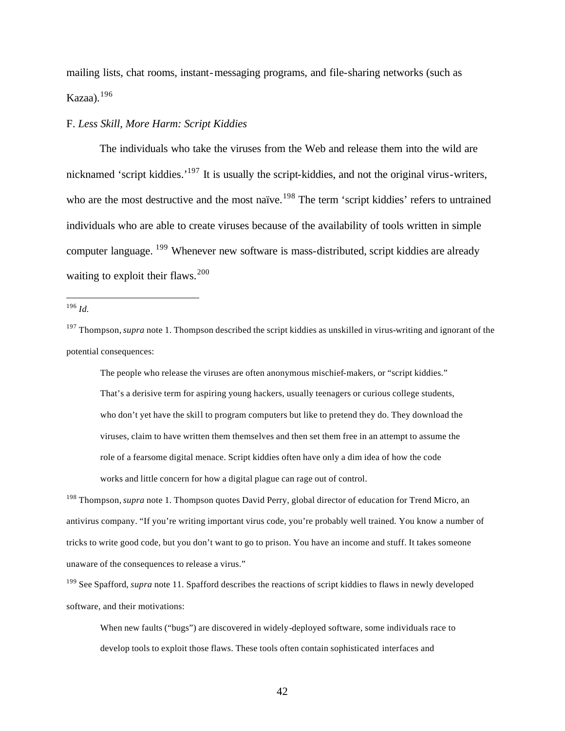mailing lists, chat rooms, instant-messaging programs, and file-sharing networks (such as Kazaa).[196]

F. *Less Skill, More Harm: Script Kiddies*

The individuals who take the viruses from the Web and release them into the wild are nicknamed 'script kiddies.'[197] It is usually the script-kiddies, and not the original virus-writers, who are the most destructive and the most naïve.[198] The term 'script kiddies' refers to untrained individuals who are able to create viruses because of the availability of tools written in simple computer language. [199] Whenever new software is mass-distributed, script kiddies are already waiting to exploit their flaws.[200]

---

[196] *Id.*

[197] Thompson, *supra* note 1. Thompson described the script kiddies as unskilled in virus-writing and ignorant of the potential consequences:

> The people who release the viruses are often anonymous mischief-makers, or "script kiddies." That's a derisive term for aspiring young hackers, usually teenagers or curious college students, who don't yet have the skill to program computers but like to pretend they do. They download the viruses, claim to have written them themselves and then set them free in an attempt to assume the role of a fearsome digital menace. Script kiddies often have only a dim idea of how the code works and little concern for how a digital plague can rage out of control.

[198] Thompson, *supra* note 1. Thompson quotes David Perry, global director of education for Trend Micro, an antivirus company. "If you're writing important virus code, you're probably well trained. You know a number of tricks to write good code, but you don't want to go to prison. You have an income and stuff. It takes someone unaware of the consequences to release a virus."

[199] See Spafford, *supra* note 11. Spafford describes the reactions of script kiddies to flaws in newly developed software, and their motivations:

> When new faults ("bugs") are discovered in widely-deployed software, some individuals race to develop tools to exploit those flaws. These tools often contain sophisticated interfaces and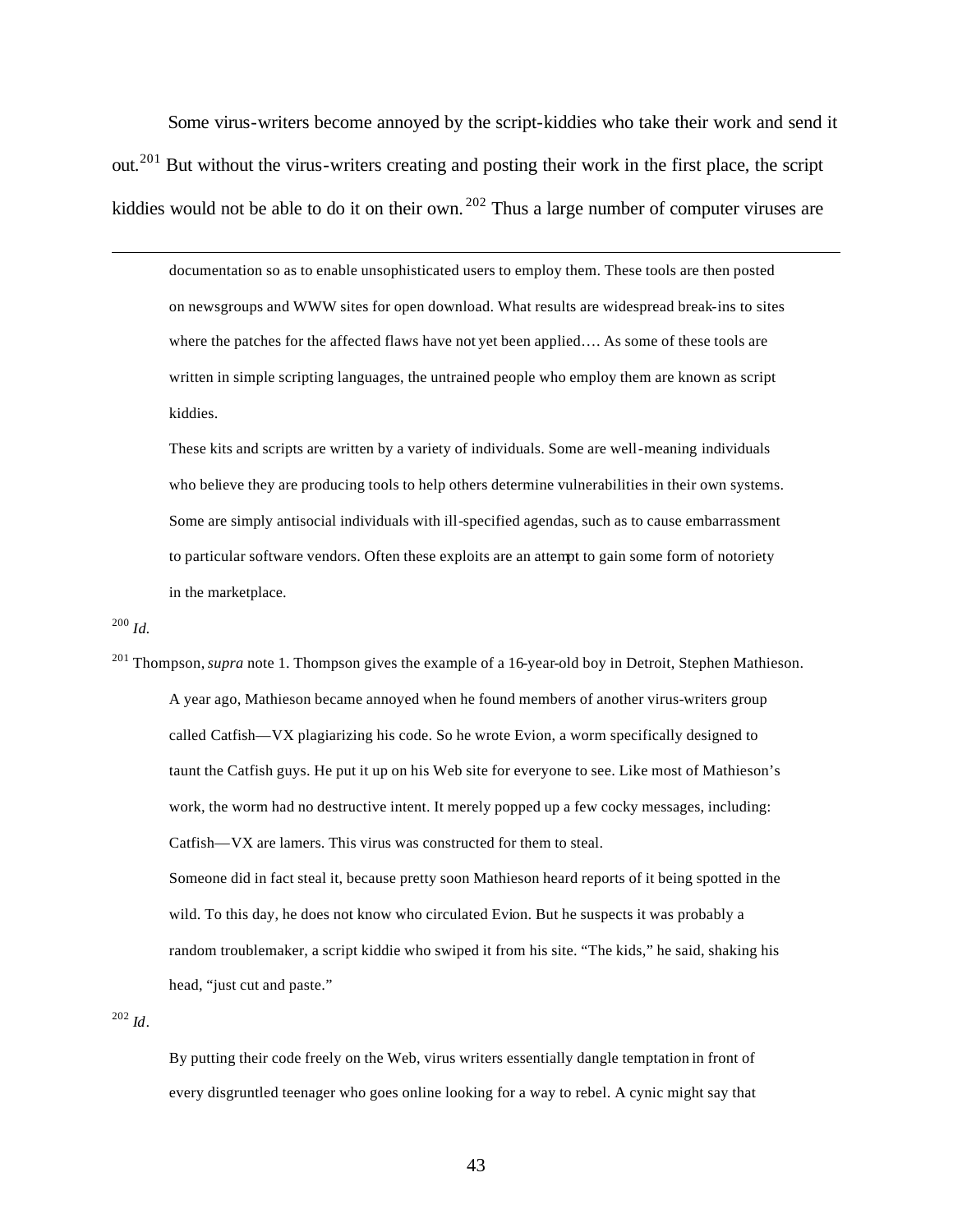Some virus-writers become annoyed by the script-kiddies who take their work and send it out.[201] But without the virus-writers creating and posting their work in the first place, the script kiddies would not be able to do it on their own.[202] Thus a large number of computer viruses are

---

> documentation so as to enable unsophisticated users to employ them. These tools are then posted on newsgroups and WWW sites for open download. What results are widespread break-ins to sites where the patches for the affected flaws have not yet been applied…. As some of these tools are written in simple scripting languages, the untrained people who employ them are known as script kiddies.
>
> These kits and scripts are written by a variety of individuals. Some are well-meaning individuals who believe they are producing tools to help others determine vulnerabilities in their own systems. Some are simply antisocial individuals with ill-specified agendas, such as to cause embarrassment to particular software vendors. Often these exploits are an attempt to gain some form of notoriety in the marketplace.

[200] *Id.*

[201] Thompson, *supra* note 1. Thompson gives the example of a 16-year-old boy in Detroit, Stephen Mathieson.

> A year ago, Mathieson became annoyed when he found members of another virus-writers group called Catfish—VX plagiarizing his code. So he wrote Evion, a worm specifically designed to taunt the Catfish guys. He put it up on his Web site for everyone to see. Like most of Mathieson's work, the worm had no destructive intent. It merely popped up a few cocky messages, including: Catfish—VX are lamers. This virus was constructed for them to steal.
>
> Someone did in fact steal it, because pretty soon Mathieson heard reports of it being spotted in the wild. To this day, he does not know who circulated Evion. But he suspects it was probably a random troublemaker, a script kiddie who swiped it from his site. "The kids," he said, shaking his head, "just cut and paste."

[202] *Id*.

> By putting their code freely on the Web, virus writers essentially dangle temptation in front of every disgruntled teenager who goes online looking for a way to rebel. A cynic might say that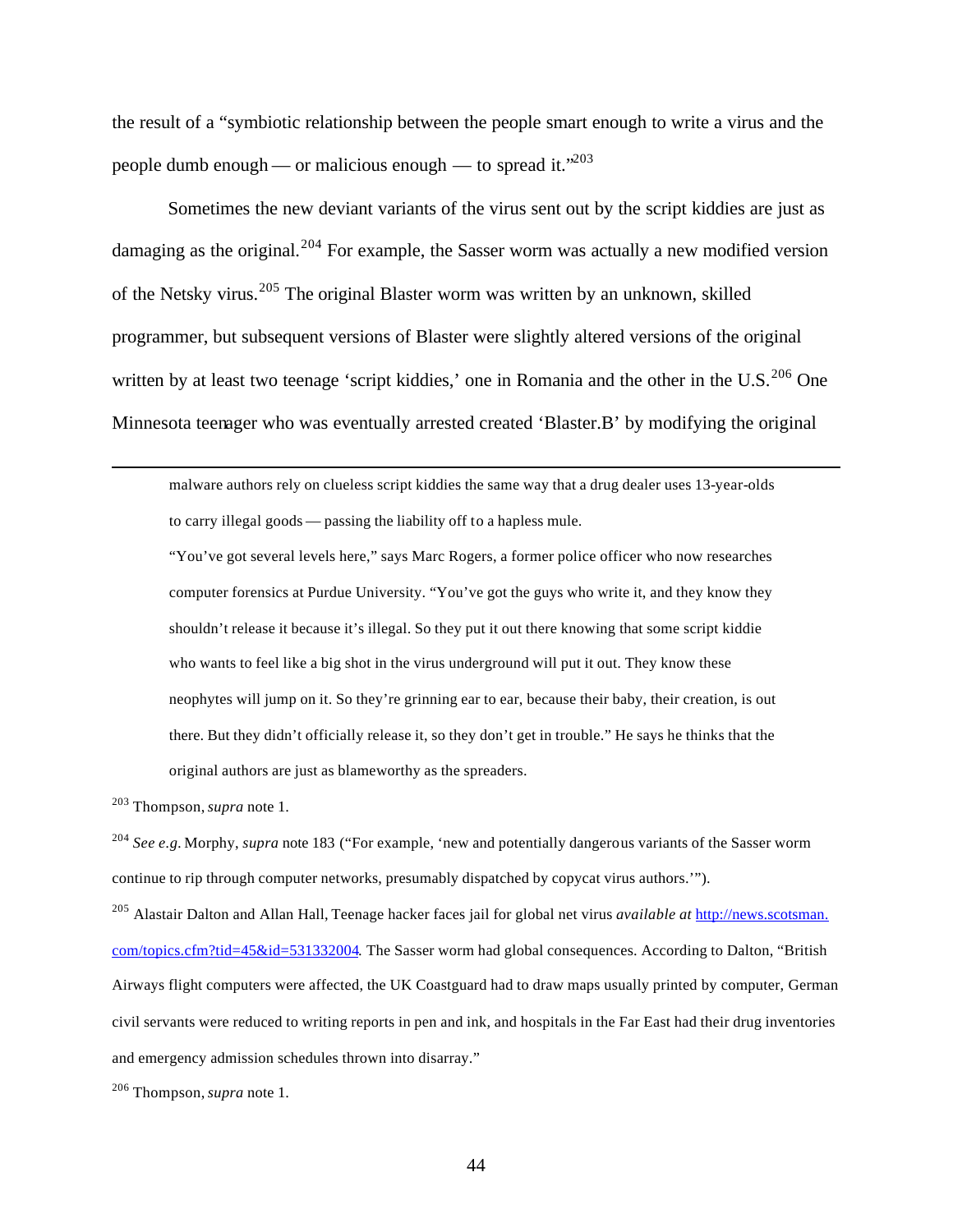the result of a "symbiotic relationship between the people smart enough to write a virus and the people dumb enough — or malicious enough — to spread it."[203]

Sometimes the new deviant variants of the virus sent out by the script kiddies are just as damaging as the original.[204] For example, the Sasser worm was actually a new modified version of the Netsky virus.[205] The original Blaster worm was written by an unknown, skilled programmer, but subsequent versions of Blaster were slightly altered versions of the original written by at least two teenage 'script kiddies,' one in Romania and the other in the U.S.[206] One Minnesota teenager who was eventually arrested created 'Blaster.B' by modifying the original

---

> malware authors rely on clueless script kiddies the same way that a drug dealer uses 13-year-olds to carry illegal goods — passing the liability off to a hapless mule.
>
> "You've got several levels here," says Marc Rogers, a former police officer who now researches computer forensics at Purdue University. "You've got the guys who write it, and they know they shouldn't release it because it's illegal. So they put it out there knowing that some script kiddie who wants to feel like a big shot in the virus underground will put it out. They know these neophytes will jump on it. So they're grinning ear to ear, because their baby, their creation, is out there. But they didn't officially release it, so they don't get in trouble." He says he thinks that the original authors are just as blameworthy as the spreaders.

[203] Thompson, *supra* note 1.

[204] *See e.g.* Morphy, *supra* note 183 ("For example, 'new and potentially dangerous variants of the Sasser worm continue to rip through computer networks, presumably dispatched by copycat virus authors.'").

[205] Alastair Dalton and Allan Hall, Teenage hacker faces jail for global net virus *available at* http://news.scotsman.com/topics.cfm?tid=45&id=531332004. The Sasser worm had global consequences. According to Dalton, "British Airways flight computers were affected, the UK Coastguard had to draw maps usually printed by computer, German civil servants were reduced to writing reports in pen and ink, and hospitals in the Far East had their drug inventories and emergency admission schedules thrown into disarray."

[206] Thompson, *supra* note 1.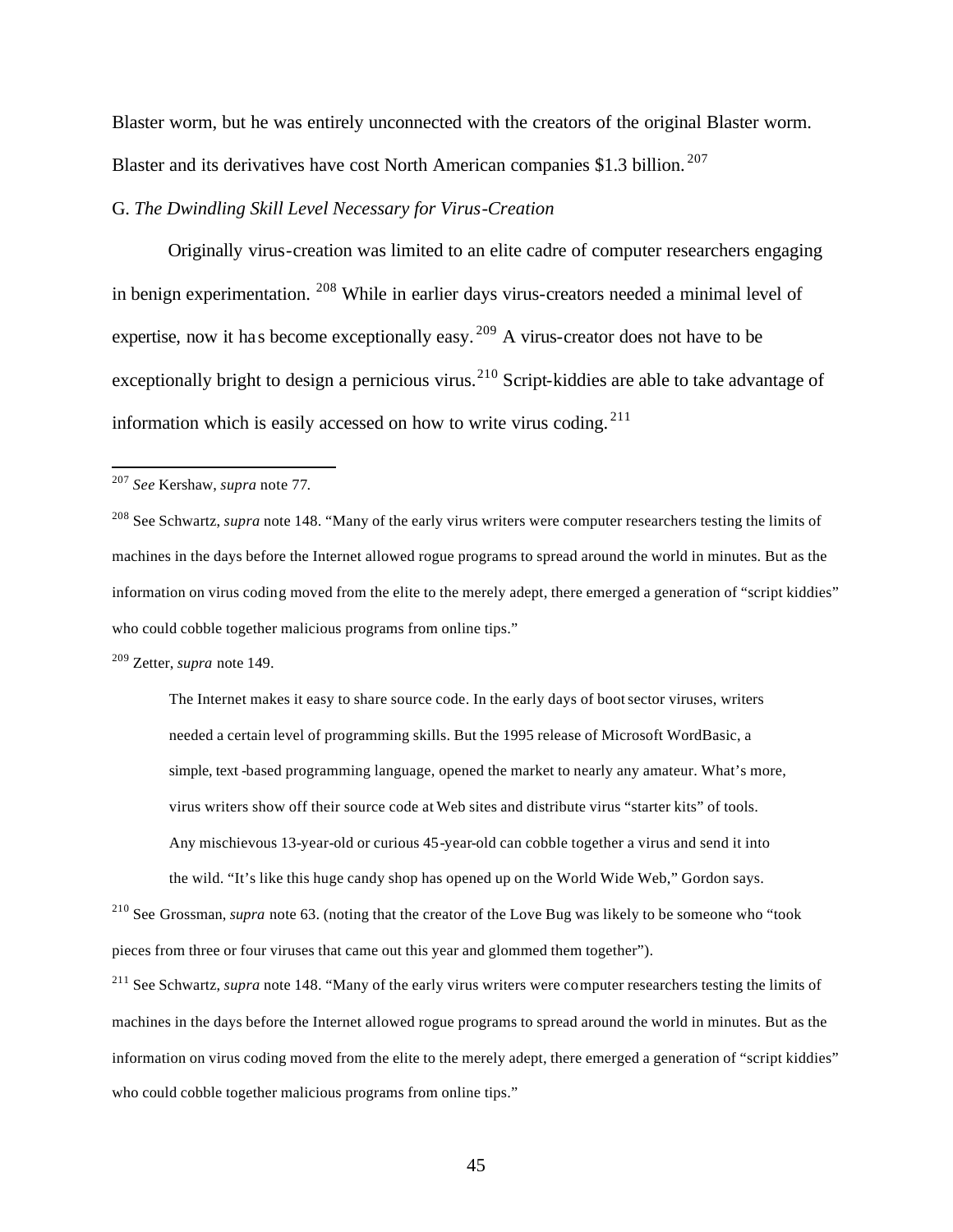Blaster worm, but he was entirely unconnected with the creators of the original Blaster worm. Blaster and its derivatives have cost North American companies $1.3 billion.[207]

G. *The Dwindling Skill Level Necessary for Virus-Creation*

Originally virus-creation was limited to an elite cadre of computer researchers engaging in benign experimentation.[208] While in earlier days virus-creators needed a minimal level of expertise, now it has become exceptionally easy.[209] A virus-creator does not have to be exceptionally bright to design a pernicious virus.[210] Script-kiddies are able to take advantage of information which is easily accessed on how to write virus coding.[211]

---

[207] *See* Kershaw, *supra* note 77.

[208] See Schwartz, *supra* note 148. "Many of the early virus writers were computer researchers testing the limits of machines in the days before the Internet allowed rogue programs to spread around the world in minutes. But as the information on virus coding moved from the elite to the merely adept, there emerged a generation of "script kiddies" who could cobble together malicious programs from online tips."

[209] Zetter, *supra* note 149.

> The Internet makes it easy to share source code. In the early days of boot sector viruses, writers needed a certain level of programming skills. But the 1995 release of Microsoft WordBasic, a simple, text-based programming language, opened the market to nearly any amateur. What's more, virus writers show off their source code at Web sites and distribute virus "starter kits" of tools. Any mischievous 13-year-old or curious 45-year-old can cobble together a virus and send it into the wild. "It's like this huge candy shop has opened up on the World Wide Web," Gordon says.

[210] See Grossman, *supra* note 63. (noting that the creator of the Love Bug was likely to be someone who "took pieces from three or four viruses that came out this year and glommed them together").

[211] See Schwartz, *supra* note 148. "Many of the early virus writers were computer researchers testing the limits of machines in the days before the Internet allowed rogue programs to spread around the world in minutes. But as the information on virus coding moved from the elite to the merely adept, there emerged a generation of "script kiddies" who could cobble together malicious programs from online tips."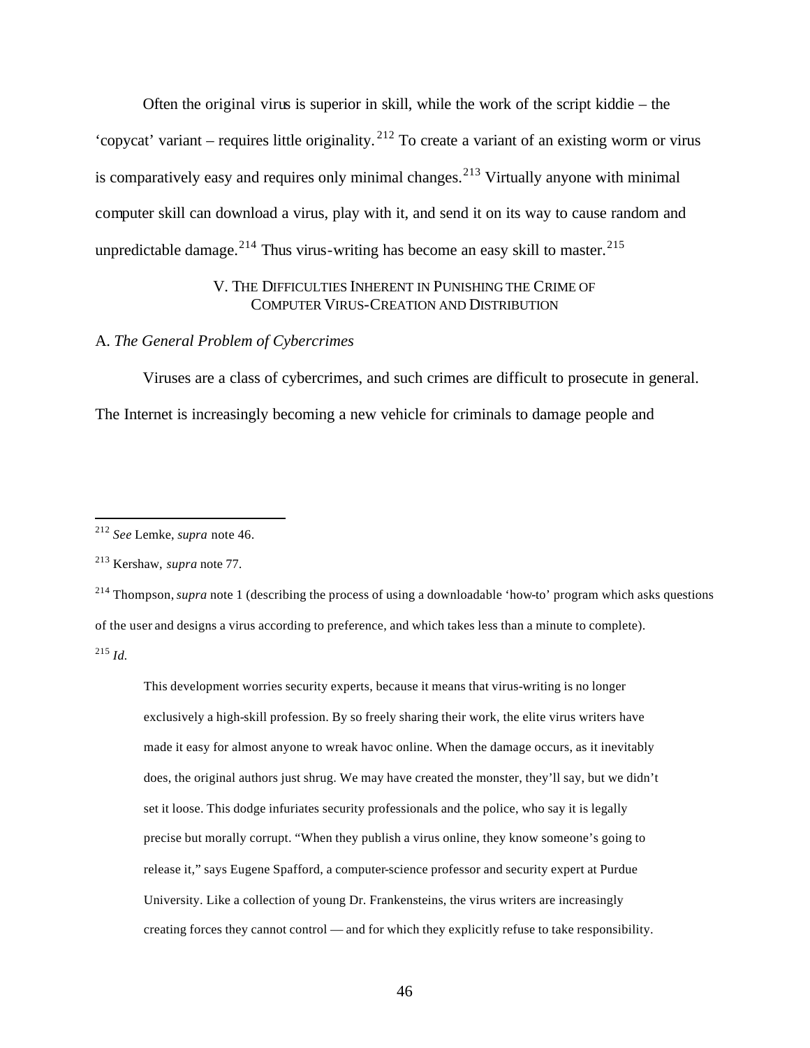Often the original virus is superior in skill, while the work of the script kiddie – the 'copycat' variant – requires little originality.[212] To create a variant of an existing worm or virus is comparatively easy and requires only minimal changes.[213] Virtually anyone with minimal computer skill can download a virus, play with it, and send it on its way to cause random and unpredictable damage.[214] Thus virus-writing has become an easy skill to master.[215]

## V. THE DIFFICULTIES INHERENT IN PUNISHING THE CRIME OF COMPUTER VIRUS-CREATION AND DISTRIBUTION

### A. *The General Problem of Cybercrimes*

Viruses are a class of cybercrimes, and such crimes are difficult to prosecute in general. The Internet is increasingly becoming a new vehicle for criminals to damage people and

---

[212] *See* Lemke, *supra* note 46.

[213] Kershaw, *supra* note 77.

[214] Thompson, *supra* note 1 (describing the process of using a downloadable 'how-to' program which asks questions of the user and designs a virus according to preference, and which takes less than a minute to complete).

[215] *Id.*

> This development worries security experts, because it means that virus-writing is no longer exclusively a high-skill profession. By so freely sharing their work, the elite virus writers have made it easy for almost anyone to wreak havoc online. When the damage occurs, as it inevitably does, the original authors just shrug. We may have created the monster, they'll say, but we didn't set it loose. This dodge infuriates security professionals and the police, who say it is legally precise but morally corrupt. "When they publish a virus online, they know someone's going to release it," says Eugene Spafford, a computer-science professor and security expert at Purdue University. Like a collection of young Dr. Frankensteins, the virus writers are increasingly creating forces they cannot control — and for which they explicitly refuse to take responsibility.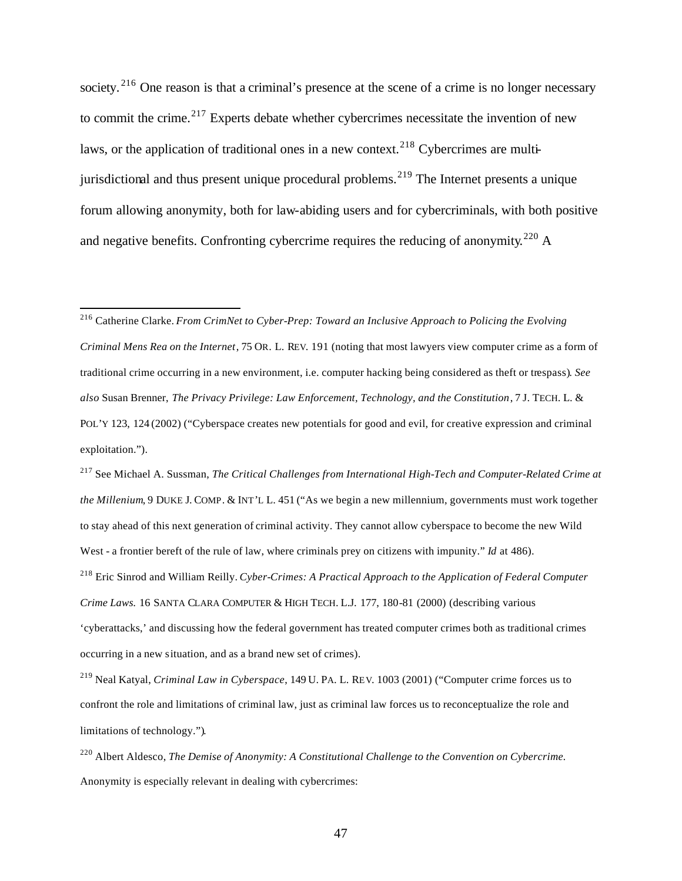society.[216] One reason is that a criminal's presence at the scene of a crime is no longer necessary to commit the crime.[217] Experts debate whether cybercrimes necessitate the invention of new laws, or the application of traditional ones in a new context.[218] Cybercrimes are multi-jurisdictional and thus present unique procedural problems.[219] The Internet presents a unique forum allowing anonymity, both for law-abiding users and for cybercriminals, with both positive and negative benefits. Confronting cybercrime requires the reducing of anonymity.[220] A

---

[216] Catherine Clarke. *From CrimNet to Cyber-Prep: Toward an Inclusive Approach to Policing the Evolving Criminal Mens Rea on the Internet*, 75 OR. L. REV. 191 (noting that most lawyers view computer crime as a form of traditional crime occurring in a new environment, i.e. computer hacking being considered as theft or trespass). *See also* Susan Brenner, *The Privacy Privilege: Law Enforcement, Technology, and the Constitution*, 7 J. TECH. L. & POL'Y 123, 124 (2002) ("Cyberspace creates new potentials for good and evil, for creative expression and criminal exploitation.").

[217] See Michael A. Sussman, *The Critical Challenges from International High-Tech and Computer-Related Crime at the Millenium*, 9 DUKE J. COMP. & INT'L L. 451 ("As we begin a new millennium, governments must work together to stay ahead of this next generation of criminal activity. They cannot allow cyberspace to become the new Wild West - a frontier bereft of the rule of law, where criminals prey on citizens with impunity." *Id* at 486).

[218] Eric Sinrod and William Reilly. *Cyber-Crimes: A Practical Approach to the Application of Federal Computer Crime Laws.* 16 SANTA CLARA COMPUTER & HIGH TECH. L.J. 177, 180-81 (2000) (describing various 'cyberattacks,' and discussing how the federal government has treated computer crimes both as traditional crimes occurring in a new situation, and as a brand new set of crimes).

[219] Neal Katyal, *Criminal Law in Cyberspace*, 149 U. PA. L. REV. 1003 (2001) ("Computer crime forces us to confront the role and limitations of criminal law, just as criminal law forces us to reconceptualize the role and limitations of technology.").

[220] Albert Aldesco, *The Demise of Anonymity: A Constitutional Challenge to the Convention on Cybercrime.* Anonymity is especially relevant in dealing with cybercrimes: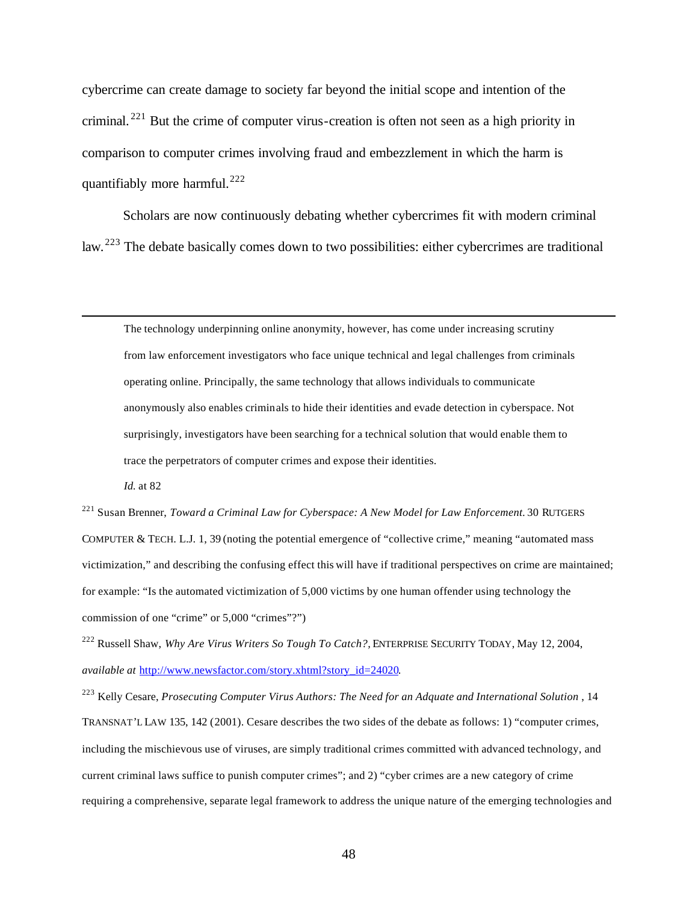cybercrime can create damage to society far beyond the initial scope and intention of the criminal.[221] But the crime of computer virus-creation is often not seen as a high priority in comparison to computer crimes involving fraud and embezzlement in which the harm is quantifiably more harmful.[222]

Scholars are now continuously debating whether cybercrimes fit with modern criminal law.[223] The debate basically comes down to two possibilities: either cybercrimes are traditional

---

> The technology underpinning online anonymity, however, has come under increasing scrutiny from law enforcement investigators who face unique technical and legal challenges from criminals operating online. Principally, the same technology that allows individuals to communicate anonymously also enables criminals to hide their identities and evade detection in cyberspace. Not surprisingly, investigators have been searching for a technical solution that would enable them to trace the perpetrators of computer crimes and expose their identities.
>
> *Id.* at 82

[221] Susan Brenner, *Toward a Criminal Law for Cyberspace: A New Model for Law Enforcement.* 30 RUTGERS COMPUTER & TECH. L.J. 1, 39 (noting the potential emergence of "collective crime," meaning "automated mass victimization," and describing the confusing effect this will have if traditional perspectives on crime are maintained; for example: "Is the automated victimization of 5,000 victims by one human offender using technology the commission of one "crime" or 5,000 "crimes"?")

[222] Russell Shaw, *Why Are Virus Writers So Tough To Catch?*, ENTERPRISE SECURITY TODAY, May 12, 2004, *available at* [http://www.newsfactor.com/story.xhtml?story_id=24020](http://www.newsfactor.com/story.xhtml?story_id=24020).

[223] Kelly Cesare, *Prosecuting Computer Virus Authors: The Need for an Adquate and International Solution* , 14 TRANSNAT'L LAW 135, 142 (2001). Cesare describes the two sides of the debate as follows: 1) "computer crimes, including the mischievous use of viruses, are simply traditional crimes committed with advanced technology, and current criminal laws suffice to punish computer crimes"; and 2) "cyber crimes are a new category of crime requiring a comprehensive, separate legal framework to address the unique nature of the emerging technologies and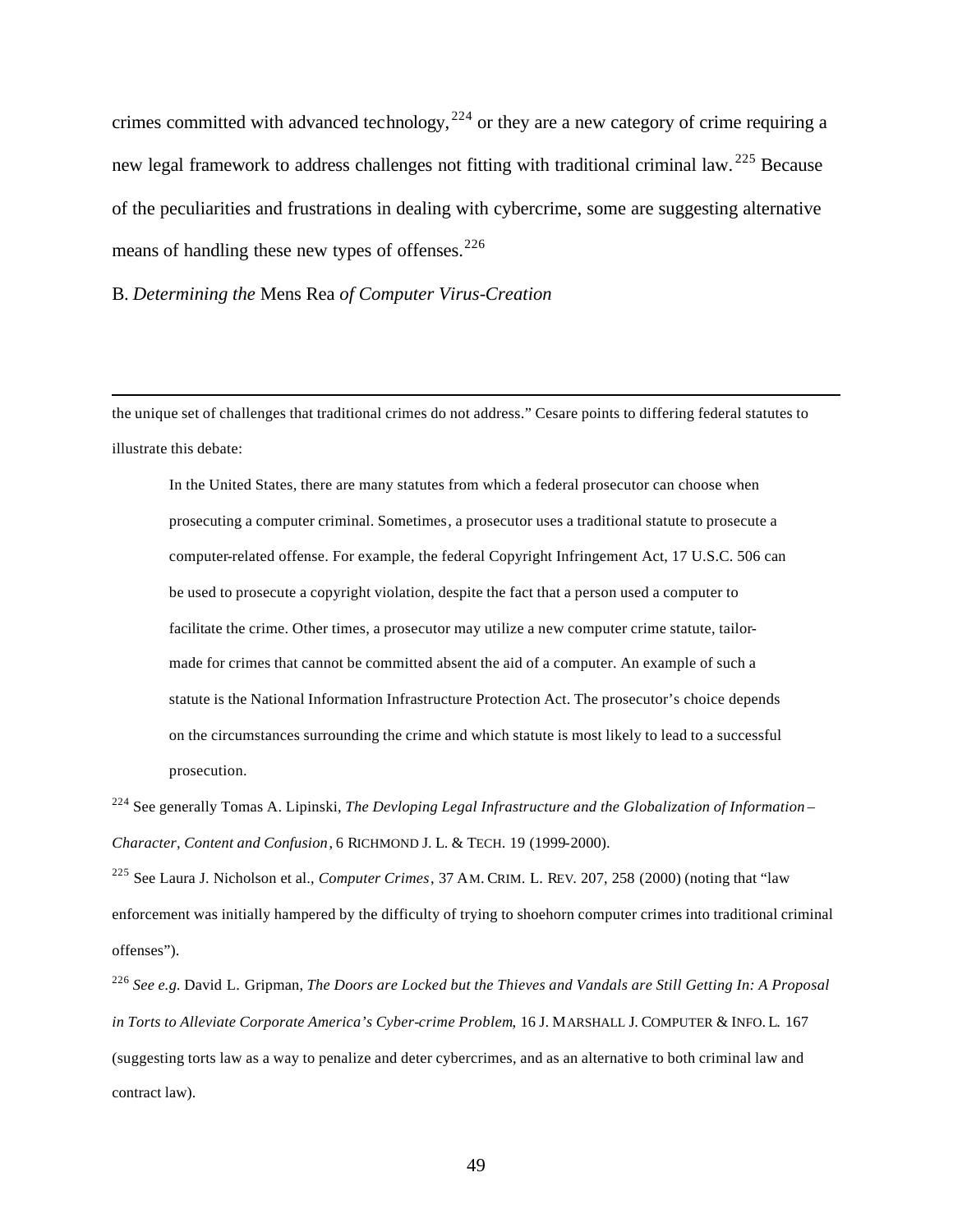crimes committed with advanced technology,[224] or they are a new category of crime requiring a new legal framework to address challenges not fitting with traditional criminal law.[225] Because of the peculiarities and frustrations in dealing with cybercrime, some are suggesting alternative means of handling these new types of offenses.[226]

B. *Determining the* Mens Rea *of Computer Virus-Creation*

---

the unique set of challenges that traditional crimes do not address." Cesare points to differing federal statutes to illustrate this debate:

> In the United States, there are many statutes from which a federal prosecutor can choose when prosecuting a computer criminal. Sometimes, a prosecutor uses a traditional statute to prosecute a computer-related offense. For example, the federal Copyright Infringement Act, 17 U.S.C. 506 can be used to prosecute a copyright violation, despite the fact that a person used a computer to facilitate the crime. Other times, a prosecutor may utilize a new computer crime statute, tailor-made for crimes that cannot be committed absent the aid of a computer. An example of such a statute is the National Information Infrastructure Protection Act. The prosecutor's choice depends on the circumstances surrounding the crime and which statute is most likely to lead to a successful prosecution.

[224] See generally Tomas A. Lipinski, *The Devloping Legal Infrastructure and the Globalization of Information – Character, Content and Confusion*, 6 RICHMOND J. L. & TECH. 19 (1999-2000).

[225] See Laura J. Nicholson et al., *Computer Crimes*, 37 AM. CRIM. L. REV. 207, 258 (2000) (noting that "law enforcement was initially hampered by the difficulty of trying to shoehorn computer crimes into traditional criminal offenses").

[226] *See e.g.* David L. Gripman, *The Doors are Locked but the Thieves and Vandals are Still Getting In: A Proposal in Torts to Alleviate Corporate America's Cyber-crime Problem*, 16 J. MARSHALL J. COMPUTER & INFO. L. 167 (suggesting torts law as a way to penalize and deter cybercrimes, and as an alternative to both criminal law and contract law).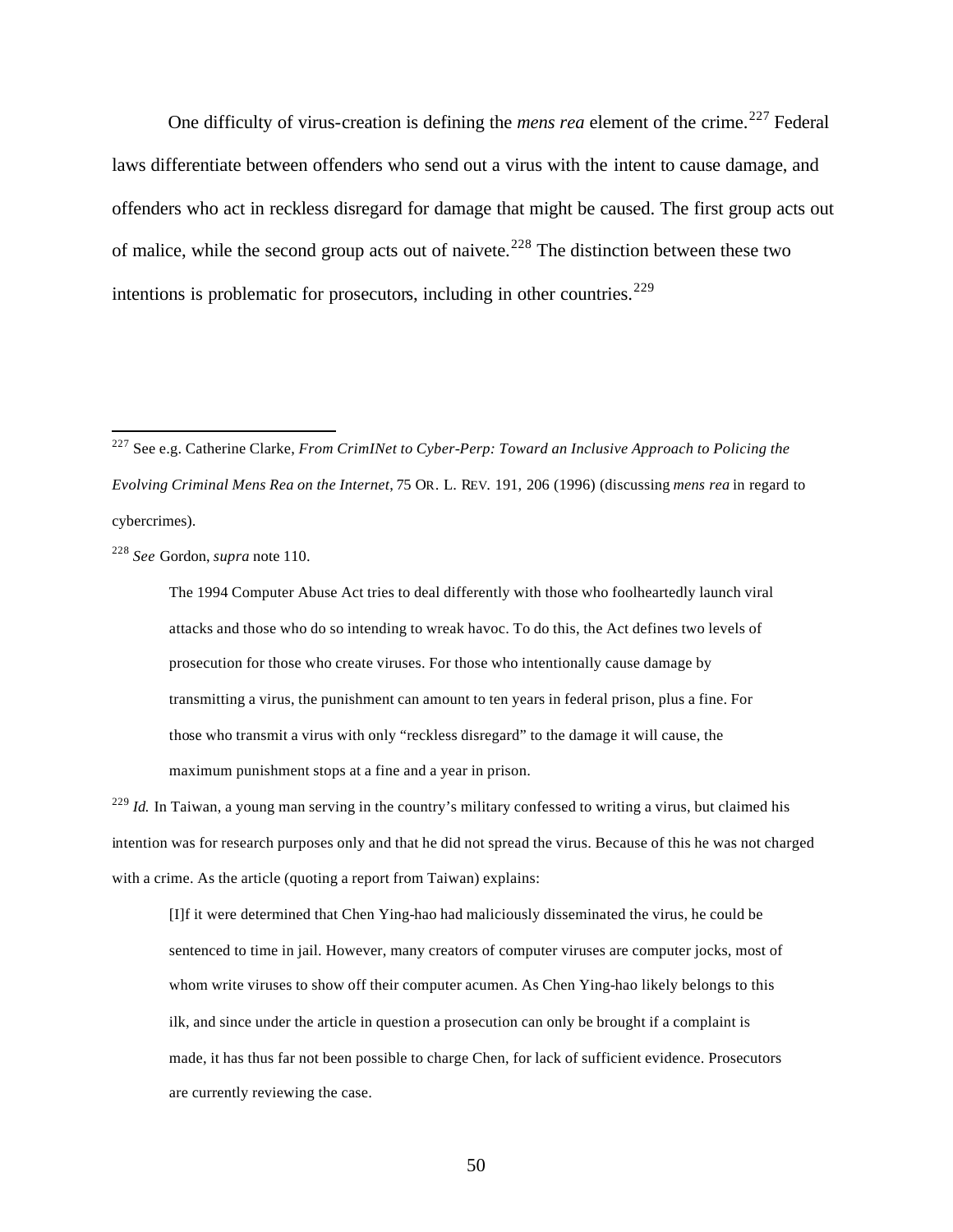One difficulty of virus-creation is defining the *mens rea* element of the crime.[227] Federal laws differentiate between offenders who send out a virus with the intent to cause damage, and offenders who act in reckless disregard for damage that might be caused. The first group acts out of malice, while the second group acts out of naivete.[228] The distinction between these two intentions is problematic for prosecutors, including in other countries.[229]

---

[227] See e.g. Catherine Clarke, *From CrimINet to Cyber-Perp: Toward an Inclusive Approach to Policing the Evolving Criminal Mens Rea on the Internet*, 75 OR. L. REV. 191, 206 (1996) (discussing *mens rea* in regard to cybercrimes).

[228] *See* Gordon, *supra* note 110.

> The 1994 Computer Abuse Act tries to deal differently with those who foolheartedly launch viral attacks and those who do so intending to wreak havoc. To do this, the Act defines two levels of prosecution for those who create viruses. For those who intentionally cause damage by transmitting a virus, the punishment can amount to ten years in federal prison, plus a fine. For those who transmit a virus with only "reckless disregard" to the damage it will cause, the maximum punishment stops at a fine and a year in prison.

[229] *Id.* In Taiwan, a young man serving in the country's military confessed to writing a virus, but claimed his intention was for research purposes only and that he did not spread the virus. Because of this he was not charged with a crime. As the article (quoting a report from Taiwan) explains:

> [I]f it were determined that Chen Ying-hao had maliciously disseminated the virus, he could be sentenced to time in jail. However, many creators of computer viruses are computer jocks, most of whom write viruses to show off their computer acumen. As Chen Ying-hao likely belongs to this ilk, and since under the article in question a prosecution can only be brought if a complaint is made, it has thus far not been possible to charge Chen, for lack of sufficient evidence. Prosecutors are currently reviewing the case.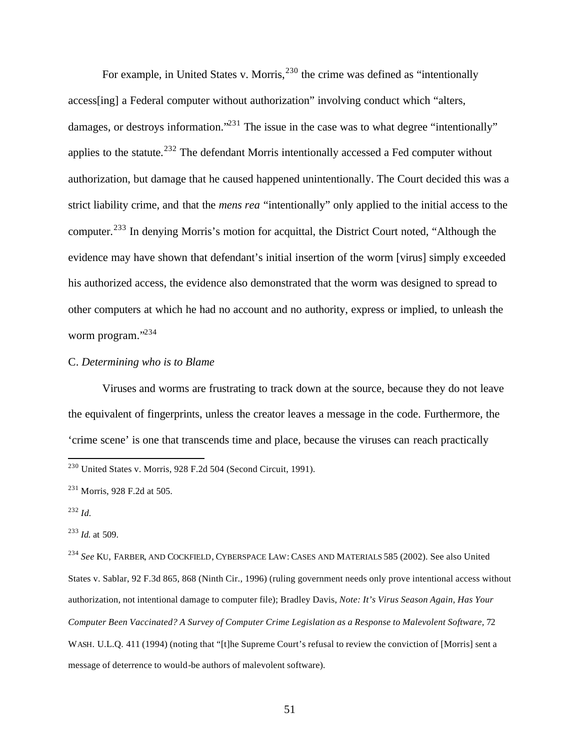For example, in United States v. Morris,[230] the crime was defined as "intentionally access[ing] a Federal computer without authorization" involving conduct which "alters, damages, or destroys information."[231] The issue in the case was to what degree "intentionally" applies to the statute.[232] The defendant Morris intentionally accessed a Fed computer without authorization, but damage that he caused happened unintentionally. The Court decided this was a strict liability crime, and that the *mens rea* "intentionally" only applied to the initial access to the computer.[233] In denying Morris's motion for acquittal, the District Court noted, "Although the evidence may have shown that defendant's initial insertion of the worm [virus] simply exceeded his authorized access, the evidence also demonstrated that the worm was designed to spread to other computers at which he had no account and no authority, express or implied, to unleash the worm program."[234]

### C. *Determining who is to Blame*

Viruses and worms are frustrating to track down at the source, because they do not leave the equivalent of fingerprints, unless the creator leaves a message in the code. Furthermore, the 'crime scene' is one that transcends time and place, because the viruses can reach practically

---

[230] United States v. Morris, 928 F.2d 504 (Second Circuit, 1991).

[231] Morris, 928 F.2d at 505.

[232] *Id.*

[233] *Id.* at 509.

[234] *See* KU, FARBER, AND COCKFIELD, CYBERSPACE LAW: CASES AND MATERIALS 585 (2002). See also United States v. Sablar, 92 F.3d 865, 868 (Ninth Cir., 1996) (ruling government needs only prove intentional access without authorization, not intentional damage to computer file); Bradley Davis, *Note: It's Virus Season Again, Has Your Computer Been Vaccinated? A Survey of Computer Crime Legislation as a Response to Malevolent Software*, 72 WASH. U.L.Q. 411 (1994) (noting that "[t]he Supreme Court's refusal to review the conviction of [Morris] sent a message of deterrence to would-be authors of malevolent software).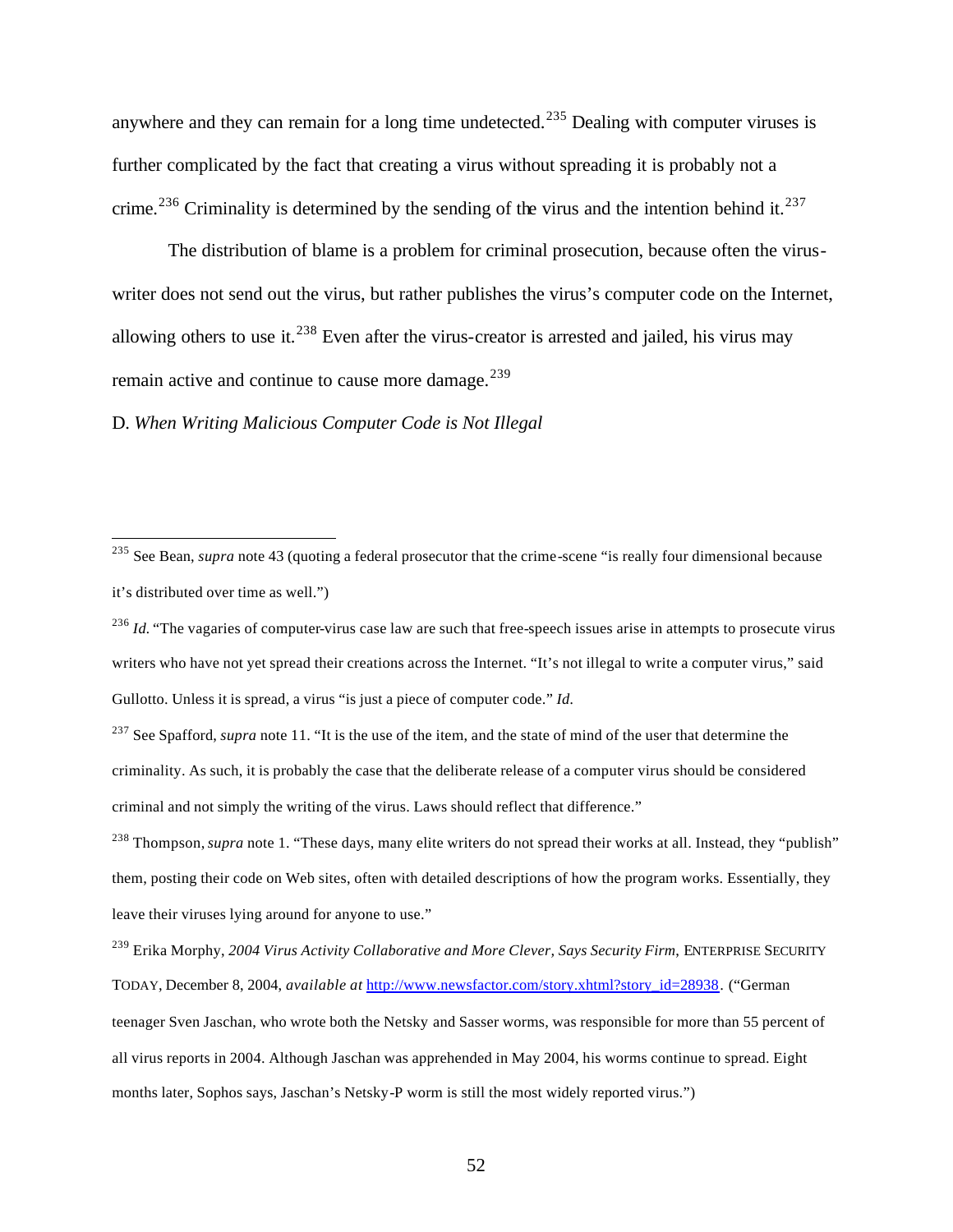anywhere and they can remain for a long time undetected.[235] Dealing with computer viruses is further complicated by the fact that creating a virus without spreading it is probably not a crime.[236] Criminality is determined by the sending of the virus and the intention behind it.[237]

The distribution of blame is a problem for criminal prosecution, because often the virus-writer does not send out the virus, but rather publishes the virus's computer code on the Internet, allowing others to use it.[238] Even after the virus-creator is arrested and jailed, his virus may remain active and continue to cause more damage.[239]

D. *When Writing Malicious Computer Code is Not Illegal*

---

[235] See Bean, *supra* note 43 (quoting a federal prosecutor that the crime-scene "is really four dimensional because it's distributed over time as well.")

[236] *Id.* "The vagaries of computer-virus case law are such that free-speech issues arise in attempts to prosecute virus writers who have not yet spread their creations across the Internet. "It's not illegal to write a computer virus," said Gullotto. Unless it is spread, a virus "is just a piece of computer code." *Id.*

[237] See Spafford, *supra* note 11. "It is the use of the item, and the state of mind of the user that determine the criminality. As such, it is probably the case that the deliberate release of a computer virus should be considered criminal and not simply the writing of the virus. Laws should reflect that difference."

[238] Thompson, *supra* note 1. "These days, many elite writers do not spread their works at all. Instead, they "publish" them, posting their code on Web sites, often with detailed descriptions of how the program works. Essentially, they leave their viruses lying around for anyone to use."

[239] Erika Morphy, *2004 Virus Activity Collaborative and More Clever, Says Security Firm*, ENTERPRISE SECURITY TODAY, December 8, 2004, *available at* http://www.newsfactor.com/story.xhtml?story_id=28938. ("German teenager Sven Jaschan, who wrote both the Netsky and Sasser worms, was responsible for more than 55 percent of all virus reports in 2004. Although Jaschan was apprehended in May 2004, his worms continue to spread. Eight months later, Sophos says, Jaschan's Netsky-P worm is still the most widely reported virus.")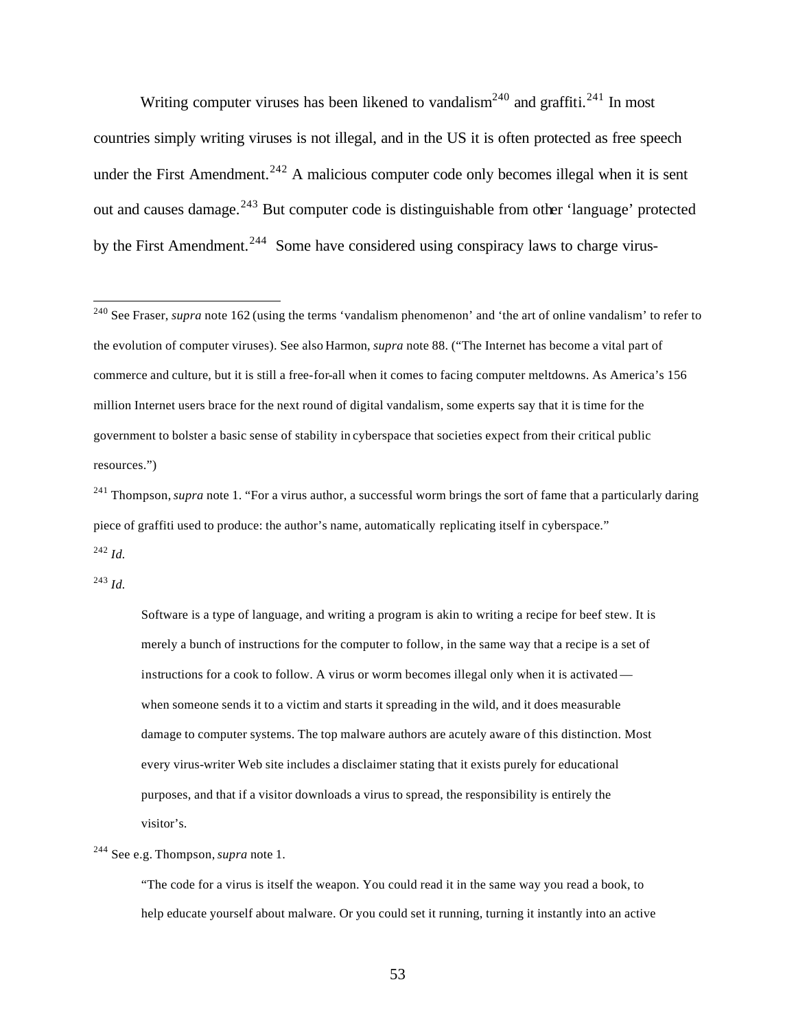Writing computer viruses has been likened to vandalism[240] and graffiti.[241] In most countries simply writing viruses is not illegal, and in the US it is often protected as free speech under the First Amendment.[242] A malicious computer code only becomes illegal when it is sent out and causes damage.[243] But computer code is distinguishable from other 'language' protected by the First Amendment.[244] Some have considered using conspiracy laws to charge virus-

---

[240] See Fraser, *supra* note 162 (using the terms 'vandalism phenomenon' and 'the art of online vandalism' to refer to the evolution of computer viruses). See also Harmon, *supra* note 88. ("The Internet has become a vital part of commerce and culture, but it is still a free-for-all when it comes to facing computer meltdowns. As America's 156 million Internet users brace for the next round of digital vandalism, some experts say that it is time for the government to bolster a basic sense of stability in cyberspace that societies expect from their critical public resources.")

[241] Thompson, *supra* note 1. "For a virus author, a successful worm brings the sort of fame that a particularly daring piece of graffiti used to produce: the author's name, automatically replicating itself in cyberspace."

[242] *Id.*

[243] *Id.*

> Software is a type of language, and writing a program is akin to writing a recipe for beef stew. It is merely a bunch of instructions for the computer to follow, in the same way that a recipe is a set of instructions for a cook to follow. A virus or worm becomes illegal only when it is activated — when someone sends it to a victim and starts it spreading in the wild, and it does measurable damage to computer systems. The top malware authors are acutely aware of this distinction. Most every virus-writer Web site includes a disclaimer stating that it exists purely for educational purposes, and that if a visitor downloads a virus to spread, the responsibility is entirely the visitor's.

[244] See e.g. Thompson, *supra* note 1.

> "The code for a virus is itself the weapon. You could read it in the same way you read a book, to help educate yourself about malware. Or you could set it running, turning it instantly into an active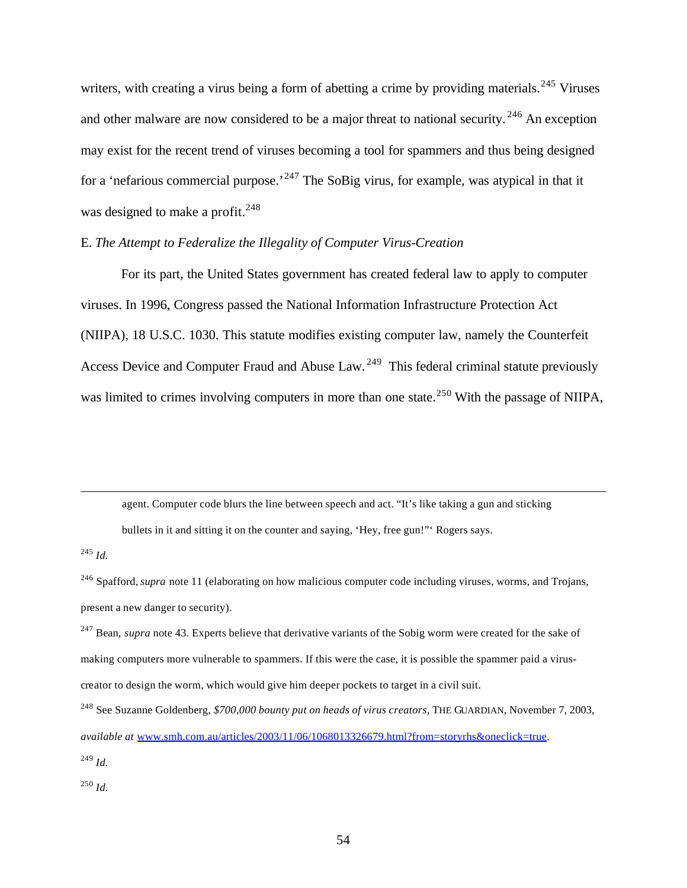writers, with creating a virus being a form of abetting a crime by providing materials.[245] Viruses and other malware are now considered to be a major threat to national security.[246] An exception may exist for the recent trend of viruses becoming a tool for spammers and thus being designed for a 'nefarious commercial purpose.'[247] The SoBig virus, for example, was atypical in that it was designed to make a profit.[248]

E. *The Attempt to Federalize the Illegality of Computer Virus-Creation*

For its part, the United States government has created federal law to apply to computer viruses. In 1996, Congress passed the National Information Infrastructure Protection Act (NIIPA), 18 U.S.C. 1030. This statute modifies existing computer law, namely the Counterfeit Access Device and Computer Fraud and Abuse Law.[249] This federal criminal statute previously was limited to crimes involving computers in more than one state.[250] With the passage of NIIPA,

---

> agent. Computer code blurs the line between speech and act. "It's like taking a gun and sticking bullets in it and sitting it on the counter and saying, 'Hey, free gun!"' Rogers says.

[245] *Id.*

[246] Spafford, *supra* note 11 (elaborating on how malicious computer code including viruses, worms, and Trojans, present a new danger to security).

[247] Bean, *supra* note 43. Experts believe that derivative variants of the Sobig worm were created for the sake of making computers more vulnerable to spammers. If this were the case, it is possible the spammer paid a virus-creator to design the worm, which would give him deeper pockets to target in a civil suit.

[248] See Suzanne Goldenberg, *$700,000 bounty put on heads of virus creators,* THE GUARDIAN, November 7, 2003, *available at* www.smh.com.au/articles/2003/11/06/1068013326679.html?from=storyrhs&oneclick=true.

[249] *Id.*

[250] *Id.*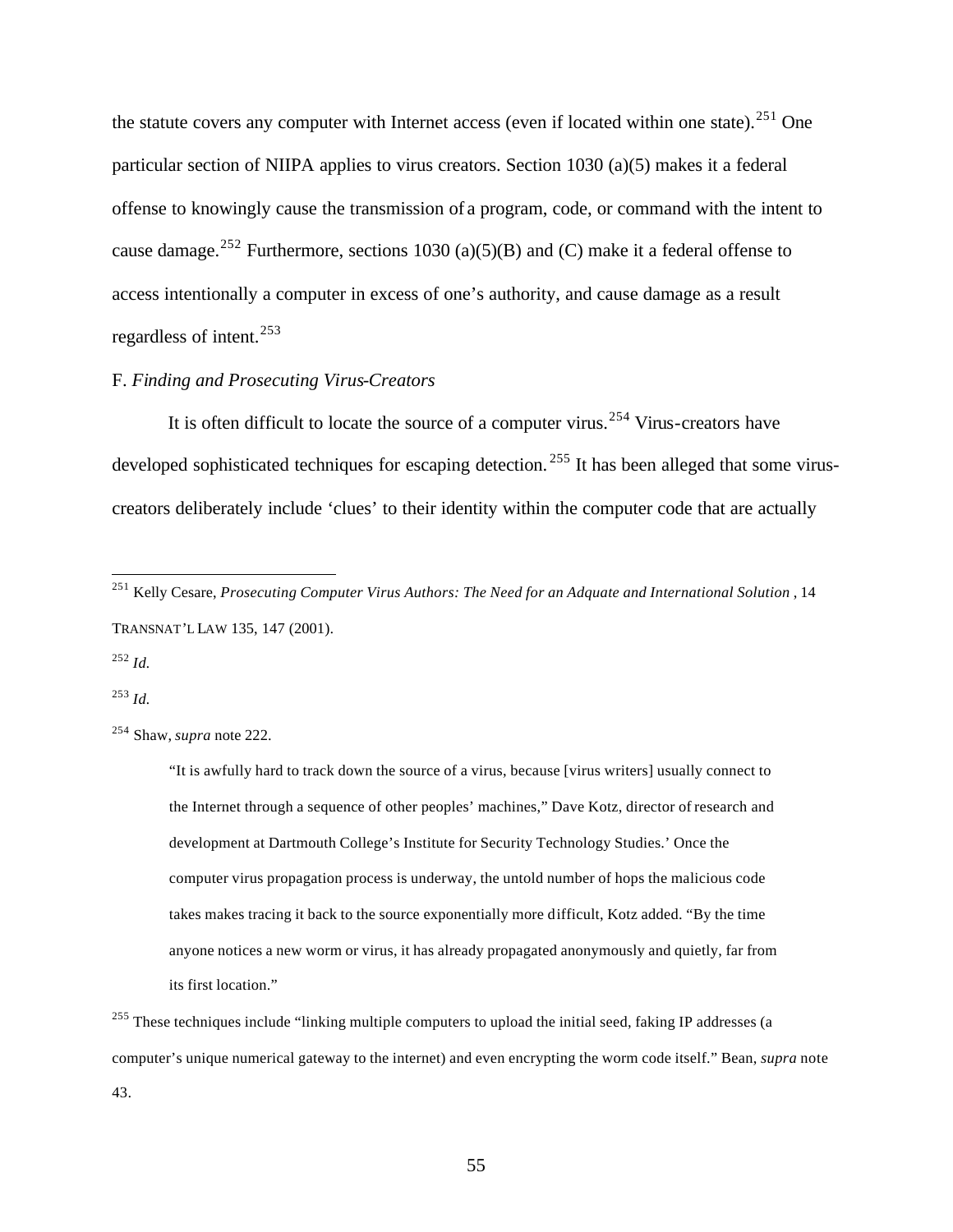the statute covers any computer with Internet access (even if located within one state).[251] One particular section of NIIPA applies to virus creators. Section 1030 (a)(5) makes it a federal offense to knowingly cause the transmission of a program, code, or command with the intent to cause damage.[252] Furthermore, sections 1030 (a)(5)(B) and (C) make it a federal offense to access intentionally a computer in excess of one's authority, and cause damage as a result regardless of intent.[253]

F. *Finding and Prosecuting Virus-Creators*

It is often difficult to locate the source of a computer virus.[254] Virus-creators have developed sophisticated techniques for escaping detection.[255] It has been alleged that some virus-creators deliberately include 'clues' to their identity within the computer code that are actually

---

[251] Kelly Cesare, *Prosecuting Computer Virus Authors: The Need for an Adquate and International Solution* , 14 TRANSNAT'L LAW 135, 147 (2001).

[252] *Id.*

[253] *Id.*

[254] Shaw, *supra* note 222.

> "It is awfully hard to track down the source of a virus, because [virus writers] usually connect to the Internet through a sequence of other peoples' machines," Dave Kotz, director of research and development at Dartmouth College's Institute for Security Technology Studies.' Once the computer virus propagation process is underway, the untold number of hops the malicious code takes makes tracing it back to the source exponentially more difficult, Kotz added. "By the time anyone notices a new worm or virus, it has already propagated anonymously and quietly, far from its first location."

[255] These techniques include "linking multiple computers to upload the initial seed, faking IP addresses (a computer's unique numerical gateway to the internet) and even encrypting the worm code itself." Bean, *supra* note 43.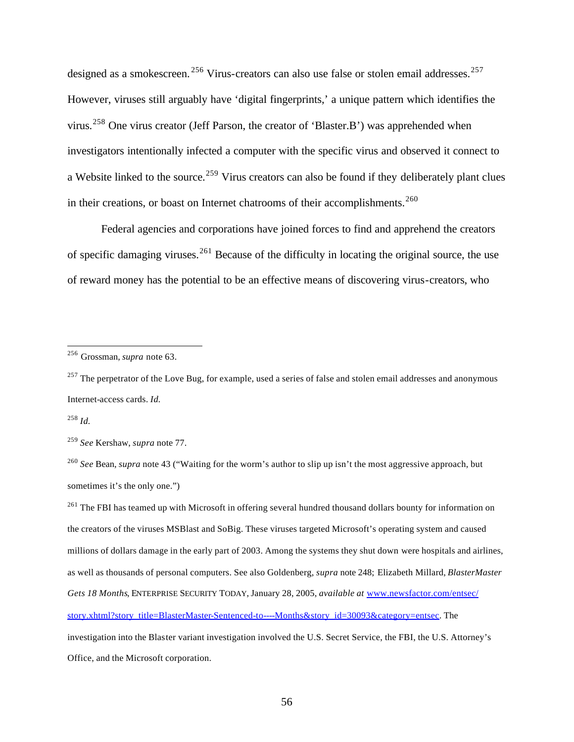designed as a smokescreen.[256] Virus-creators can also use false or stolen email addresses.[257] However, viruses still arguably have 'digital fingerprints,' a unique pattern which identifies the virus.[258] One virus creator (Jeff Parson, the creator of 'Blaster.B') was apprehended when investigators intentionally infected a computer with the specific virus and observed it connect to a Website linked to the source.[259] Virus creators can also be found if they deliberately plant clues in their creations, or boast on Internet chatrooms of their accomplishments.[260]

Federal agencies and corporations have joined forces to find and apprehend the creators of specific damaging viruses.[261] Because of the difficulty in locating the original source, the use of reward money has the potential to be an effective means of discovering virus-creators, who

---

[256] Grossman, *supra* note 63.

[257] The perpetrator of the Love Bug, for example, used a series of false and stolen email addresses and anonymous Internet-access cards. *Id.*

[258] *Id.*

[259] *See* Kershaw, *supra* note 77.

[260] *See* Bean, *supra* note 43 ("Waiting for the worm's author to slip up isn't the most aggressive approach, but sometimes it's the only one.")

[261] The FBI has teamed up with Microsoft in offering several hundred thousand dollars bounty for information on the creators of the viruses MSBlast and SoBig. These viruses targeted Microsoft's operating system and caused millions of dollars damage in the early part of 2003. Among the systems they shut down were hospitals and airlines, as well as thousands of personal computers. See also Goldenberg, *supra* note 248; Elizabeth Millard, *BlasterMaster Gets 18 Months*, ENTERPRISE SECURITY TODAY, January 28, 2005, *available at* www.newsfactor.com/entsec/story.xhtml?story_title=BlasterMaster-Sentenced-to----Months&story_id=30093&category=entsec. The investigation into the Blaster variant investigation involved the U.S. Secret Service, the FBI, the U.S. Attorney's Office, and the Microsoft corporation.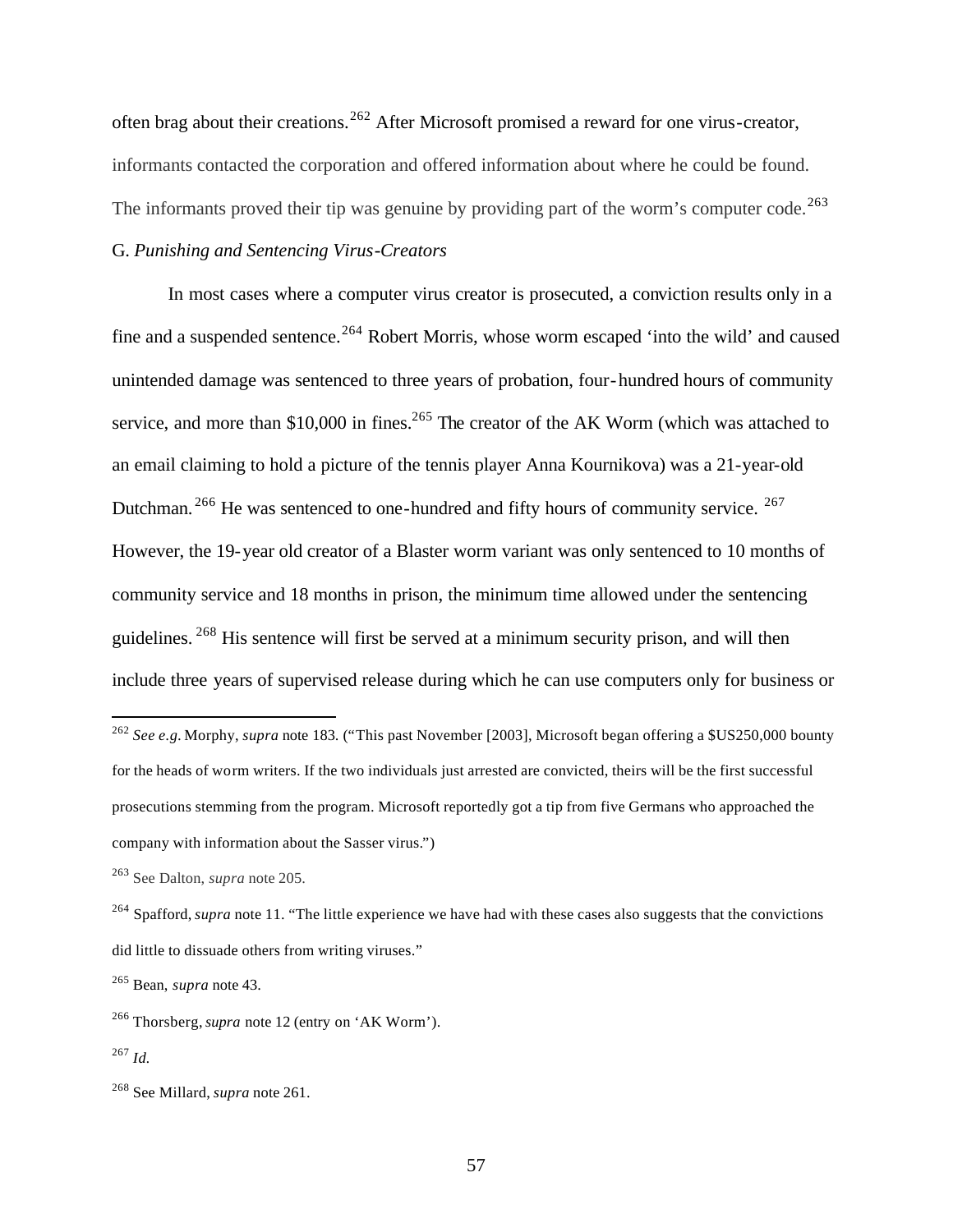often brag about their creations.[262] After Microsoft promised a reward for one virus-creator, informants contacted the corporation and offered information about where he could be found. The informants proved their tip was genuine by providing part of the worm's computer code.[263]

G. *Punishing and Sentencing Virus-Creators*

In most cases where a computer virus creator is prosecuted, a conviction results only in a fine and a suspended sentence.[264] Robert Morris, whose worm escaped 'into the wild' and caused unintended damage was sentenced to three years of probation, four-hundred hours of community service, and more than $10,000 in fines.[265] The creator of the AK Worm (which was attached to an email claiming to hold a picture of the tennis player Anna Kournikova) was a 21-year-old Dutchman.[266] He was sentenced to one-hundred and fifty hours of community service.[267] However, the 19-year old creator of a Blaster worm variant was only sentenced to 10 months of community service and 18 months in prison, the minimum time allowed under the sentencing guidelines.[268] His sentence will first be served at a minimum security prison, and will then include three years of supervised release during which he can use computers only for business or

---

[262] *See e.g.* Morphy, *supra* note 183. ("This past November [2003], Microsoft began offering a $US250,000 bounty for the heads of worm writers. If the two individuals just arrested are convicted, theirs will be the first successful prosecutions stemming from the program. Microsoft reportedly got a tip from five Germans who approached the company with information about the Sasser virus.")

[263] See Dalton, *supra* note 205.

[264] Spafford, *supra* note 11. "The little experience we have had with these cases also suggests that the convictions did little to dissuade others from writing viruses."

[265] Bean, *supra* note 43.

[266] Thorsberg, *supra* note 12 (entry on 'AK Worm').

[267] *Id.*

[268] See Millard, *supra* note 261.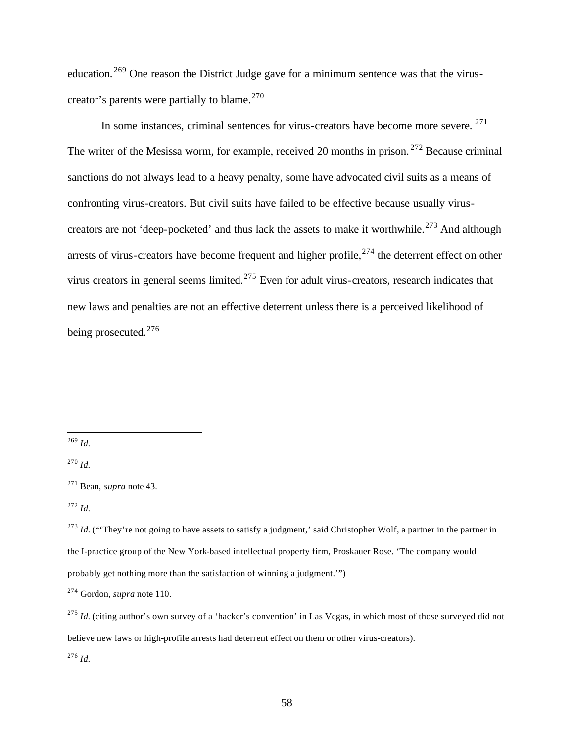education.[269] One reason the District Judge gave for a minimum sentence was that the virus-creator's parents were partially to blame.[270]

In some instances, criminal sentences for virus-creators have become more severe.[271] The writer of the Mesissa worm, for example, received 20 months in prison.[272] Because criminal sanctions do not always lead to a heavy penalty, some have advocated civil suits as a means of confronting virus-creators. But civil suits have failed to be effective because usually virus-creators are not 'deep-pocketed' and thus lack the assets to make it worthwhile.[273] And although arrests of virus-creators have become frequent and higher profile,[274] the deterrent effect on other virus creators in general seems limited.[275] Even for adult virus-creators, research indicates that new laws and penalties are not an effective deterrent unless there is a perceived likelihood of being prosecuted.[276]

---

[269] *Id.*

[270] *Id.*

[271] Bean, *supra* note 43.

[272] *Id.*

[273] *Id.* ("'They're not going to have assets to satisfy a judgment,' said Christopher Wolf, a partner in the partner in the I-practice group of the New York-based intellectual property firm, Proskauer Rose. 'The company would probably get nothing more than the satisfaction of winning a judgment.'")

[274] Gordon, *supra* note 110.

[275] *Id.* (citing author's own survey of a 'hacker's convention' in Las Vegas, in which most of those surveyed did not believe new laws or high-profile arrests had deterrent effect on them or other virus-creators).

[276] *Id.*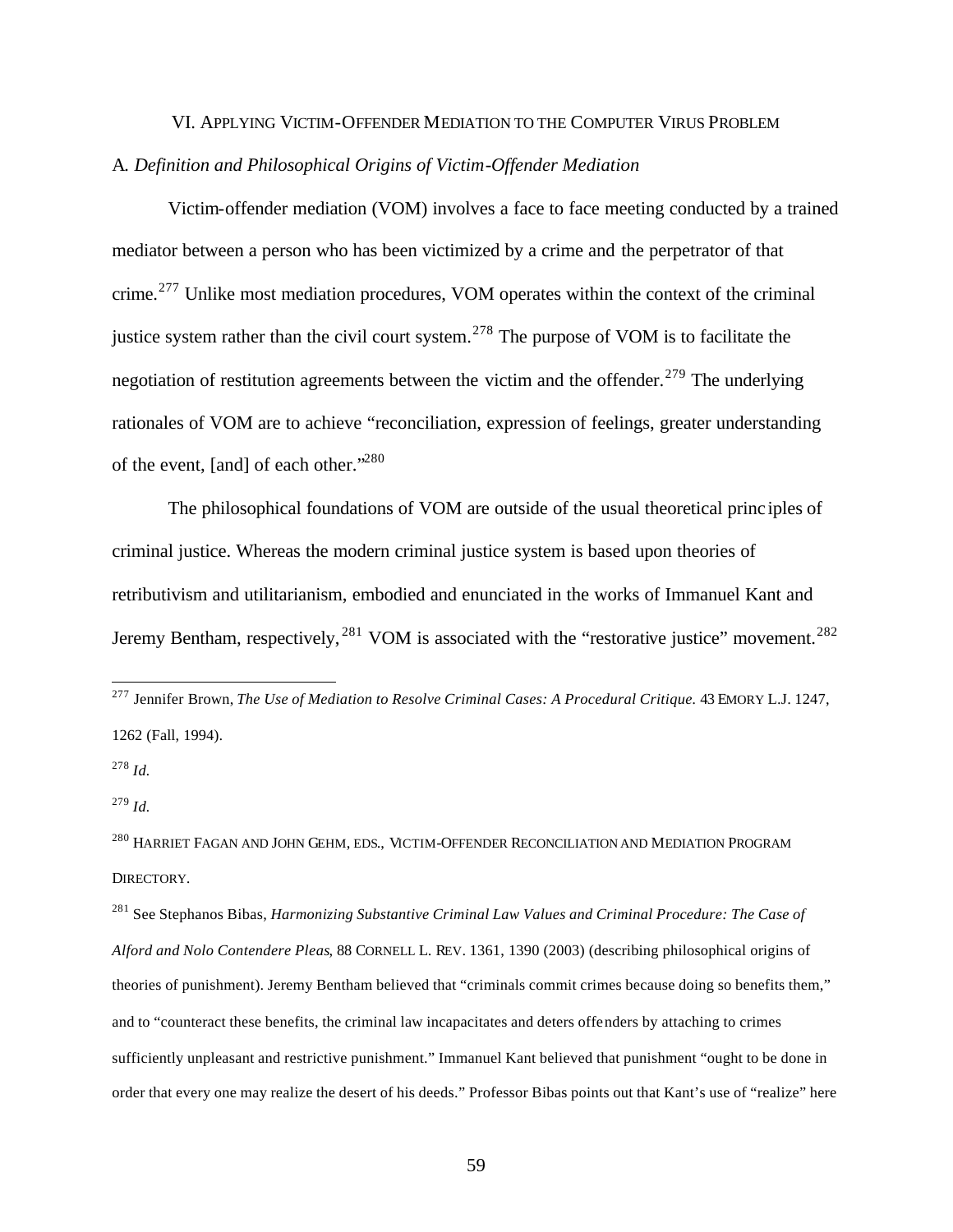## VI. Applying Victim-Offender Mediation to the Computer Virus Problem

### A. *Definition and Philosophical Origins of Victim-Offender Mediation*

Victim-offender mediation (VOM) involves a face to face meeting conducted by a trained mediator between a person who has been victimized by a crime and the perpetrator of that crime.[277] Unlike most mediation procedures, VOM operates within the context of the criminal justice system rather than the civil court system.[278] The purpose of VOM is to facilitate the negotiation of restitution agreements between the victim and the offender.[279] The underlying rationales of VOM are to achieve "reconciliation, expression of feelings, greater understanding of the event, [and] of each other."[280]

The philosophical foundations of VOM are outside of the usual theoretical principles of criminal justice. Whereas the modern criminal justice system is based upon theories of retributivism and utilitarianism, embodied and enunciated in the works of Immanuel Kant and Jeremy Bentham, respectively,[281] VOM is associated with the "restorative justice" movement.[282]

---

[277] Jennifer Brown, *The Use of Mediation to Resolve Criminal Cases: A Procedural Critique.* 43 EMORY L.J. 1247, 1262 (Fall, 1994).

[278] *Id.*

[279] *Id.*

[280] HARRIET FAGAN AND JOHN GEHM, EDS., VICTIM-OFFENDER RECONCILIATION AND MEDIATION PROGRAM DIRECTORY.

[281] See Stephanos Bibas, *Harmonizing Substantive Criminal Law Values and Criminal Procedure: The Case of Alford and Nolo Contendere Pleas*, 88 CORNELL L. REV. 1361, 1390 (2003) (describing philosophical origins of theories of punishment). Jeremy Bentham believed that "criminals commit crimes because doing so benefits them," and to "counteract these benefits, the criminal law incapacitates and deters offenders by attaching to crimes sufficiently unpleasant and restrictive punishment." Immanuel Kant believed that punishment "ought to be done in order that every one may realize the desert of his deeds." Professor Bibas points out that Kant's use of "realize" here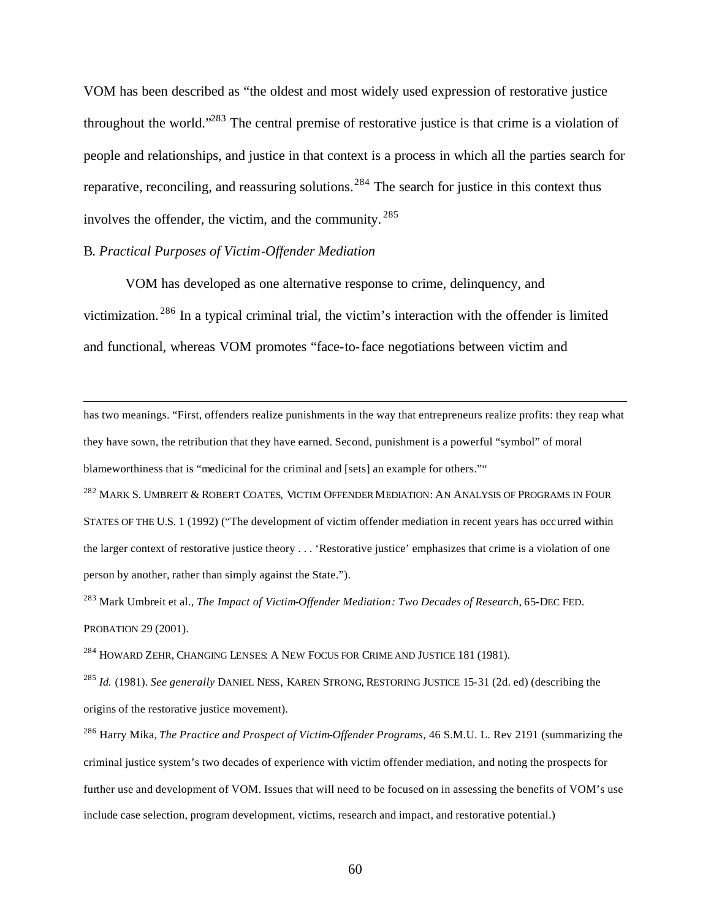VOM has been described as "the oldest and most widely used expression of restorative justice throughout the world."[283] The central premise of restorative justice is that crime is a violation of people and relationships, and justice in that context is a process in which all the parties search for reparative, reconciling, and reassuring solutions.[284] The search for justice in this context thus involves the offender, the victim, and the community.[285]

B. *Practical Purposes of Victim-Offender Mediation*

VOM has developed as one alternative response to crime, delinquency, and victimization.[286] In a typical criminal trial, the victim's interaction with the offender is limited and functional, whereas VOM promotes "face-to-face negotiations between victim and

---

has two meanings. "First, offenders realize punishments in the way that entrepreneurs realize profits: they reap what they have sown, the retribution that they have earned. Second, punishment is a powerful "symbol" of moral blameworthiness that is "medicinal for the criminal and [sets] an example for others.""

[282] MARK S. UMBREIT & ROBERT COATES, VICTIM OFFENDER MEDIATION: AN ANALYSIS OF PROGRAMS IN FOUR STATES OF THE U.S. 1 (1992) ("The development of victim offender mediation in recent years has occurred within the larger context of restorative justice theory . . . 'Restorative justice' emphasizes that crime is a violation of one person by another, rather than simply against the State.").

[283] Mark Umbreit et al., *The Impact of Victim-Offender Mediation: Two Decades of Research*, 65-DEC FED. PROBATION 29 (2001).

[284] HOWARD ZEHR, CHANGING LENSES: A NEW FOCUS FOR CRIME AND JUSTICE 181 (1981).

[285] *Id.* (1981). *See generally* DANIEL NESS, KAREN STRONG, RESTORING JUSTICE 15-31 (2d. ed) (describing the origins of the restorative justice movement).

[286] Harry Mika, *The Practice and Prospect of Victim-Offender Programs*, 46 S.M.U. L. Rev 2191 (summarizing the criminal justice system's two decades of experience with victim offender mediation, and noting the prospects for further use and development of VOM. Issues that will need to be focused on in assessing the benefits of VOM's use include case selection, program development, victims, research and impact, and restorative potential.)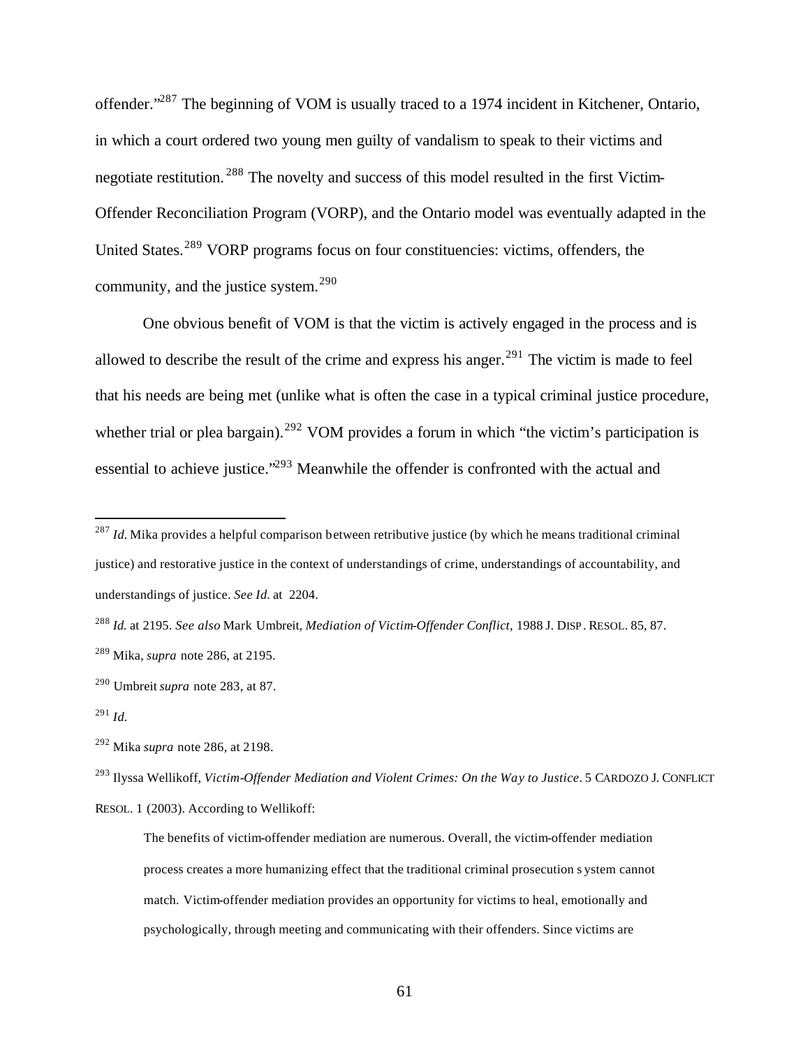offender."[287] The beginning of VOM is usually traced to a 1974 incident in Kitchener, Ontario, in which a court ordered two young men guilty of vandalism to speak to their victims and negotiate restitution.[288] The novelty and success of this model resulted in the first Victim-Offender Reconciliation Program (VORP), and the Ontario model was eventually adapted in the United States.[289] VORP programs focus on four constituencies: victims, offenders, the community, and the justice system.[290]

One obvious benefit of VOM is that the victim is actively engaged in the process and is allowed to describe the result of the crime and express his anger.[291] The victim is made to feel that his needs are being met (unlike what is often the case in a typical criminal justice procedure, whether trial or plea bargain).[292] VOM provides a forum in which "the victim's participation is essential to achieve justice."[293] Meanwhile the offender is confronted with the actual and

---

[287] *Id.* Mika provides a helpful comparison between retributive justice (by which he means traditional criminal justice) and restorative justice in the context of understandings of crime, understandings of accountability, and understandings of justice. *See Id.* at 2204.

[288] *Id.* at 2195. *See also* Mark Umbreit, *Mediation of Victim-Offender Conflict*, 1988 J. DISP. RESOL. 85, 87.

[289] Mika, *supra* note 286, at 2195.

[290] Umbreit *supra* note 283, at 87.

[291] *Id.*

[292] Mika *supra* note 286, at 2198.

[293] Ilyssa Wellikoff, *Victim-Offender Mediation and Violent Crimes: On the Way to Justice*. 5 CARDOZO J. CONFLICT RESOL. 1 (2003). According to Wellikoff:

> The benefits of victim-offender mediation are numerous. Overall, the victim-offender mediation process creates a more humanizing effect that the traditional criminal prosecution system cannot match. Victim-offender mediation provides an opportunity for victims to heal, emotionally and psychologically, through meeting and communicating with their offenders. Since victims are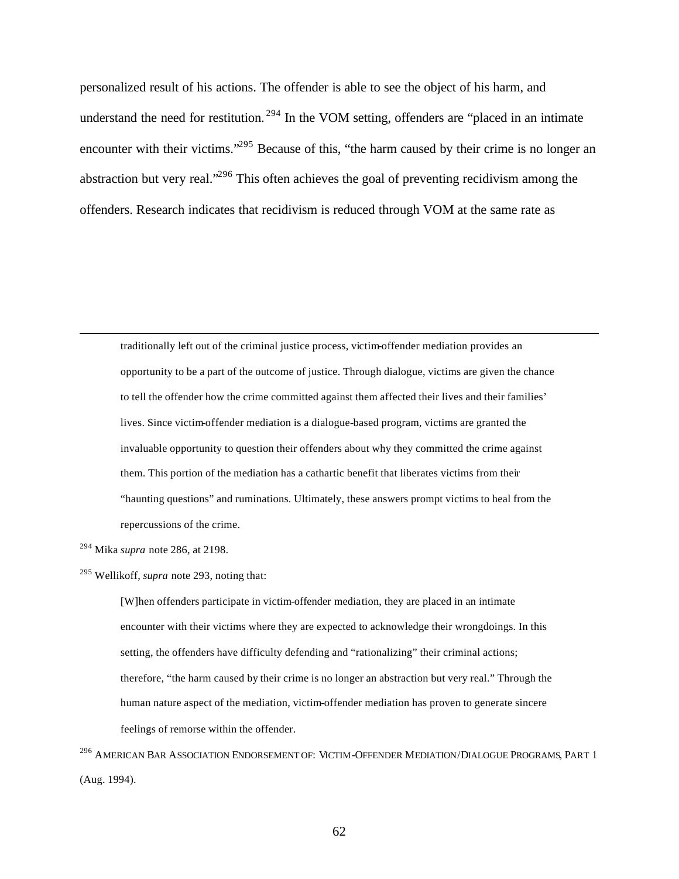personalized result of his actions. The offender is able to see the object of his harm, and understand the need for restitution.[294] In the VOM setting, offenders are "placed in an intimate encounter with their victims."[295] Because of this, "the harm caused by their crime is no longer an abstraction but very real."[296] This often achieves the goal of preventing recidivism among the offenders. Research indicates that recidivism is reduced through VOM at the same rate as

---

> traditionally left out of the criminal justice process, victim-offender mediation provides an opportunity to be a part of the outcome of justice. Through dialogue, victims are given the chance to tell the offender how the crime committed against them affected their lives and their families' lives. Since victim-offender mediation is a dialogue-based program, victims are granted the invaluable opportunity to question their offenders about why they committed the crime against them. This portion of the mediation has a cathartic benefit that liberates victims from their "haunting questions" and ruminations. Ultimately, these answers prompt victims to heal from the repercussions of the crime.

[294] Mika *supra* note 286, at 2198.

[295] Wellikoff, *supra* note 293, noting that:

> [W]hen offenders participate in victim-offender mediation, they are placed in an intimate encounter with their victims where they are expected to acknowledge their wrongdoings. In this setting, the offenders have difficulty defending and "rationalizing" their criminal actions; therefore, "the harm caused by their crime is no longer an abstraction but very real." Through the human nature aspect of the mediation, victim-offender mediation has proven to generate sincere feelings of remorse within the offender.

[296] AMERICAN BAR ASSOCIATION ENDORSEMENT OF: VICTIM-OFFENDER MEDIATION/DIALOGUE PROGRAMS, PART 1 (Aug. 1994).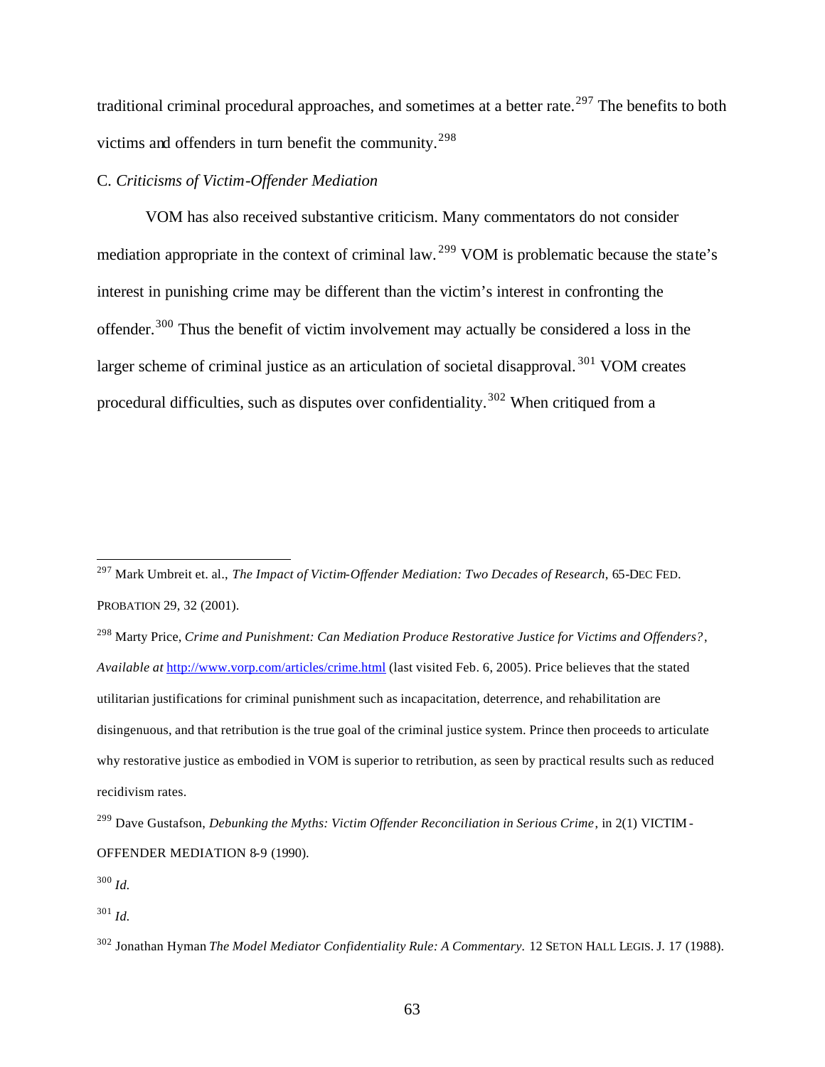traditional criminal procedural approaches, and sometimes at a better rate.[297] The benefits to both victims and offenders in turn benefit the community.[298]

C. *Criticisms of Victim-Offender Mediation*

VOM has also received substantive criticism. Many commentators do not consider mediation appropriate in the context of criminal law.[299] VOM is problematic because the state's interest in punishing crime may be different than the victim's interest in confronting the offender.[300] Thus the benefit of victim involvement may actually be considered a loss in the larger scheme of criminal justice as an articulation of societal disapproval.[301] VOM creates procedural difficulties, such as disputes over confidentiality.[302] When critiqued from a

---

[297] Mark Umbreit et. al., *The Impact of Victim-Offender Mediation: Two Decades of Research*, 65-DEC FED. PROBATION 29, 32 (2001).

[298] Marty Price, *Crime and Punishment: Can Mediation Produce Restorative Justice for Victims and Offenders?*, *Available at* http://www.vorp.com/articles/crime.html (last visited Feb. 6, 2005). Price believes that the stated utilitarian justifications for criminal punishment such as incapacitation, deterrence, and rehabilitation are disingenuous, and that retribution is the true goal of the criminal justice system. Prince then proceeds to articulate why restorative justice as embodied in VOM is superior to retribution, as seen by practical results such as reduced recidivism rates.

[299] Dave Gustafson, *Debunking the Myths: Victim Offender Reconciliation in Serious Crime*, in 2(1) VICTIM-OFFENDER MEDIATION 8-9 (1990).

[300] *Id.*

[301] *Id.*

[302] Jonathan Hyman *The Model Mediator Confidentiality Rule: A Commentary.* 12 SETON HALL LEGIS. J. 17 (1988).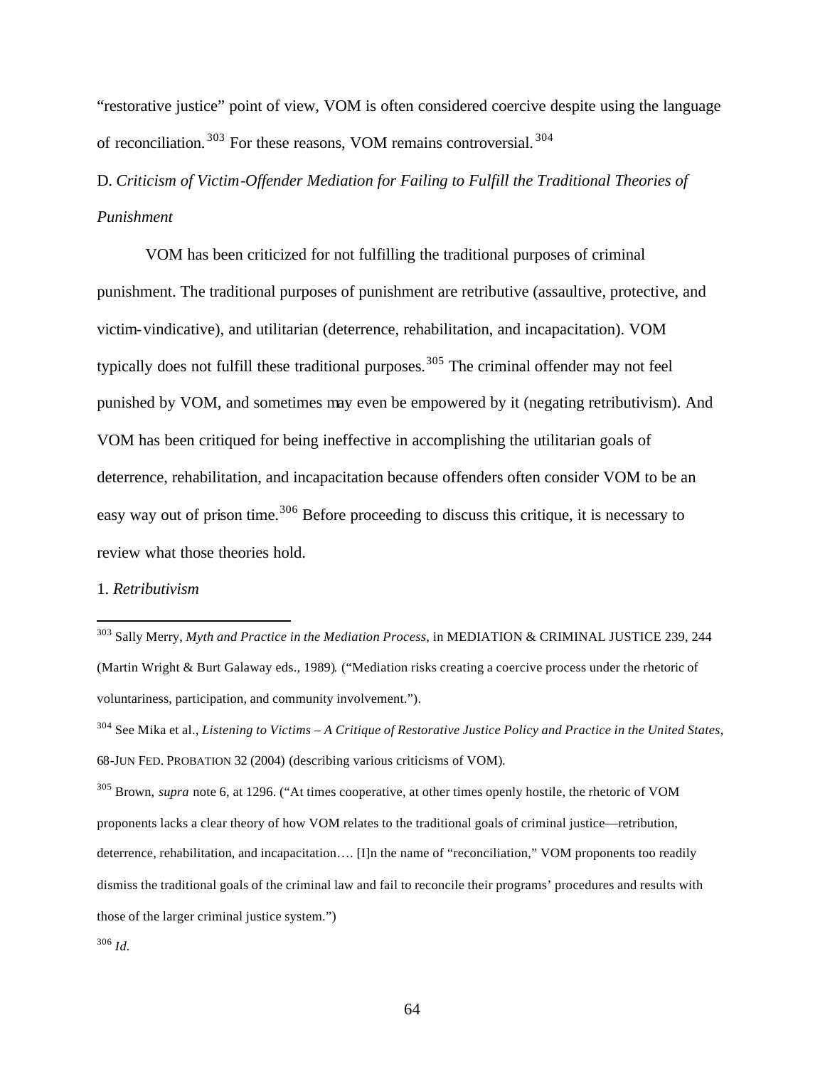"restorative justice" point of view, VOM is often considered coercive despite using the language of reconciliation.[303] For these reasons, VOM remains controversial.[304]

D. *Criticism of Victim-Offender Mediation for Failing to Fulfill the Traditional Theories of Punishment*

VOM has been criticized for not fulfilling the traditional purposes of criminal punishment. The traditional purposes of punishment are retributive (assaultive, protective, and victim-vindicative), and utilitarian (deterrence, rehabilitation, and incapacitation). VOM typically does not fulfill these traditional purposes.[305] The criminal offender may not feel punished by VOM, and sometimes may even be empowered by it (negating retributivism). And VOM has been critiqued for being ineffective in accomplishing the utilitarian goals of deterrence, rehabilitation, and incapacitation because offenders often consider VOM to be an easy way out of prison time.[306] Before proceeding to discuss this critique, it is necessary to review what those theories hold.

1. *Retributivism*

---

[303] Sally Merry, *Myth and Practice in the Mediation Process*, in MEDIATION & CRIMINAL JUSTICE 239, 244 (Martin Wright & Burt Galaway eds., 1989). ("Mediation risks creating a coercive process under the rhetoric of voluntariness, participation, and community involvement.").

[304] See Mika et al., *Listening to Victims – A Critique of Restorative Justice Policy and Practice in the United States*, 68-JUN FED. PROBATION 32 (2004) (describing various criticisms of VOM).

[305] Brown, *supra* note 6, at 1296. ("At times cooperative, at other times openly hostile, the rhetoric of VOM proponents lacks a clear theory of how VOM relates to the traditional goals of criminal justice—retribution, deterrence, rehabilitation, and incapacitation…. [I]n the name of "reconciliation," VOM proponents too readily dismiss the traditional goals of the criminal law and fail to reconcile their programs' procedures and results with those of the larger criminal justice system.")

[306] *Id.*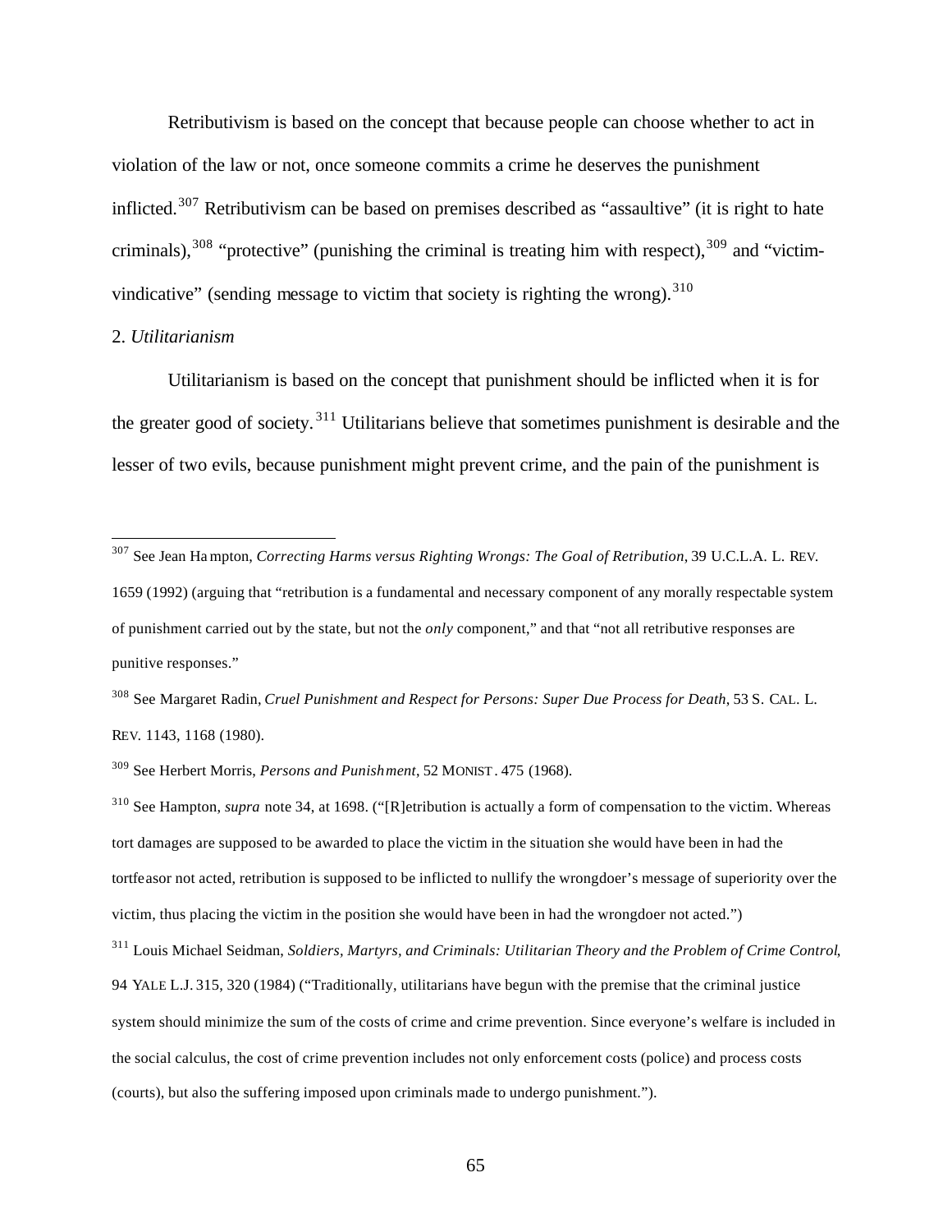Retributivism is based on the concept that because people can choose whether to act in violation of the law or not, once someone commits a crime he deserves the punishment inflicted.[307] Retributivism can be based on premises described as "assaultive" (it is right to hate criminals),[308] "protective" (punishing the criminal is treating him with respect),[309] and "victim-vindicative" (sending message to victim that society is righting the wrong).[310]

2. *Utilitarianism*

Utilitarianism is based on the concept that punishment should be inflicted when it is for the greater good of society.[311] Utilitarians believe that sometimes punishment is desirable and the lesser of two evils, because punishment might prevent crime, and the pain of the punishment is

---

[307] See Jean Hampton, *Correcting Harms versus Righting Wrongs: The Goal of Retribution*, 39 U.C.L.A. L. REV. 1659 (1992) (arguing that "retribution is a fundamental and necessary component of any morally respectable system of punishment carried out by the state, but not the *only* component," and that "not all retributive responses are punitive responses."

[308] See Margaret Radin, *Cruel Punishment and Respect for Persons: Super Due Process for Death*, 53 S. CAL. L. REV. 1143, 1168 (1980).

[309] See Herbert Morris, *Persons and Punishment*, 52 MONIST. 475 (1968).

[310] See Hampton, *supra* note 34, at 1698. ("[R]etribution is actually a form of compensation to the victim. Whereas tort damages are supposed to be awarded to place the victim in the situation she would have been in had the tortfeasor not acted, retribution is supposed to be inflicted to nullify the wrongdoer's message of superiority over the victim, thus placing the victim in the position she would have been in had the wrongdoer not acted.")

[311] Louis Michael Seidman, *Soldiers, Martyrs, and Criminals: Utilitarian Theory and the Problem of Crime Control*, 94 YALE L.J. 315, 320 (1984) ("Traditionally, utilitarians have begun with the premise that the criminal justice system should minimize the sum of the costs of crime and crime prevention. Since everyone's welfare is included in the social calculus, the cost of crime prevention includes not only enforcement costs (police) and process costs (courts), but also the suffering imposed upon criminals made to undergo punishment.").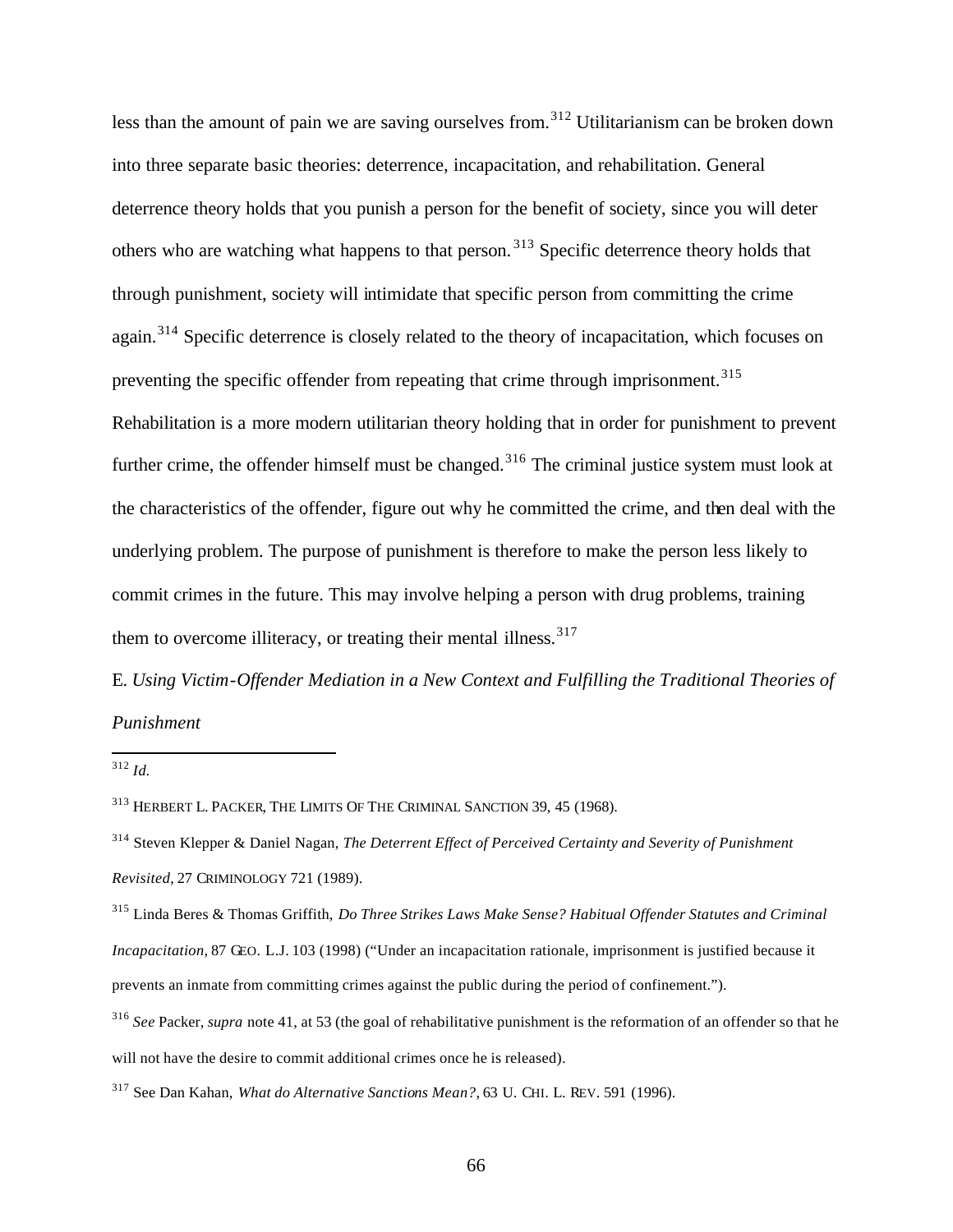less than the amount of pain we are saving ourselves from.[312] Utilitarianism can be broken down into three separate basic theories: deterrence, incapacitation, and rehabilitation. General deterrence theory holds that you punish a person for the benefit of society, since you will deter others who are watching what happens to that person.[313] Specific deterrence theory holds that through punishment, society will intimidate that specific person from committing the crime again.[314] Specific deterrence is closely related to the theory of incapacitation, which focuses on preventing the specific offender from repeating that crime through imprisonment.[315] Rehabilitation is a more modern utilitarian theory holding that in order for punishment to prevent further crime, the offender himself must be changed.[316] The criminal justice system must look at the characteristics of the offender, figure out why he committed the crime, and then deal with the underlying problem. The purpose of punishment is therefore to make the person less likely to commit crimes in the future. This may involve helping a person with drug problems, training them to overcome illiteracy, or treating their mental illness.[317]

E. *Using Victim-Offender Mediation in a New Context and Fulfilling the Traditional Theories of Punishment*

---

[312] *Id.*

[313] HERBERT L. PACKER, THE LIMITS OF THE CRIMINAL SANCTION 39, 45 (1968).

[314] Steven Klepper & Daniel Nagan, *The Deterrent Effect of Perceived Certainty and Severity of Punishment Revisited*, 27 CRIMINOLOGY 721 (1989).

[315] Linda Beres & Thomas Griffith, *Do Three Strikes Laws Make Sense? Habitual Offender Statutes and Criminal Incapacitation*, 87 GEO. L.J. 103 (1998) ("Under an incapacitation rationale, imprisonment is justified because it prevents an inmate from committing crimes against the public during the period of confinement.").

[316] *See* Packer, *supra* note 41, at 53 (the goal of rehabilitative punishment is the reformation of an offender so that he will not have the desire to commit additional crimes once he is released).

[317] See Dan Kahan, *What do Alternative Sanctions Mean?*, 63 U. CHI. L. REV. 591 (1996).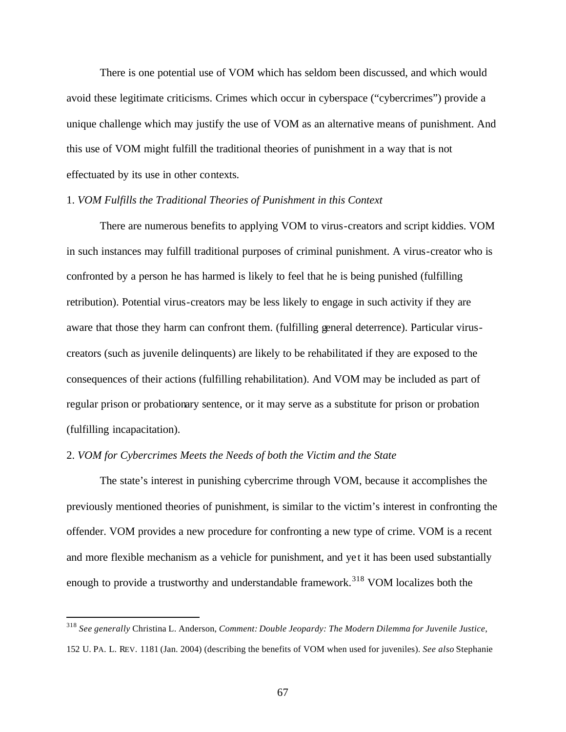There is one potential use of VOM which has seldom been discussed, and which would avoid these legitimate criticisms. Crimes which occur in cyberspace ("cybercrimes") provide a unique challenge which may justify the use of VOM as an alternative means of punishment. And this use of VOM might fulfill the traditional theories of punishment in a way that is not effectuated by its use in other contexts.

1. *VOM Fulfills the Traditional Theories of Punishment in this Context*

There are numerous benefits to applying VOM to virus-creators and script kiddies. VOM in such instances may fulfill traditional purposes of criminal punishment. A virus-creator who is confronted by a person he has harmed is likely to feel that he is being punished (fulfilling retribution). Potential virus-creators may be less likely to engage in such activity if they are aware that those they harm can confront them. (fulfilling general deterrence). Particular virus-creators (such as juvenile delinquents) are likely to be rehabilitated if they are exposed to the consequences of their actions (fulfilling rehabilitation). And VOM may be included as part of regular prison or probationary sentence, or it may serve as a substitute for prison or probation (fulfilling incapacitation).

2. *VOM for Cybercrimes Meets the Needs of both the Victim and the State*

The state's interest in punishing cybercrime through VOM, because it accomplishes the previously mentioned theories of punishment, is similar to the victim's interest in confronting the offender. VOM provides a new procedure for confronting a new type of crime. VOM is a recent and more flexible mechanism as a vehicle for punishment, and yet it has been used substantially enough to provide a trustworthy and understandable framework.[318] VOM localizes both the

---

[318] *See generally* Christina L. Anderson, *Comment: Double Jeopardy: The Modern Dilemma for Juvenile Justice*, 152 U. PA. L. REV. 1181 (Jan. 2004) (describing the benefits of VOM when used for juveniles). *See also* Stephanie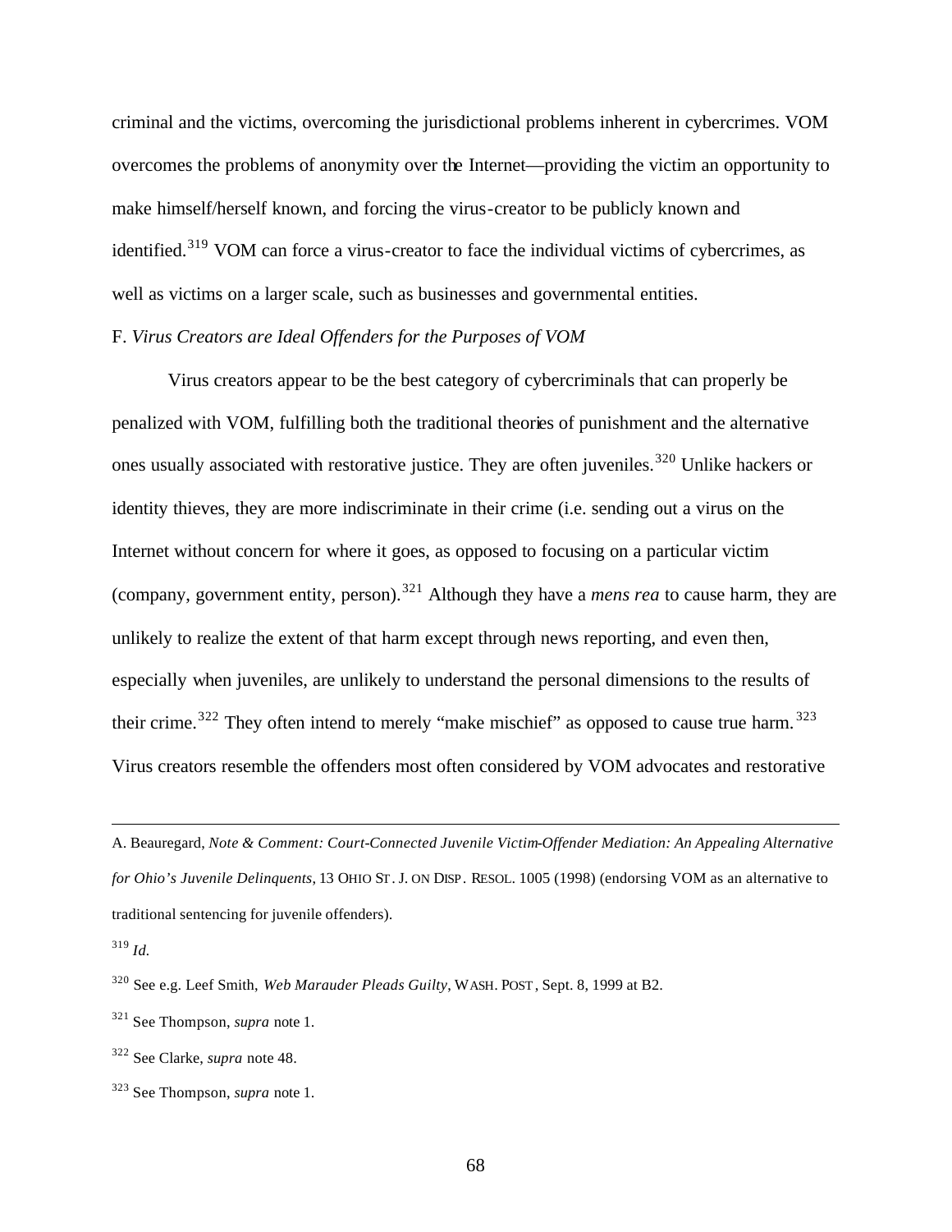criminal and the victims, overcoming the jurisdictional problems inherent in cybercrimes. VOM overcomes the problems of anonymity over the Internet—providing the victim an opportunity to make himself/herself known, and forcing the virus-creator to be publicly known and identified.[319] VOM can force a virus-creator to face the individual victims of cybercrimes, as well as victims on a larger scale, such as businesses and governmental entities.

F. *Virus Creators are Ideal Offenders for the Purposes of VOM*

Virus creators appear to be the best category of cybercriminals that can properly be penalized with VOM, fulfilling both the traditional theories of punishment and the alternative ones usually associated with restorative justice. They are often juveniles.[320] Unlike hackers or identity thieves, they are more indiscriminate in their crime (i.e. sending out a virus on the Internet without concern for where it goes, as opposed to focusing on a particular victim (company, government entity, person).[321] Although they have a *mens rea* to cause harm, they are unlikely to realize the extent of that harm except through news reporting, and even then, especially when juveniles, are unlikely to understand the personal dimensions to the results of their crime.[322] They often intend to merely "make mischief" as opposed to cause true harm.[323] Virus creators resemble the offenders most often considered by VOM advocates and restorative

---

A. Beauregard, *Note & Comment: Court-Connected Juvenile Victim-Offender Mediation: An Appealing Alternative for Ohio's Juvenile Delinquents*, 13 OHIO ST. J. ON DISP. RESOL. 1005 (1998) (endorsing VOM as an alternative to traditional sentencing for juvenile offenders).

[319] *Id.*

[320] See e.g. Leef Smith, *Web Marauder Pleads Guilty*, WASH. POST, Sept. 8, 1999 at B2.

[321] See Thompson, *supra* note 1.

[322] See Clarke, *supra* note 48.

[323] See Thompson, *supra* note 1.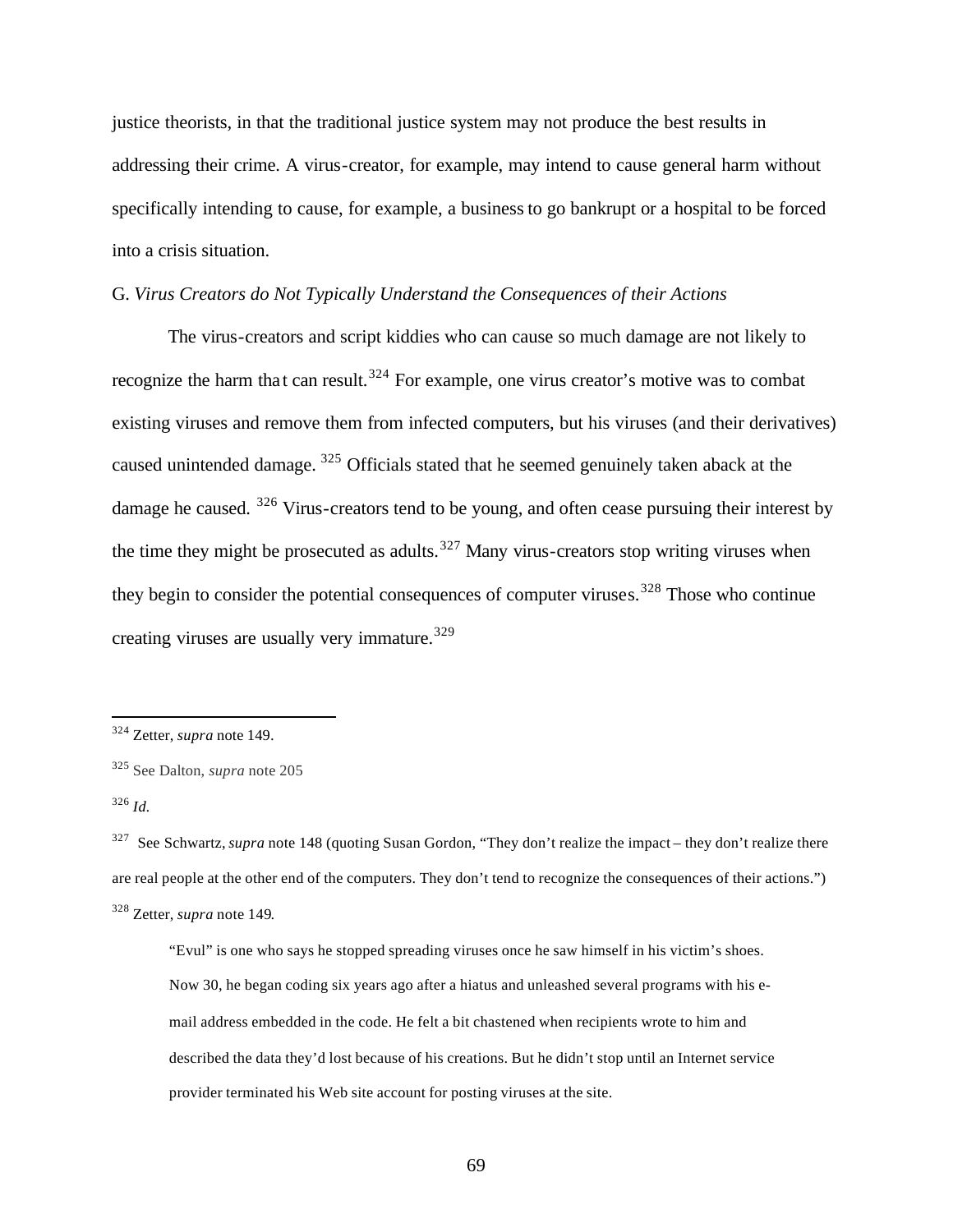justice theorists, in that the traditional justice system may not produce the best results in addressing their crime. A virus-creator, for example, may intend to cause general harm without specifically intending to cause, for example, a business to go bankrupt or a hospital to be forced into a crisis situation.

G. *Virus Creators do Not Typically Understand the Consequences of their Actions*

The virus-creators and script kiddies who can cause so much damage are not likely to recognize the harm that can result.[324] For example, one virus creator's motive was to combat existing viruses and remove them from infected computers, but his viruses (and their derivatives) caused unintended damage.[325] Officials stated that he seemed genuinely taken aback at the damage he caused.[326] Virus-creators tend to be young, and often cease pursuing their interest by the time they might be prosecuted as adults.[327] Many virus-creators stop writing viruses when they begin to consider the potential consequences of computer viruses.[328] Those who continue creating viruses are usually very immature.[329]

---

[324] Zetter, *supra* note 149.

[325] See Dalton, *supra* note 205

[326] *Id.*

[327] See Schwartz, *supra* note 148 (quoting Susan Gordon, "They don't realize the impact – they don't realize there are real people at the other end of the computers. They don't tend to recognize the consequences of their actions.")

[328] Zetter, *supra* note 149.

> "Evul" is one who says he stopped spreading viruses once he saw himself in his victim's shoes. Now 30, he began coding six years ago after a hiatus and unleashed several programs with his e-mail address embedded in the code. He felt a bit chastened when recipients wrote to him and described the data they'd lost because of his creations. But he didn't stop until an Internet service provider terminated his Web site account for posting viruses at the site.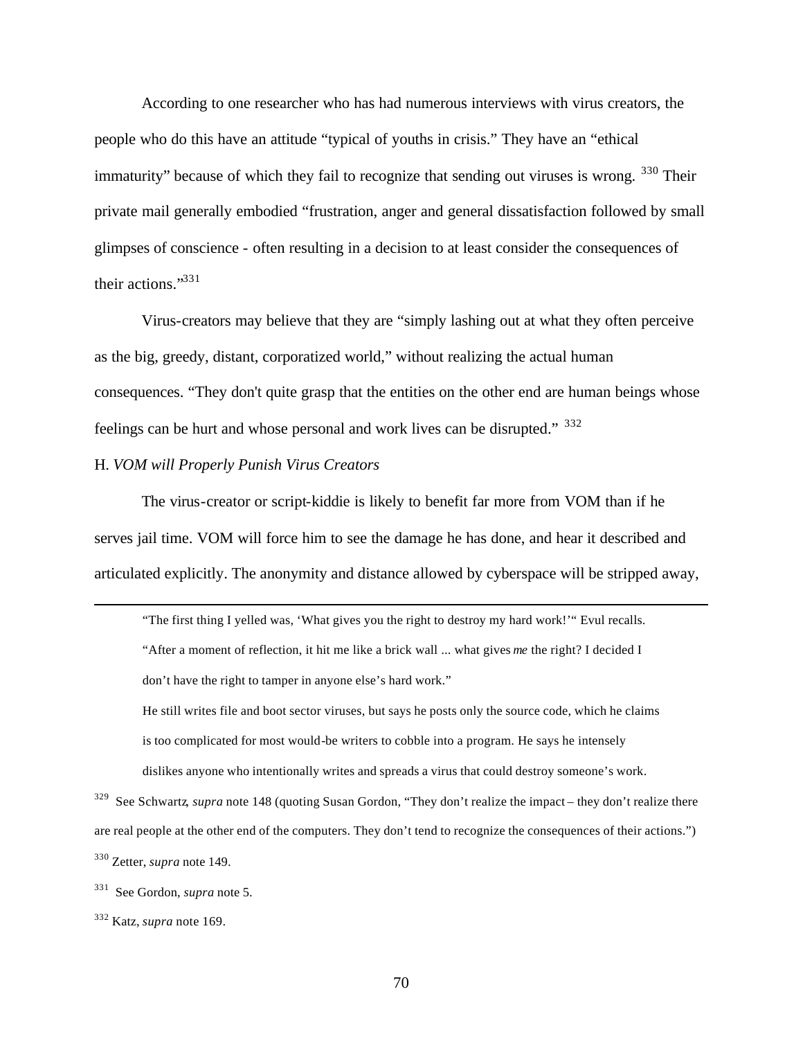According to one researcher who has had numerous interviews with virus creators, the people who do this have an attitude "typical of youths in crisis." They have an "ethical immaturity" because of which they fail to recognize that sending out viruses is wrong. [330] Their private mail generally embodied "frustration, anger and general dissatisfaction followed by small glimpses of conscience - often resulting in a decision to at least consider the consequences of their actions."[331]

Virus-creators may believe that they are "simply lashing out at what they often perceive as the big, greedy, distant, corporatized world," without realizing the actual human consequences. "They don't quite grasp that the entities on the other end are human beings whose feelings can be hurt and whose personal and work lives can be disrupted." [332]

H. *VOM will Properly Punish Virus Creators*

The virus-creator or script-kiddie is likely to benefit far more from VOM than if he serves jail time. VOM will force him to see the damage he has done, and hear it described and articulated explicitly. The anonymity and distance allowed by cyberspace will be stripped away,

---

> "The first thing I yelled was, 'What gives you the right to destroy my hard work!'" Evul recalls. "After a moment of reflection, it hit me like a brick wall ... what gives *me* the right? I decided I don't have the right to tamper in anyone else's hard work."
>
> He still writes file and boot sector viruses, but says he posts only the source code, which he claims is too complicated for most would-be writers to cobble into a program. He says he intensely dislikes anyone who intentionally writes and spreads a virus that could destroy someone's work.

[329] See Schwartz, *supra* note 148 (quoting Susan Gordon, "They don't realize the impact – they don't realize there are real people at the other end of the computers. They don't tend to recognize the consequences of their actions.")

[330] Zetter, *supra* note 149.

[331] See Gordon, *supra* note 5.

[332] Katz, *supra* note 169.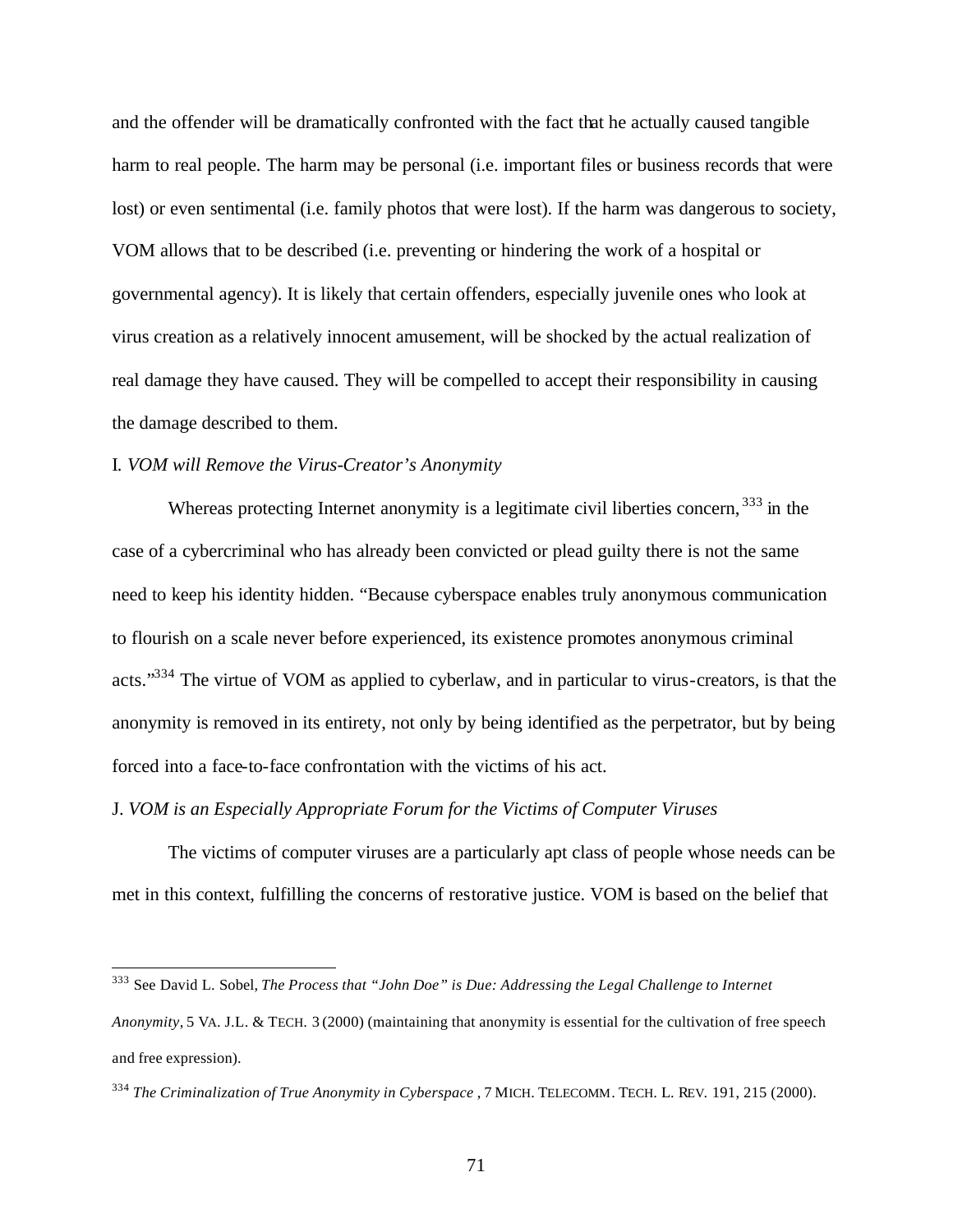and the offender will be dramatically confronted with the fact that he actually caused tangible harm to real people. The harm may be personal (i.e. important files or business records that were lost) or even sentimental (i.e. family photos that were lost). If the harm was dangerous to society, VOM allows that to be described (i.e. preventing or hindering the work of a hospital or governmental agency). It is likely that certain offenders, especially juvenile ones who look at virus creation as a relatively innocent amusement, will be shocked by the actual realization of real damage they have caused. They will be compelled to accept their responsibility in causing the damage described to them.

I. *VOM will Remove the Virus-Creator's Anonymity*

Whereas protecting Internet anonymity is a legitimate civil liberties concern,[333] in the case of a cybercriminal who has already been convicted or plead guilty there is not the same need to keep his identity hidden. "Because cyberspace enables truly anonymous communication to flourish on a scale never before experienced, its existence promotes anonymous criminal acts."[334] The virtue of VOM as applied to cyberlaw, and in particular to virus-creators, is that the anonymity is removed in its entirety, not only by being identified as the perpetrator, but by being forced into a face-to-face confrontation with the victims of his act.

J. *VOM is an Especially Appropriate Forum for the Victims of Computer Viruses*

The victims of computer viruses are a particularly apt class of people whose needs can be met in this context, fulfilling the concerns of restorative justice. VOM is based on the belief that

---

[333] See David L. Sobel, *The Process that "John Doe" is Due: Addressing the Legal Challenge to Internet Anonymity*, 5 VA. J.L. & TECH. 3 (2000) (maintaining that anonymity is essential for the cultivation of free speech and free expression).

[334] *The Criminalization of True Anonymity in Cyberspace*, 7 MICH. TELECOMM. TECH. L. REV. 191, 215 (2000).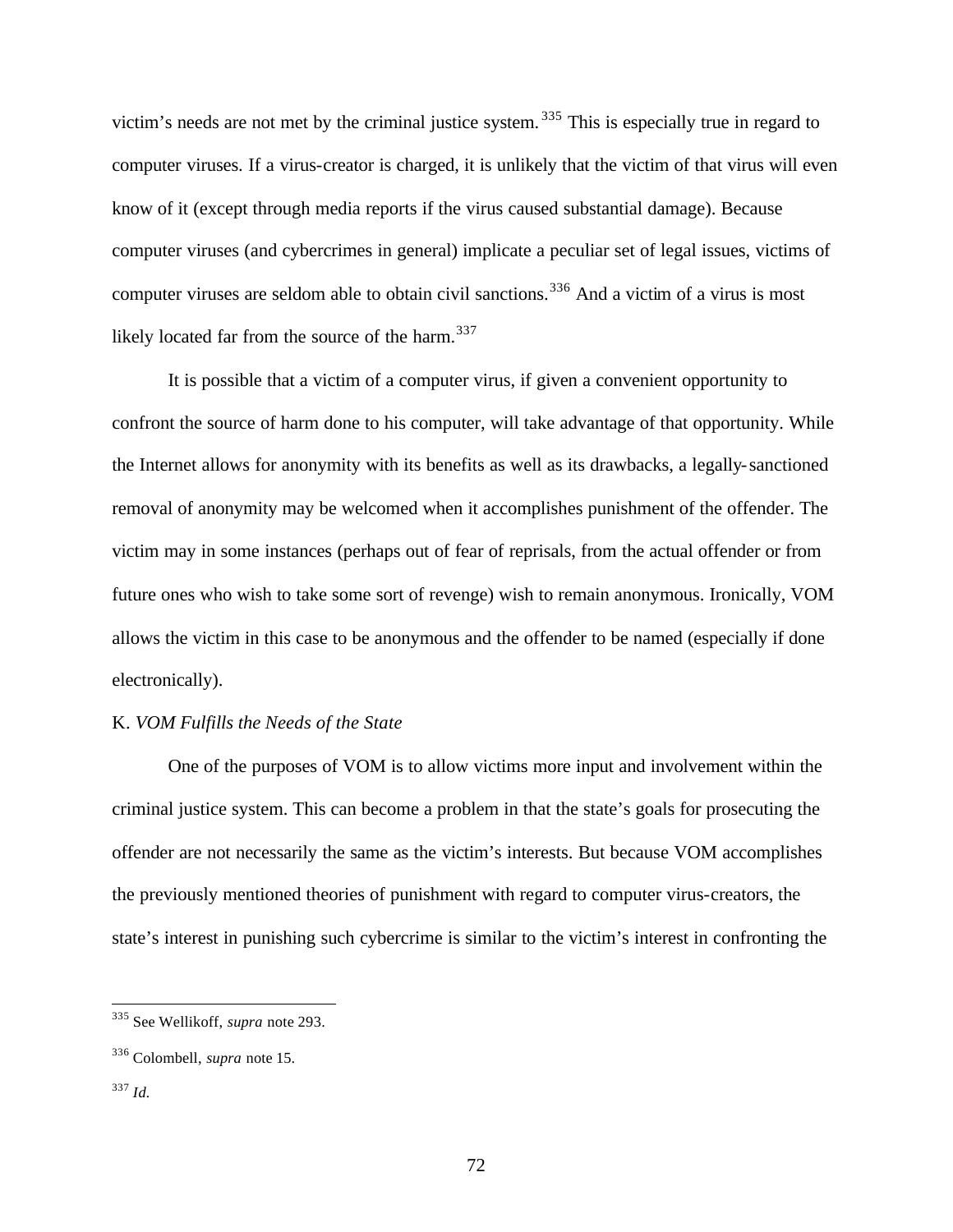victim's needs are not met by the criminal justice system.[335] This is especially true in regard to computer viruses. If a virus-creator is charged, it is unlikely that the victim of that virus will even know of it (except through media reports if the virus caused substantial damage). Because computer viruses (and cybercrimes in general) implicate a peculiar set of legal issues, victims of computer viruses are seldom able to obtain civil sanctions.[336] And a victim of a virus is most likely located far from the source of the harm.[337]

It is possible that a victim of a computer virus, if given a convenient opportunity to confront the source of harm done to his computer, will take advantage of that opportunity. While the Internet allows for anonymity with its benefits as well as its drawbacks, a legally-sanctioned removal of anonymity may be welcomed when it accomplishes punishment of the offender. The victim may in some instances (perhaps out of fear of reprisals, from the actual offender or from future ones who wish to take some sort of revenge) wish to remain anonymous. Ironically, VOM allows the victim in this case to be anonymous and the offender to be named (especially if done electronically).

K. *VOM Fulfills the Needs of the State*

One of the purposes of VOM is to allow victims more input and involvement within the criminal justice system. This can become a problem in that the state's goals for prosecuting the offender are not necessarily the same as the victim's interests. But because VOM accomplishes the previously mentioned theories of punishment with regard to computer virus-creators, the state's interest in punishing such cybercrime is similar to the victim's interest in confronting the

---

[335] See Wellikoff, *supra* note 293.

[336] Colombell, *supra* note 15.

[337] *Id.*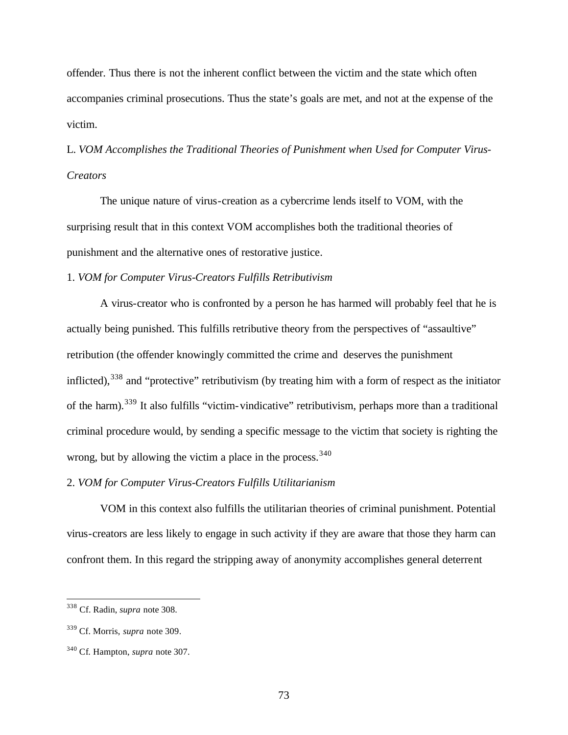offender. Thus there is not the inherent conflict between the victim and the state which often accompanies criminal prosecutions. Thus the state's goals are met, and not at the expense of the victim.

### L. *VOM Accomplishes the Traditional Theories of Punishment when Used for Computer Virus-Creators*

The unique nature of virus-creation as a cybercrime lends itself to VOM, with the surprising result that in this context VOM accomplishes both the traditional theories of punishment and the alternative ones of restorative justice.

#### 1. *VOM for Computer Virus-Creators Fulfills Retributivism*

A virus-creator who is confronted by a person he has harmed will probably feel that he is actually being punished. This fulfills retributive theory from the perspectives of "assaultive" retribution (the offender knowingly committed the crime and deserves the punishment inflicted),[338] and "protective" retributivism (by treating him with a form of respect as the initiator of the harm).[339] It also fulfills "victim-vindicative" retributivism, perhaps more than a traditional criminal procedure would, by sending a specific message to the victim that society is righting the wrong, but by allowing the victim a place in the process.[340]

#### 2. *VOM for Computer Virus-Creators Fulfills Utilitarianism*

VOM in this context also fulfills the utilitarian theories of criminal punishment. Potential virus-creators are less likely to engage in such activity if they are aware that those they harm can confront them. In this regard the stripping away of anonymity accomplishes general deterrent

---

[338] Cf. Radin, *supra* note 308.

[339] Cf. Morris, *supra* note 309.

[340] Cf. Hampton, *supra* note 307.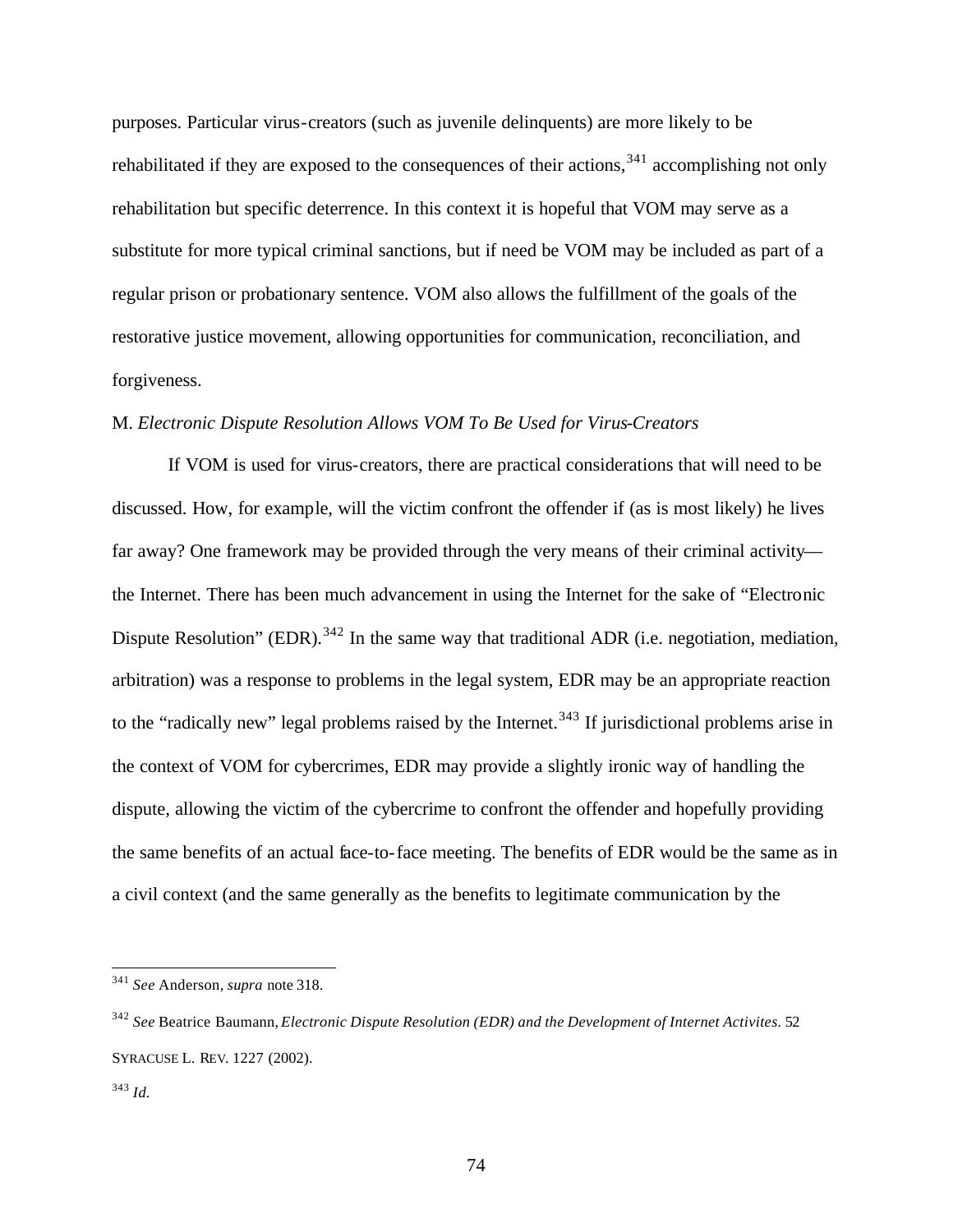purposes. Particular virus-creators (such as juvenile delinquents) are more likely to be rehabilitated if they are exposed to the consequences of their actions,[341] accomplishing not only rehabilitation but specific deterrence. In this context it is hopeful that VOM may serve as a substitute for more typical criminal sanctions, but if need be VOM may be included as part of a regular prison or probationary sentence. VOM also allows the fulfillment of the goals of the restorative justice movement, allowing opportunities for communication, reconciliation, and forgiveness.

M. *Electronic Dispute Resolution Allows VOM To Be Used for Virus-Creators*

If VOM is used for virus-creators, there are practical considerations that will need to be discussed. How, for example, will the victim confront the offender if (as is most likely) he lives far away? One framework may be provided through the very means of their criminal activity—the Internet. There has been much advancement in using the Internet for the sake of "Electronic Dispute Resolution" (EDR).[342] In the same way that traditional ADR (i.e. negotiation, mediation, arbitration) was a response to problems in the legal system, EDR may be an appropriate reaction to the "radically new" legal problems raised by the Internet.[343] If jurisdictional problems arise in the context of VOM for cybercrimes, EDR may provide a slightly ironic way of handling the dispute, allowing the victim of the cybercrime to confront the offender and hopefully providing the same benefits of an actual face-to-face meeting. The benefits of EDR would be the same as in a civil context (and the same generally as the benefits to legitimate communication by the

---

[341] *See* Anderson, *supra* note 318.

[342] *See* Beatrice Baumann, *Electronic Dispute Resolution (EDR) and the Development of Internet Activites.* 52 SYRACUSE L. REV. 1227 (2002).

[343] *Id.*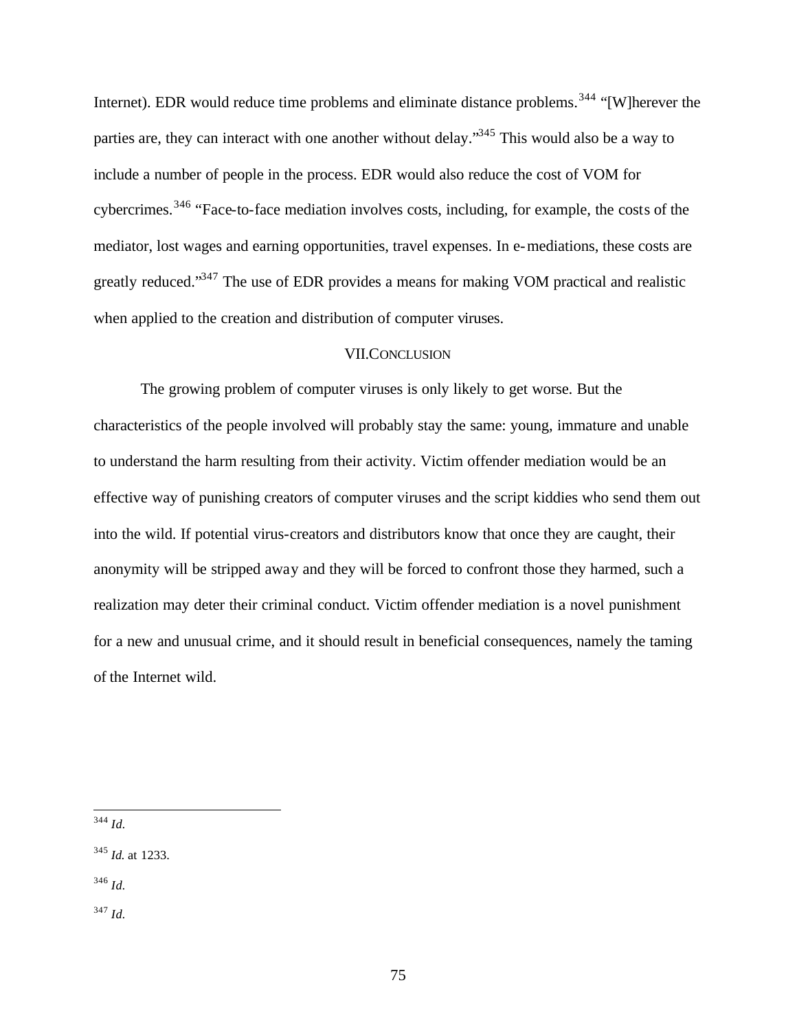Internet). EDR would reduce time problems and eliminate distance problems.[344] "[W]herever the parties are, they can interact with one another without delay."[345] This would also be a way to include a number of people in the process. EDR would also reduce the cost of VOM for cybercrimes.[346] "Face-to-face mediation involves costs, including, for example, the costs of the mediator, lost wages and earning opportunities, travel expenses. In e-mediations, these costs are greatly reduced."[347] The use of EDR provides a means for making VOM practical and realistic when applied to the creation and distribution of computer viruses.

## VII. CONCLUSION

The growing problem of computer viruses is only likely to get worse. But the characteristics of the people involved will probably stay the same: young, immature and unable to understand the harm resulting from their activity. Victim offender mediation would be an effective way of punishing creators of computer viruses and the script kiddies who send them out into the wild. If potential virus-creators and distributors know that once they are caught, their anonymity will be stripped away and they will be forced to confront those they harmed, such a realization may deter their criminal conduct. Victim offender mediation is a novel punishment for a new and unusual crime, and it should result in beneficial consequences, namely the taming of the Internet wild.

---

[344] *Id.*

[345] *Id.* at 1233.

[346] *Id.*

[347] *Id.*